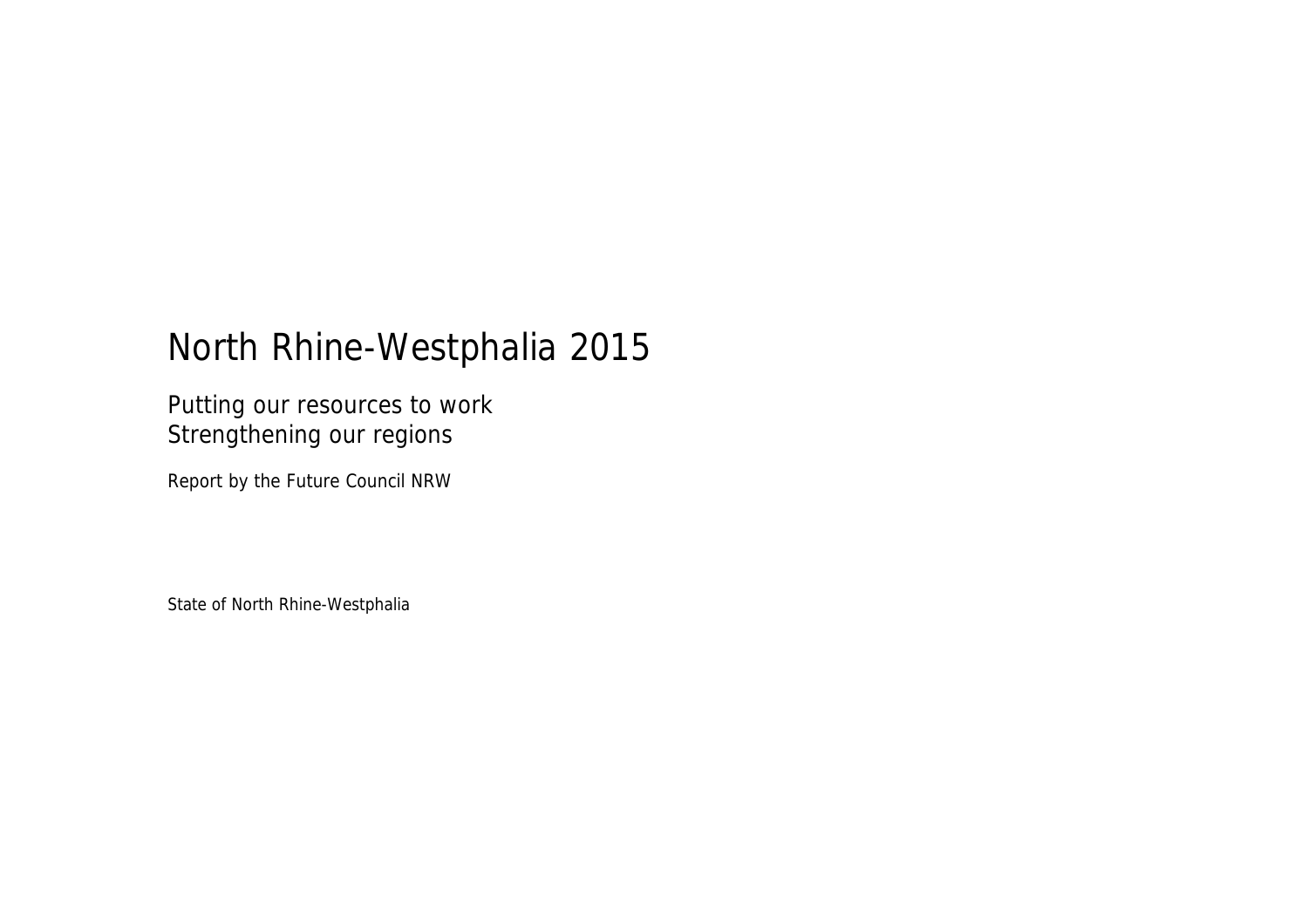# North Rhine-Westphalia 2015

## Putting our resources to work
## Strengthening our regions

Report by the Future Council NRW

State of North Rhine-Westphalia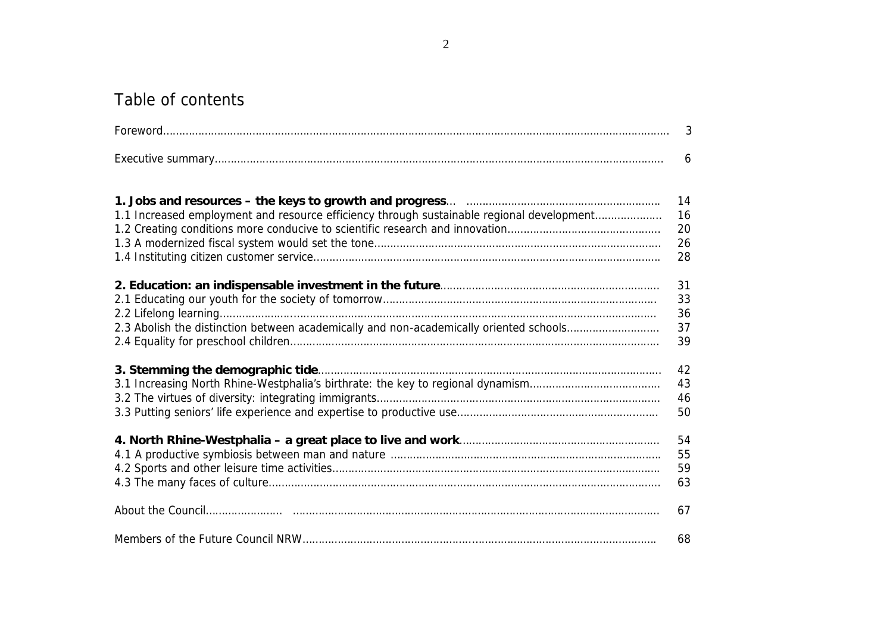# Table of contents

| | |
|---|---|
| Foreword | 3 |
| Executive summary | 6 |
| **1. Jobs and resources – the keys to growth and progress** | 14 |
| 1.1 Increased employment and resource efficiency through sustainable regional development | 16 |
| 1.2 Creating conditions more conducive to scientific research and innovation | 20 |
| 1.3 A modernized fiscal system would set the tone | 26 |
| 1.4 Instituting citizen customer service | 28 |
| **2. Education: an indispensable investment in the future** | 31 |
| 2.1 Educating our youth for the society of tomorrow | 33 |
| 2.2 Lifelong learning | 36 |
| 2.3 Abolish the distinction between academically and non-academically oriented schools | 37 |
| 2.4 Equality for preschool children | 39 |
| **3. Stemming the demographic tide** | 42 |
| 3.1 Increasing North Rhine-Westphalia's birthrate: the key to regional dynamism | 43 |
| 3.2 The virtues of diversity: integrating immigrants | 46 |
| 3.3 Putting seniors' life experience and expertise to productive use | 50 |
| **4. North Rhine-Westphalia – a great place to live and work** | 54 |
| 4.1 A productive symbiosis between man and nature | 55 |
| 4.2 Sports and other leisure time activities | 59 |
| 4.3 The many faces of culture | 63 |
| About the Council | 67 |
| Members of the Future Council NRW | 68 |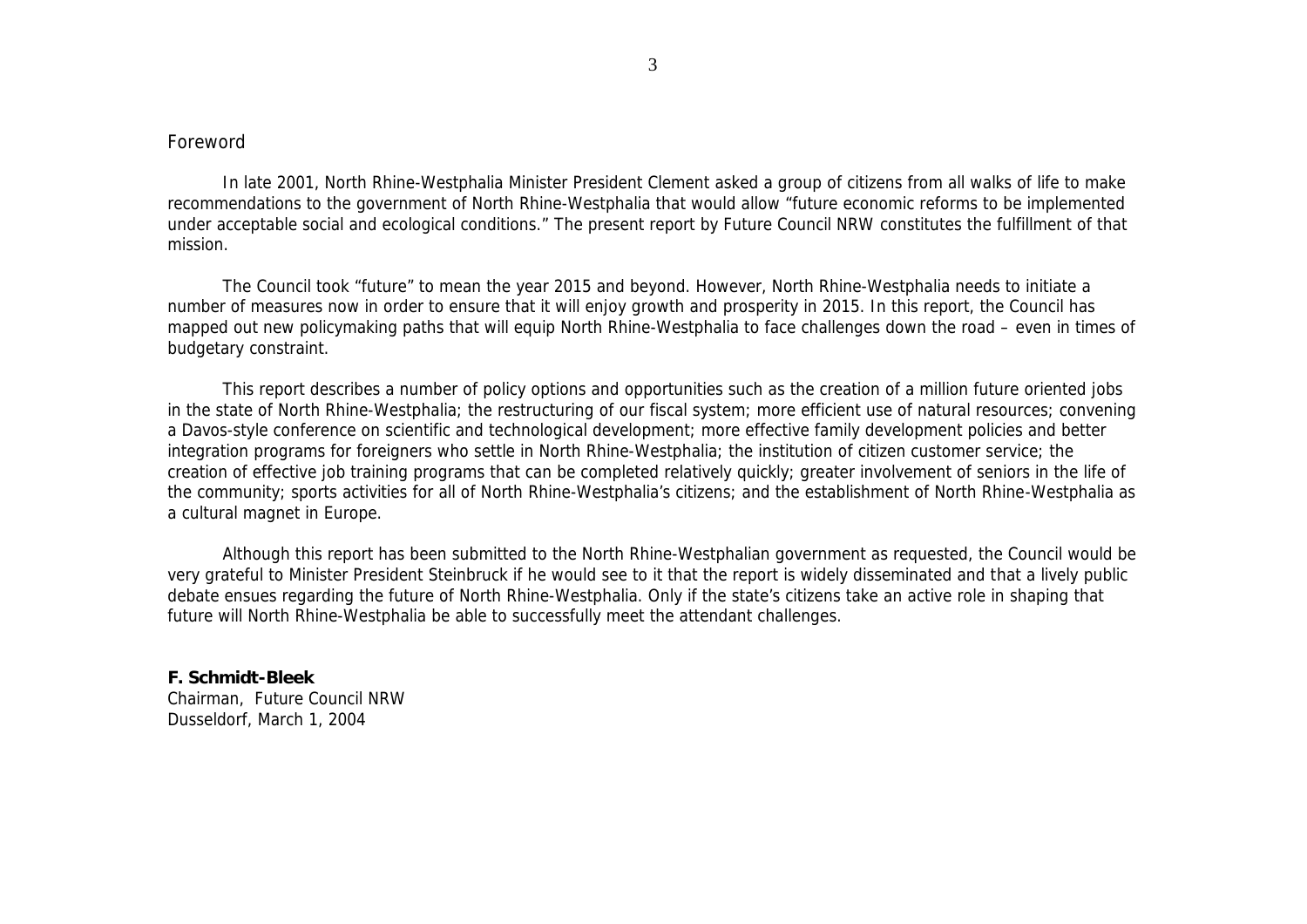# Foreword

In late 2001, North Rhine-Westphalia Minister President Clement asked a group of citizens from all walks of life to make recommendations to the government of North Rhine-Westphalia that would allow "future economic reforms to be implemented under acceptable social and ecological conditions." The present report by Future Council NRW constitutes the fulfillment of that mission.

The Council took "future" to mean the year 2015 and beyond. However, North Rhine-Westphalia needs to initiate a number of measures now in order to ensure that it will enjoy growth and prosperity in 2015. In this report, the Council has mapped out new policymaking paths that will equip North Rhine-Westphalia to face challenges down the road – even in times of budgetary constraint.

This report describes a number of policy options and opportunities such as the creation of a million future oriented jobs in the state of North Rhine-Westphalia; the restructuring of our fiscal system; more efficient use of natural resources; convening a Davos-style conference on scientific and technological development; more effective family development policies and better integration programs for foreigners who settle in North Rhine-Westphalia; the institution of citizen customer service; the creation of effective job training programs that can be completed relatively quickly; greater involvement of seniors in the life of the community; sports activities for all of North Rhine-Westphalia's citizens; and the establishment of North Rhine-Westphalia as a cultural magnet in Europe.

Although this report has been submitted to the North Rhine-Westphalian government as requested, the Council would be very grateful to Minister President Steinbruck if he would see to it that the report is widely disseminated and that a lively public debate ensues regarding the future of North Rhine-Westphalia. Only if the state's citizens take an active role in shaping that future will North Rhine-Westphalia be able to successfully meet the attendant challenges.

**F. Schmidt-Bleek**
Chairman, Future Council NRW
Dusseldorf, March 1, 2004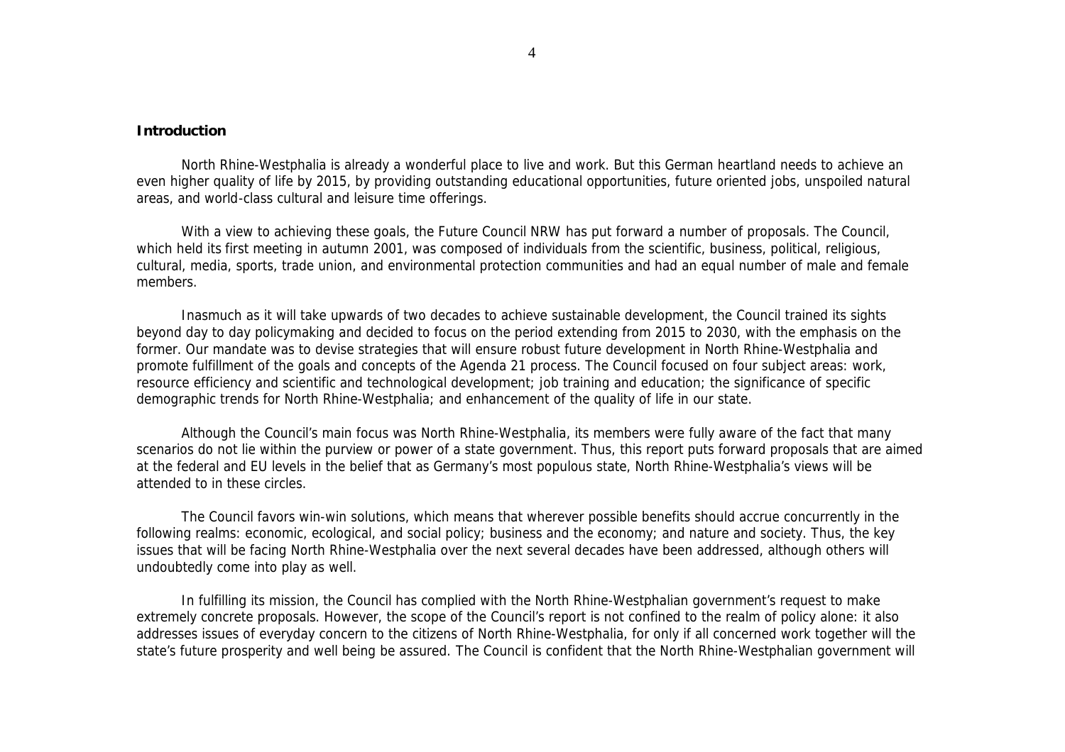**Introduction**

North Rhine-Westphalia is already a wonderful place to live and work. But this German heartland needs to achieve an even higher quality of life by 2015, by providing outstanding educational opportunities, future oriented jobs, unspoiled natural areas, and world-class cultural and leisure time offerings.

With a view to achieving these goals, the Future Council NRW has put forward a number of proposals. The Council, which held its first meeting in autumn 2001, was composed of individuals from the scientific, business, political, religious, cultural, media, sports, trade union, and environmental protection communities and had an equal number of male and female members.

Inasmuch as it will take upwards of two decades to achieve sustainable development, the Council trained its sights beyond day to day policymaking and decided to focus on the period extending from 2015 to 2030, with the emphasis on the former. Our mandate was to devise strategies that will ensure robust future development in North Rhine-Westphalia and promote fulfillment of the goals and concepts of the Agenda 21 process. The Council focused on four subject areas: work, resource efficiency and scientific and technological development; job training and education; the significance of specific demographic trends for North Rhine-Westphalia; and enhancement of the quality of life in our state.

Although the Council's main focus was North Rhine-Westphalia, its members were fully aware of the fact that many scenarios do not lie within the purview or power of a state government. Thus, this report puts forward proposals that are aimed at the federal and EU levels in the belief that as Germany's most populous state, North Rhine-Westphalia's views will be attended to in these circles.

The Council favors win-win solutions, which means that wherever possible benefits should accrue concurrently in the following realms: economic, ecological, and social policy; business and the economy; and nature and society. Thus, the key issues that will be facing North Rhine-Westphalia over the next several decades have been addressed, although others will undoubtedly come into play as well.

In fulfilling its mission, the Council has complied with the North Rhine-Westphalian government's request to make extremely concrete proposals. However, the scope of the Council's report is not confined to the realm of policy alone: it also addresses issues of everyday concern to the citizens of North Rhine-Westphalia, for only if all concerned work together will the state's future prosperity and well being be assured. The Council is confident that the North Rhine-Westphalian government will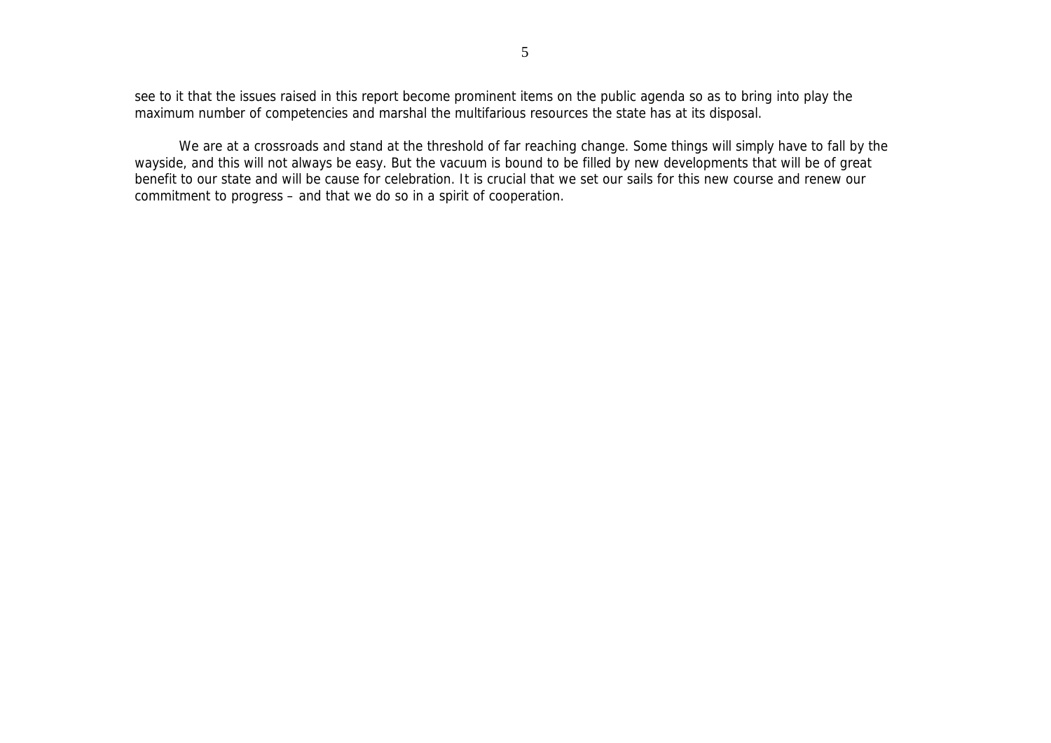see to it that the issues raised in this report become prominent items on the public agenda so as to bring into play the maximum number of competencies and marshal the multifarious resources the state has at its disposal.

We are at a crossroads and stand at the threshold of far reaching change. Some things will simply have to fall by the wayside, and this will not always be easy. But the vacuum is bound to be filled by new developments that will be of great benefit to our state and will be cause for celebration. It is crucial that we set our sails for this new course and renew our commitment to progress – and that we do so in a spirit of cooperation.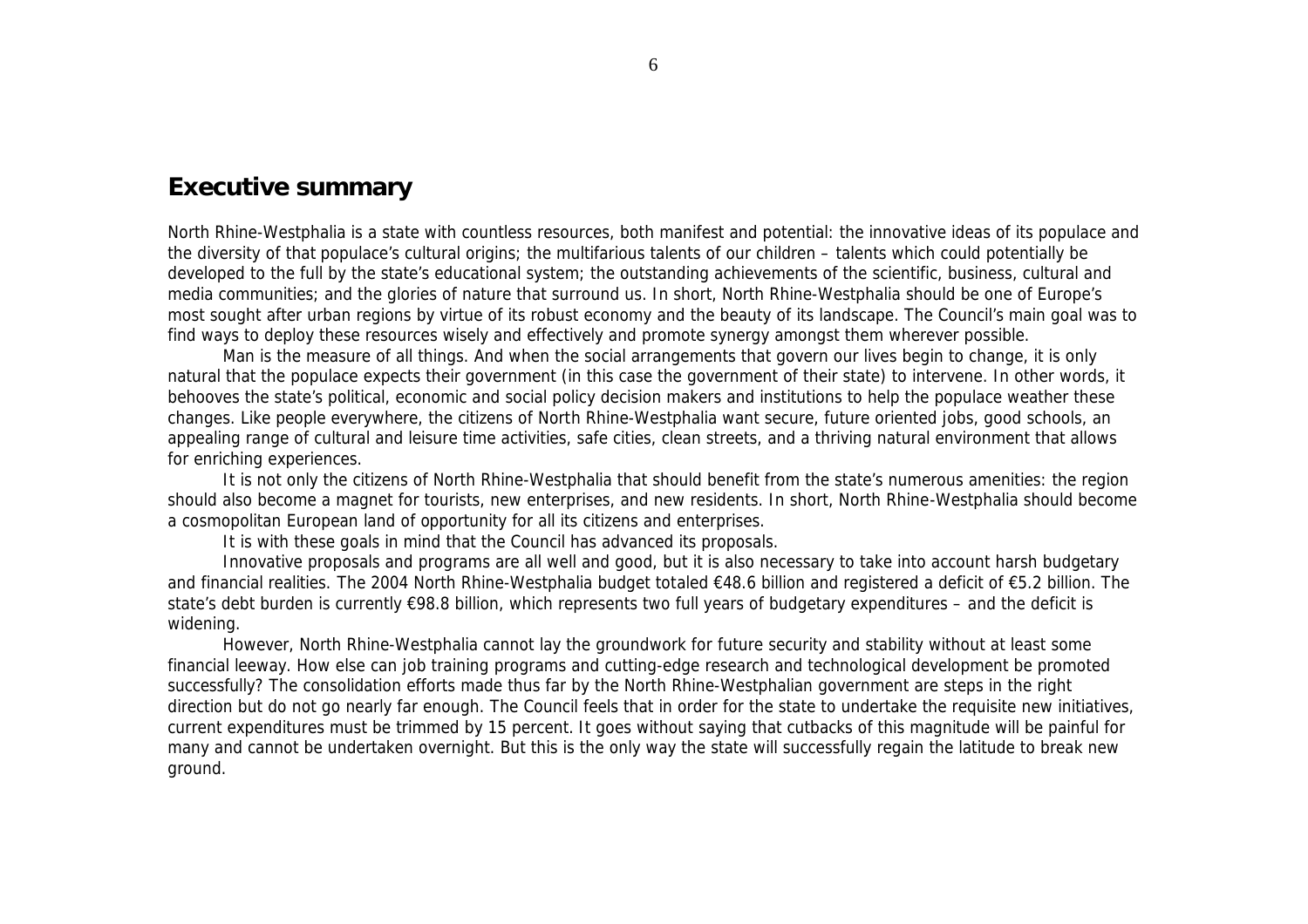## Executive summary

North Rhine-Westphalia is a state with countless resources, both manifest and potential: the innovative ideas of its populace and the diversity of that populace's cultural origins; the multifarious talents of our children – talents which could potentially be developed to the full by the state's educational system; the outstanding achievements of the scientific, business, cultural and media communities; and the glories of nature that surround us. In short, North Rhine-Westphalia should be one of Europe's most sought after urban regions by virtue of its robust economy and the beauty of its landscape. The Council's main goal was to find ways to deploy these resources wisely and effectively and promote synergy amongst them wherever possible.

Man is the measure of all things. And when the social arrangements that govern our lives begin to change, it is only natural that the populace expects their government (in this case the government of their state) to intervene. In other words, it behooves the state's political, economic and social policy decision makers and institutions to help the populace weather these changes. Like people everywhere, the citizens of North Rhine-Westphalia want secure, future oriented jobs, good schools, an appealing range of cultural and leisure time activities, safe cities, clean streets, and a thriving natural environment that allows for enriching experiences.

It is not only the citizens of North Rhine-Westphalia that should benefit from the state's numerous amenities: the region should also become a magnet for tourists, new enterprises, and new residents. In short, North Rhine-Westphalia should become a cosmopolitan European land of opportunity for all its citizens and enterprises.

It is with these goals in mind that the Council has advanced its proposals.

Innovative proposals and programs are all well and good, but it is also necessary to take into account harsh budgetary and financial realities. The 2004 North Rhine-Westphalia budget totaled €48.6 billion and registered a deficit of €5.2 billion. The state's debt burden is currently €98.8 billion, which represents two full years of budgetary expenditures – and the deficit is widening.

However, North Rhine-Westphalia cannot lay the groundwork for future security and stability without at least some financial leeway. How else can job training programs and cutting-edge research and technological development be promoted successfully? The consolidation efforts made thus far by the North Rhine-Westphalian government are steps in the right direction but do not go nearly far enough. The Council feels that in order for the state to undertake the requisite new initiatives, current expenditures must be trimmed by 15 percent. It goes without saying that cutbacks of this magnitude will be painful for many and cannot be undertaken overnight. But this is the only way the state will successfully regain the latitude to break new ground.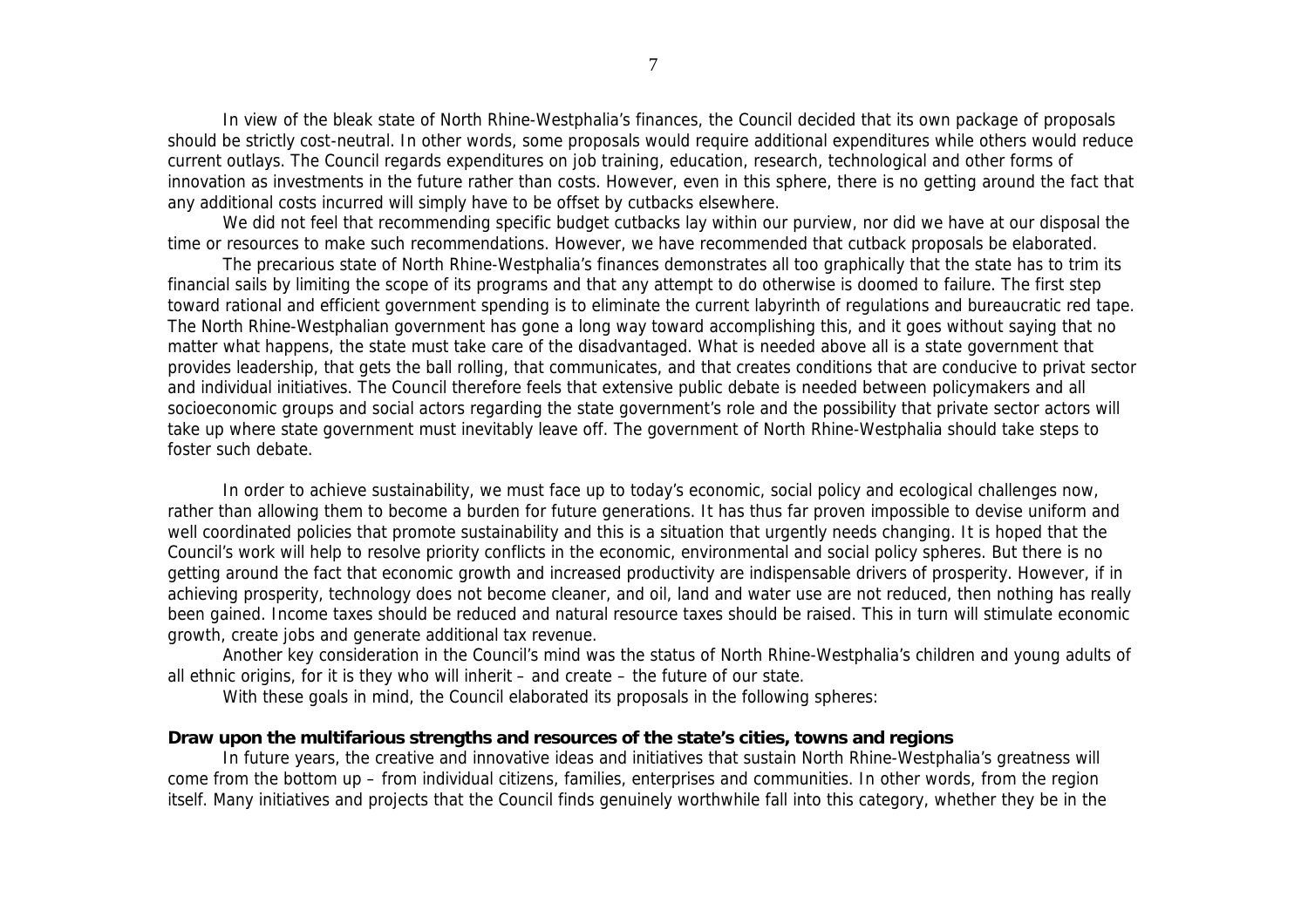In view of the bleak state of North Rhine-Westphalia's finances, the Council decided that its own package of proposals should be strictly cost-neutral. In other words, some proposals would require additional expenditures while others would reduce current outlays. The Council regards expenditures on job training, education, research, technological and other forms of innovation as investments in the future rather than costs. However, even in this sphere, there is no getting around the fact that any additional costs incurred will simply have to be offset by cutbacks elsewhere.

We did not feel that recommending specific budget cutbacks lay within our purview, nor did we have at our disposal the time or resources to make such recommendations. However, we have recommended that cutback proposals be elaborated.

The precarious state of North Rhine-Westphalia's finances demonstrates all too graphically that the state has to trim its financial sails by limiting the scope of its programs and that any attempt to do otherwise is doomed to failure. The first step toward rational and efficient government spending is to eliminate the current labyrinth of regulations and bureaucratic red tape. The North Rhine-Westphalian government has gone a long way toward accomplishing this, and it goes without saying that no matter what happens, the state must take care of the disadvantaged. What is needed above all is a state government that provides leadership, that gets the ball rolling, that communicates, and that creates conditions that are conducive to privat sector and individual initiatives. The Council therefore feels that extensive public debate is needed between policymakers and all socioeconomic groups and social actors regarding the state government's role and the possibility that private sector actors will take up where state government must inevitably leave off. The government of North Rhine-Westphalia should take steps to foster such debate.

In order to achieve sustainability, we must face up to today's economic, social policy and ecological challenges now, rather than allowing them to become a burden for future generations. It has thus far proven impossible to devise uniform and well coordinated policies that promote sustainability and this is a situation that urgently needs changing. It is hoped that the Council's work will help to resolve priority conflicts in the economic, environmental and social policy spheres. But there is no getting around the fact that economic growth and increased productivity are indispensable drivers of prosperity. However, if in achieving prosperity, technology does not become cleaner, and oil, land and water use are not reduced, then nothing has really been gained. Income taxes should be reduced and natural resource taxes should be raised. This in turn will stimulate economic growth, create jobs and generate additional tax revenue.

Another key consideration in the Council's mind was the status of North Rhine-Westphalia's children and young adults of all ethnic origins, for it is they who will inherit – and create – the future of our state.

With these goals in mind, the Council elaborated its proposals in the following spheres:

**Draw upon the multifarious strengths and resources of the state's cities, towns and regions**

In future years, the creative and innovative ideas and initiatives that sustain North Rhine-Westphalia's greatness will come from the bottom up – from individual citizens, families, enterprises and communities. In other words, from the region itself. Many initiatives and projects that the Council finds genuinely worthwhile fall into this category, whether they be in the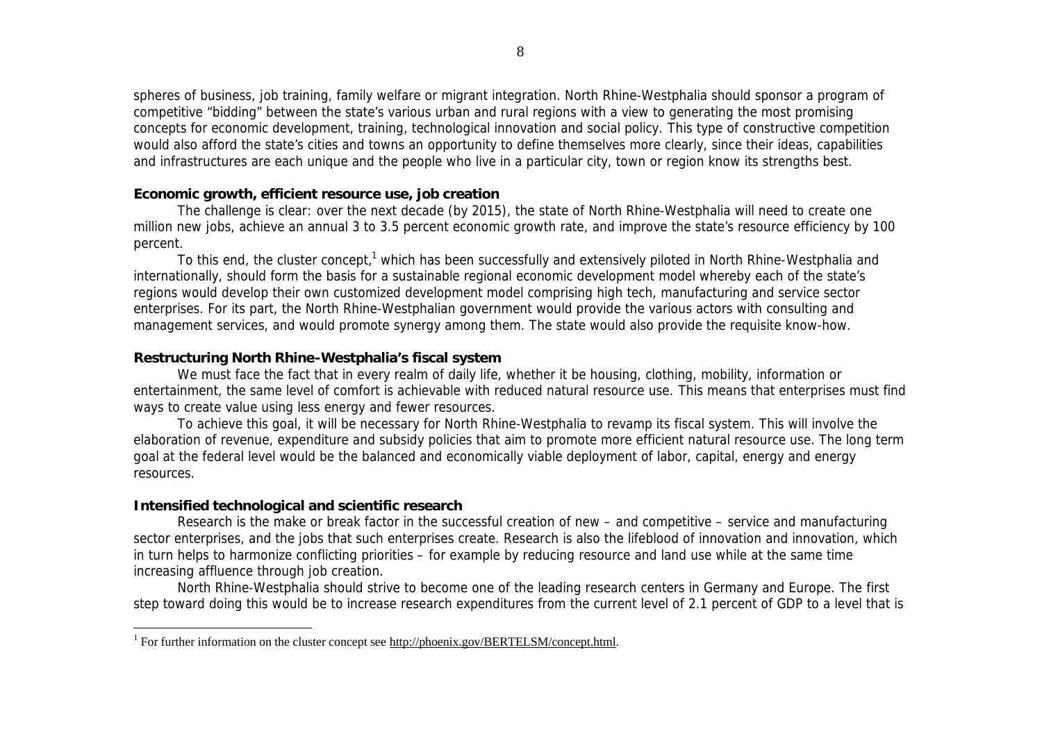spheres of business, job training, family welfare or migrant integration. North Rhine-Westphalia should sponsor a program of competitive "bidding" between the state's various urban and rural regions with a view to generating the most promising concepts for economic development, training, technological innovation and social policy. This type of constructive competition would also afford the state's cities and towns an opportunity to define themselves more clearly, since their ideas, capabilities and infrastructures are each unique and the people who live in a particular city, town or region know its strengths best.

**Economic growth, efficient resource use, job creation**

The challenge is clear: over the next decade (by 2015), the state of North Rhine-Westphalia will need to create one million new jobs, achieve an annual 3 to 3.5 percent economic growth rate, and improve the state's resource efficiency by 100 percent.

To this end, the cluster concept,[1] which has been successfully and extensively piloted in North Rhine-Westphalia and internationally, should form the basis for a sustainable regional economic development model whereby each of the state's regions would develop their own customized development model comprising high tech, manufacturing and service sector enterprises. For its part, the North Rhine-Westphalian government would provide the various actors with consulting and management services, and would promote synergy among them. The state would also provide the requisite know-how.

**Restructuring North Rhine-Westphalia's fiscal system**

We must face the fact that in every realm of daily life, whether it be housing, clothing, mobility, information or entertainment, the same level of comfort is achievable with reduced natural resource use. This means that enterprises must find ways to create value using less energy and fewer resources.

To achieve this goal, it will be necessary for North Rhine-Westphalia to revamp its fiscal system. This will involve the elaboration of revenue, expenditure and subsidy policies that aim to promote more efficient natural resource use. The long term goal at the federal level would be the balanced and economically viable deployment of labor, capital, energy and energy resources.

**Intensified technological and scientific research**

Research is the make or break factor in the successful creation of new – and competitive – service and manufacturing sector enterprises, and the jobs that such enterprises create. Research is also the lifeblood of innovation and innovation, which in turn helps to harmonize conflicting priorities – for example by reducing resource and land use while at the same time increasing affluence through job creation.

North Rhine-Westphalia should strive to become one of the leading research centers in Germany and Europe. The first step toward doing this would be to increase research expenditures from the current level of 2.1 percent of GDP to a level that is

---

[1] For further information on the cluster concept see http://phoenix.gov/BERTELSM/concept.html.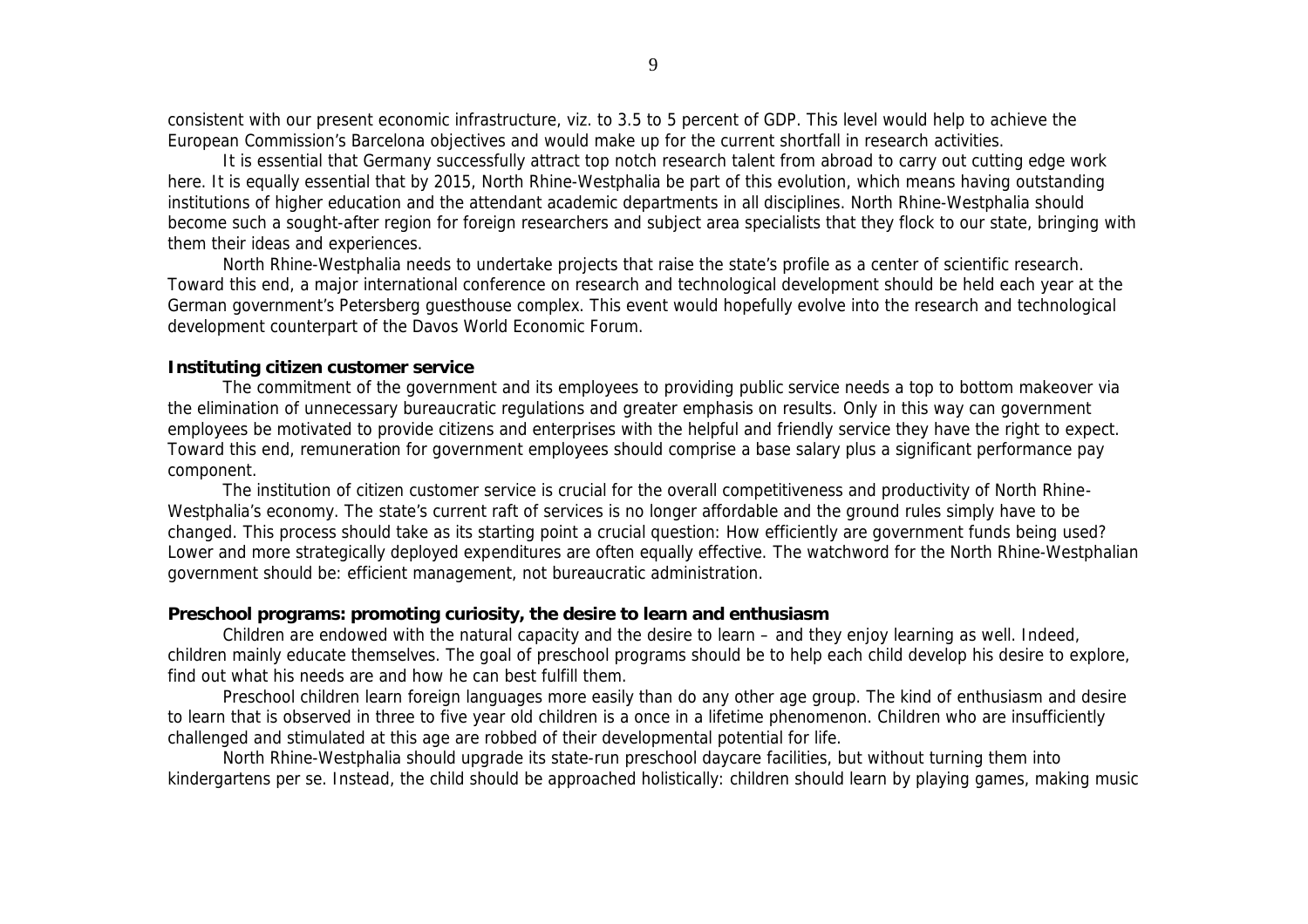consistent with our present economic infrastructure, viz. to 3.5 to 5 percent of GDP. This level would help to achieve the European Commission's Barcelona objectives and would make up for the current shortfall in research activities.

It is essential that Germany successfully attract top notch research talent from abroad to carry out cutting edge work here. It is equally essential that by 2015, North Rhine-Westphalia be part of this evolution, which means having outstanding institutions of higher education and the attendant academic departments in all disciplines. North Rhine-Westphalia should become such a sought-after region for foreign researchers and subject area specialists that they flock to our state, bringing with them their ideas and experiences.

North Rhine-Westphalia needs to undertake projects that raise the state's profile as a center of scientific research. Toward this end, a major international conference on research and technological development should be held each year at the German government's Petersberg guesthouse complex. This event would hopefully evolve into the research and technological development counterpart of the Davos World Economic Forum.

**Instituting citizen customer service**

The commitment of the government and its employees to providing public service needs a top to bottom makeover via the elimination of unnecessary bureaucratic regulations and greater emphasis on results. Only in this way can government employees be motivated to provide citizens and enterprises with the helpful and friendly service they have the right to expect. Toward this end, remuneration for government employees should comprise a base salary plus a significant performance pay component.

The institution of citizen customer service is crucial for the overall competitiveness and productivity of North Rhine-Westphalia's economy. The state's current raft of services is no longer affordable and the ground rules simply have to be changed. This process should take as its starting point a crucial question: How efficiently are government funds being used? Lower and more strategically deployed expenditures are often equally effective. The watchword for the North Rhine-Westphalian government should be: efficient management, not bureaucratic administration.

**Preschool programs: promoting curiosity, the desire to learn and enthusiasm**

Children are endowed with the natural capacity and the desire to learn – and they enjoy learning as well. Indeed, children mainly educate themselves. The goal of preschool programs should be to help each child develop his desire to explore, find out what his needs are and how he can best fulfill them.

Preschool children learn foreign languages more easily than do any other age group. The kind of enthusiasm and desire to learn that is observed in three to five year old children is a once in a lifetime phenomenon. Children who are insufficiently challenged and stimulated at this age are robbed of their developmental potential for life.

North Rhine-Westphalia should upgrade its state-run preschool daycare facilities, but without turning them into kindergartens per se. Instead, the child should be approached holistically: children should learn by playing games, making music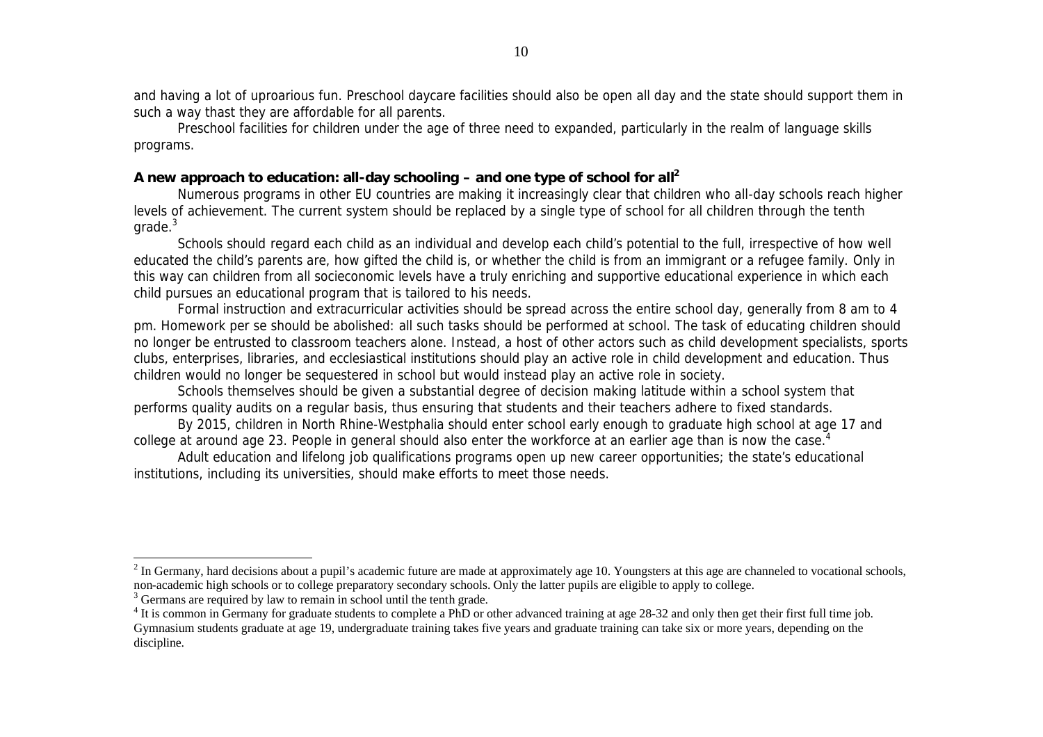and having a lot of uproarious fun. Preschool daycare facilities should also be open all day and the state should support them in such a way thast they are affordable for all parents.

Preschool facilities for children under the age of three need to expanded, particularly in the realm of language skills programs.

**A new approach to education: all-day schooling – and one type of school for all[2]**

Numerous programs in other EU countries are making it increasingly clear that children who all-day schools reach higher levels of achievement. The current system should be replaced by a single type of school for all children through the tenth grade.[3]

Schools should regard each child as an individual and develop each child's potential to the full, irrespective of how well educated the child's parents are, how gifted the child is, or whether the child is from an immigrant or a refugee family. Only in this way can children from all socieconomic levels have a truly enriching and supportive educational experience in which each child pursues an educational program that is tailored to his needs.

Formal instruction and extracurricular activities should be spread across the entire school day, generally from 8 am to 4 pm. Homework per se should be abolished: all such tasks should be performed at school. The task of educating children should no longer be entrusted to classroom teachers alone. Instead, a host of other actors such as child development specialists, sports clubs, enterprises, libraries, and ecclesiastical institutions should play an active role in child development and education. Thus children would no longer be sequestered in school but would instead play an active role in society.

Schools themselves should be given a substantial degree of decision making latitude within a school system that performs quality audits on a regular basis, thus ensuring that students and their teachers adhere to fixed standards.

By 2015, children in North Rhine-Westphalia should enter school early enough to graduate high school at age 17 and college at around age 23. People in general should also enter the workforce at an earlier age than is now the case.[4]

Adult education and lifelong job qualifications programs open up new career opportunities; the state's educational institutions, including its universities, should make efforts to meet those needs.

---

[2] In Germany, hard decisions about a pupil's academic future are made at approximately age 10. Youngsters at this age are channeled to vocational schools, non-academic high schools or to college preparatory secondary schools. Only the latter pupils are eligible to apply to college.

[3] Germans are required by law to remain in school until the tenth grade.

[4] It is common in Germany for graduate students to complete a PhD or other advanced training at age 28-32 and only then get their first full time job. Gymnasium students graduate at age 19, undergraduate training takes five years and graduate training can take six or more years, depending on the discipline.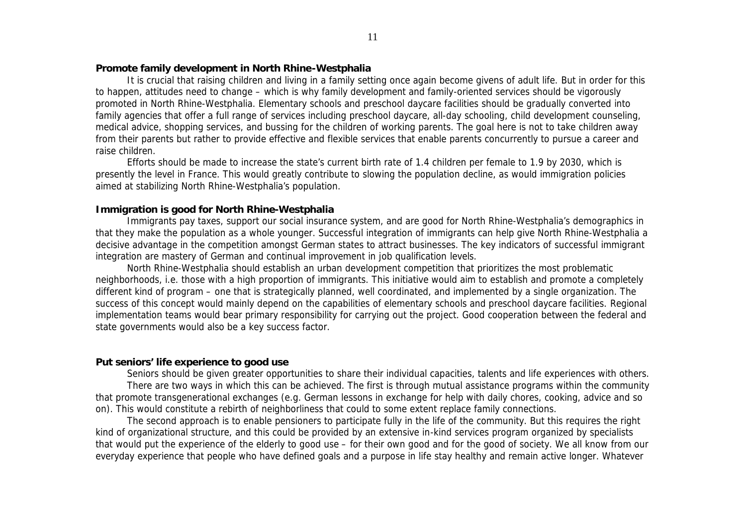**Promote family development in North Rhine-Westphalia**

It is crucial that raising children and living in a family setting once again become givens of adult life. But in order for this to happen, attitudes need to change – which is why family development and family-oriented services should be vigorously promoted in North Rhine-Westphalia. Elementary schools and preschool daycare facilities should be gradually converted into family agencies that offer a full range of services including preschool daycare, all-day schooling, child development counseling, medical advice, shopping services, and bussing for the children of working parents. The goal here is not to take children away from their parents but rather to provide effective and flexible services that enable parents concurrently to pursue a career and raise children.

Efforts should be made to increase the state's current birth rate of 1.4 children per female to 1.9 by 2030, which is presently the level in France. This would greatly contribute to slowing the population decline, as would immigration policies aimed at stabilizing North Rhine-Westphalia's population.

**Immigration is good for North Rhine-Westphalia**

Immigrants pay taxes, support our social insurance system, and are good for North Rhine-Westphalia's demographics in that they make the population as a whole younger. Successful integration of immigrants can help give North Rhine-Westphalia a decisive advantage in the competition amongst German states to attract businesses. The key indicators of successful immigrant integration are mastery of German and continual improvement in job qualification levels.

North Rhine-Westphalia should establish an urban development competition that prioritizes the most problematic neighborhoods, i.e. those with a high proportion of immigrants. This initiative would aim to establish and promote a completely different kind of program – one that is strategically planned, well coordinated, and implemented by a single organization. The success of this concept would mainly depend on the capabilities of elementary schools and preschool daycare facilities. Regional implementation teams would bear primary responsibility for carrying out the project. Good cooperation between the federal and state governments would also be a key success factor.

**Put seniors' life experience to good use**

Seniors should be given greater opportunities to share their individual capacities, talents and life experiences with others.

There are two ways in which this can be achieved. The first is through mutual assistance programs within the community that promote transgenerational exchanges (e.g. German lessons in exchange for help with daily chores, cooking, advice and so on). This would constitute a rebirth of neighborliness that could to some extent replace family connections.

The second approach is to enable pensioners to participate fully in the life of the community. But this requires the right kind of organizational structure, and this could be provided by an extensive in-kind services program organized by specialists that would put the experience of the elderly to good use – for their own good and for the good of society. We all know from our everyday experience that people who have defined goals and a purpose in life stay healthy and remain active longer. Whatever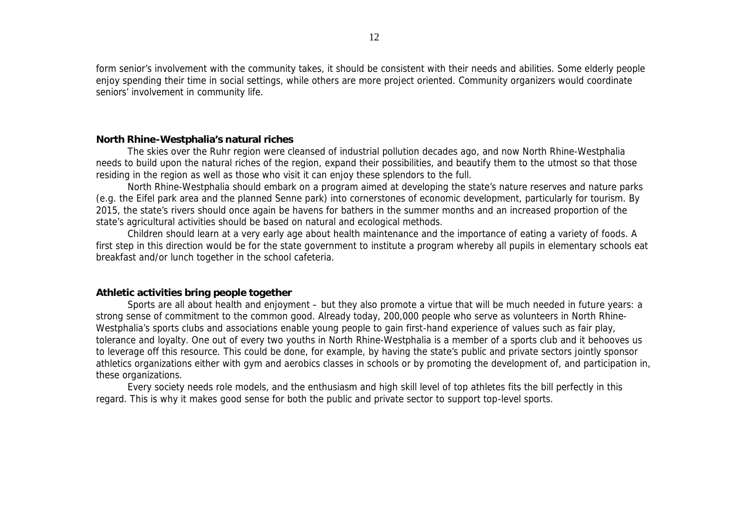form senior's involvement with the community takes, it should be consistent with their needs and abilities. Some elderly people enjoy spending their time in social settings, while others are more project oriented. Community organizers would coordinate seniors' involvement in community life.

**North Rhine-Westphalia's natural riches**

The skies over the Ruhr region were cleansed of industrial pollution decades ago, and now North Rhine-Westphalia needs to build upon the natural riches of the region, expand their possibilities, and beautify them to the utmost so that those residing in the region as well as those who visit it can enjoy these splendors to the full.

North Rhine-Westphalia should embark on a program aimed at developing the state's nature reserves and nature parks (e.g. the Eifel park area and the planned Senne park) into cornerstones of economic development, particularly for tourism. By 2015, the state's rivers should once again be havens for bathers in the summer months and an increased proportion of the state's agricultural activities should be based on natural and ecological methods.

Children should learn at a very early age about health maintenance and the importance of eating a variety of foods. A first step in this direction would be for the state government to institute a program whereby all pupils in elementary schools eat breakfast and/or lunch together in the school cafeteria.

**Athletic activities bring people together**

Sports are all about health and enjoyment – but they also promote a virtue that will be much needed in future years: a strong sense of commitment to the common good. Already today, 200,000 people who serve as volunteers in North Rhine-Westphalia's sports clubs and associations enable young people to gain first-hand experience of values such as fair play, tolerance and loyalty. One out of every two youths in North Rhine-Westphalia is a member of a sports club and it behooves us to leverage off this resource. This could be done, for example, by having the state's public and private sectors jointly sponsor athletics organizations either with gym and aerobics classes in schools or by promoting the development of, and participation in, these organizations.

Every society needs role models, and the enthusiasm and high skill level of top athletes fits the bill perfectly in this regard. This is why it makes good sense for both the public and private sector to support top-level sports.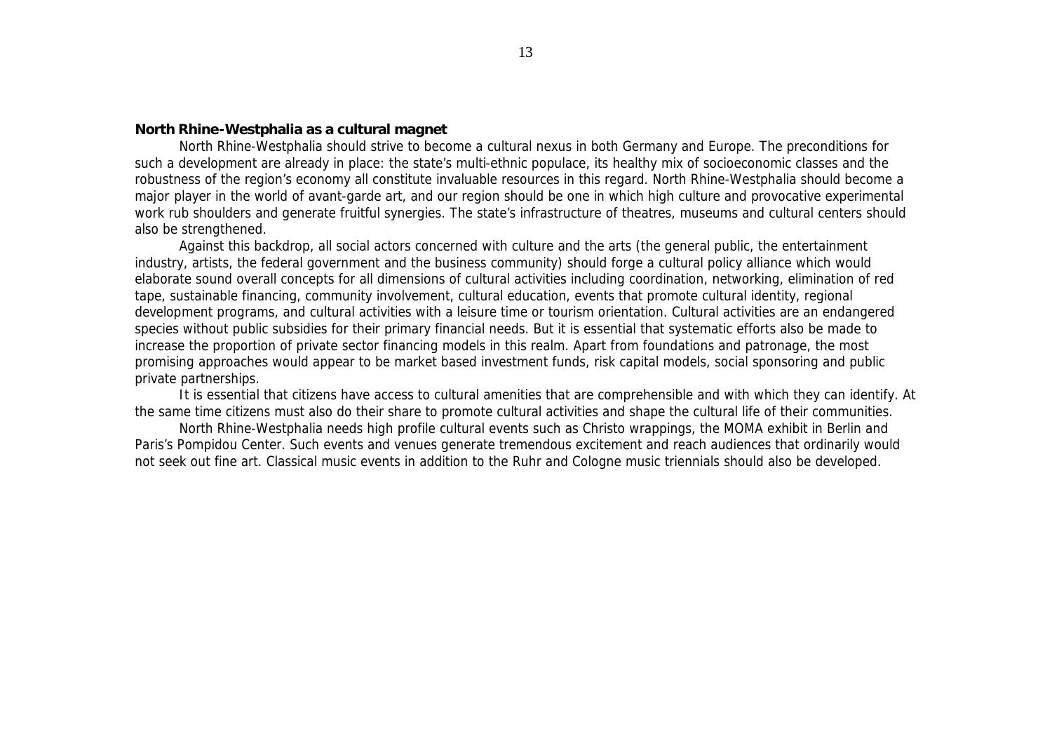**North Rhine-Westphalia as a cultural magnet**

North Rhine-Westphalia should strive to become a cultural nexus in both Germany and Europe. The preconditions for such a development are already in place: the state's multi-ethnic populace, its healthy mix of socioeconomic classes and the robustness of the region's economy all constitute invaluable resources in this regard. North Rhine-Westphalia should become a major player in the world of avant-garde art, and our region should be one in which high culture and provocative experimental work rub shoulders and generate fruitful synergies. The state's infrastructure of theatres, museums and cultural centers should also be strengthened.

Against this backdrop, all social actors concerned with culture and the arts (the general public, the entertainment industry, artists, the federal government and the business community) should forge a cultural policy alliance which would elaborate sound overall concepts for all dimensions of cultural activities including coordination, networking, elimination of red tape, sustainable financing, community involvement, cultural education, events that promote cultural identity, regional development programs, and cultural activities with a leisure time or tourism orientation. Cultural activities are an endangered species without public subsidies for their primary financial needs. But it is essential that systematic efforts also be made to increase the proportion of private sector financing models in this realm. Apart from foundations and patronage, the most promising approaches would appear to be market based investment funds, risk capital models, social sponsoring and public private partnerships.

It is essential that citizens have access to cultural amenities that are comprehensible and with which they can identify. At the same time citizens must also do their share to promote cultural activities and shape the cultural life of their communities.

North Rhine-Westphalia needs high profile cultural events such as Christo wrappings, the MOMA exhibit in Berlin and Paris's Pompidou Center. Such events and venues generate tremendous excitement and reach audiences that ordinarily would not seek out fine art. Classical music events in addition to the Ruhr and Cologne music triennials should also be developed.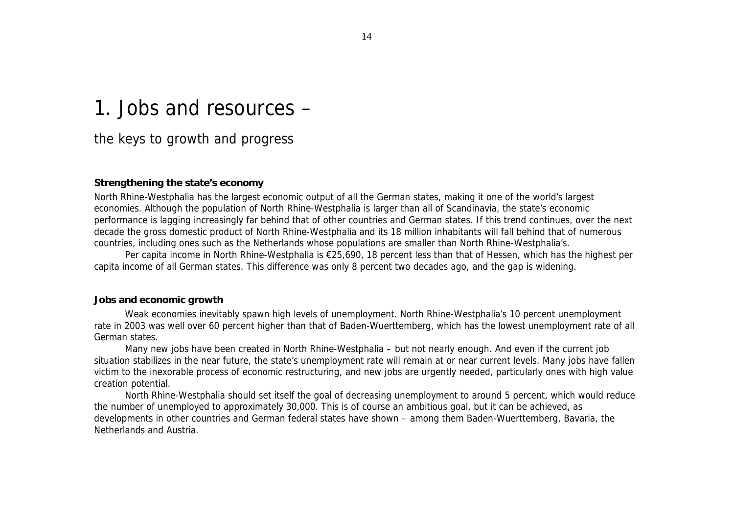# 1. Jobs and resources –

## the keys to growth and progress

### Strengthening the state's economy

North Rhine-Westphalia has the largest economic output of all the German states, making it one of the world's largest economies. Although the population of North Rhine-Westphalia is larger than all of Scandinavia, the state's economic performance is lagging increasingly far behind that of other countries and German states. If this trend continues, over the next decade the gross domestic product of North Rhine-Westphalia and its 18 million inhabitants will fall behind that of numerous countries, including ones such as the Netherlands whose populations are smaller than North Rhine-Westphalia's.

Per capita income in North Rhine-Westphalia is €25,690, 18 percent less than that of Hessen, which has the highest per capita income of all German states. This difference was only 8 percent two decades ago, and the gap is widening.

### Jobs and economic growth

Weak economies inevitably spawn high levels of unemployment. North Rhine-Westphalia's 10 percent unemployment rate in 2003 was well over 60 percent higher than that of Baden-Wuerttemberg, which has the lowest unemployment rate of all German states.

Many new jobs have been created in North Rhine-Westphalia – but not nearly enough. And even if the current job situation stabilizes in the near future, the state's unemployment rate will remain at or near current levels. Many jobs have fallen victim to the inexorable process of economic restructuring, and new jobs are urgently needed, particularly ones with high value creation potential.

North Rhine-Westphalia should set itself the goal of decreasing unemployment to around 5 percent, which would reduce the number of unemployed to approximately 30,000. This is of course an ambitious goal, but it can be achieved, as developments in other countries and German federal states have shown – among them Baden-Wuerttemberg, Bavaria, the Netherlands and Austria.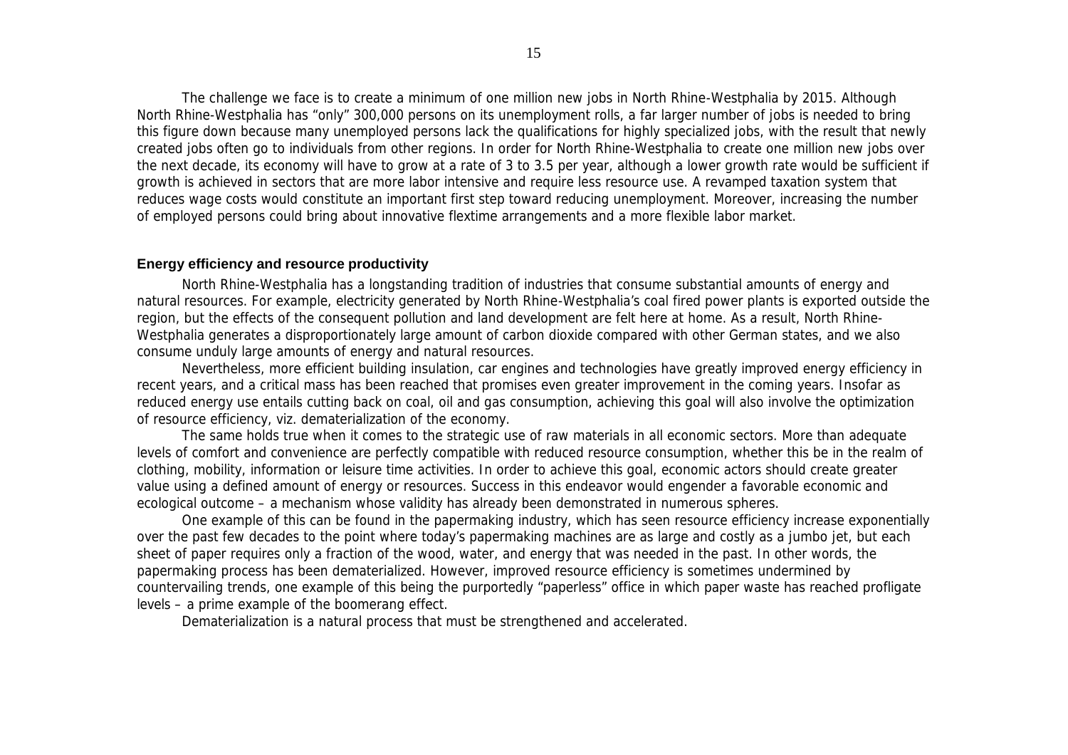The challenge we face is to create a minimum of one million new jobs in North Rhine-Westphalia by 2015. Although North Rhine-Westphalia has "only" 300,000 persons on its unemployment rolls, a far larger number of jobs is needed to bring this figure down because many unemployed persons lack the qualifications for highly specialized jobs, with the result that newly created jobs often go to individuals from other regions. In order for North Rhine-Westphalia to create one million new jobs over the next decade, its economy will have to grow at a rate of 3 to 3.5 per year, although a lower growth rate would be sufficient if growth is achieved in sectors that are more labor intensive and require less resource use. A revamped taxation system that reduces wage costs would constitute an important first step toward reducing unemployment. Moreover, increasing the number of employed persons could bring about innovative flextime arrangements and a more flexible labor market.

### Energy efficiency and resource productivity

North Rhine-Westphalia has a longstanding tradition of industries that consume substantial amounts of energy and natural resources. For example, electricity generated by North Rhine-Westphalia's coal fired power plants is exported outside the region, but the effects of the consequent pollution and land development are felt here at home. As a result, North Rhine-Westphalia generates a disproportionately large amount of carbon dioxide compared with other German states, and we also consume unduly large amounts of energy and natural resources.

Nevertheless, more efficient building insulation, car engines and technologies have greatly improved energy efficiency in recent years, and a critical mass has been reached that promises even greater improvement in the coming years. Insofar as reduced energy use entails cutting back on coal, oil and gas consumption, achieving this goal will also involve the optimization of resource efficiency, viz. dematerialization of the economy.

The same holds true when it comes to the strategic use of raw materials in all economic sectors. More than adequate levels of comfort and convenience are perfectly compatible with reduced resource consumption, whether this be in the realm of clothing, mobility, information or leisure time activities. In order to achieve this goal, economic actors should create greater value using a defined amount of energy or resources. Success in this endeavor would engender a favorable economic and ecological outcome – a mechanism whose validity has already been demonstrated in numerous spheres.

One example of this can be found in the papermaking industry, which has seen resource efficiency increase exponentially over the past few decades to the point where today's papermaking machines are as large and costly as a jumbo jet, but each sheet of paper requires only a fraction of the wood, water, and energy that was needed in the past. In other words, the papermaking process has been dematerialized. However, improved resource efficiency is sometimes undermined by countervailing trends, one example of this being the purportedly "paperless" office in which paper waste has reached profligate levels – a prime example of the boomerang effect.

Dematerialization is a natural process that must be strengthened and accelerated.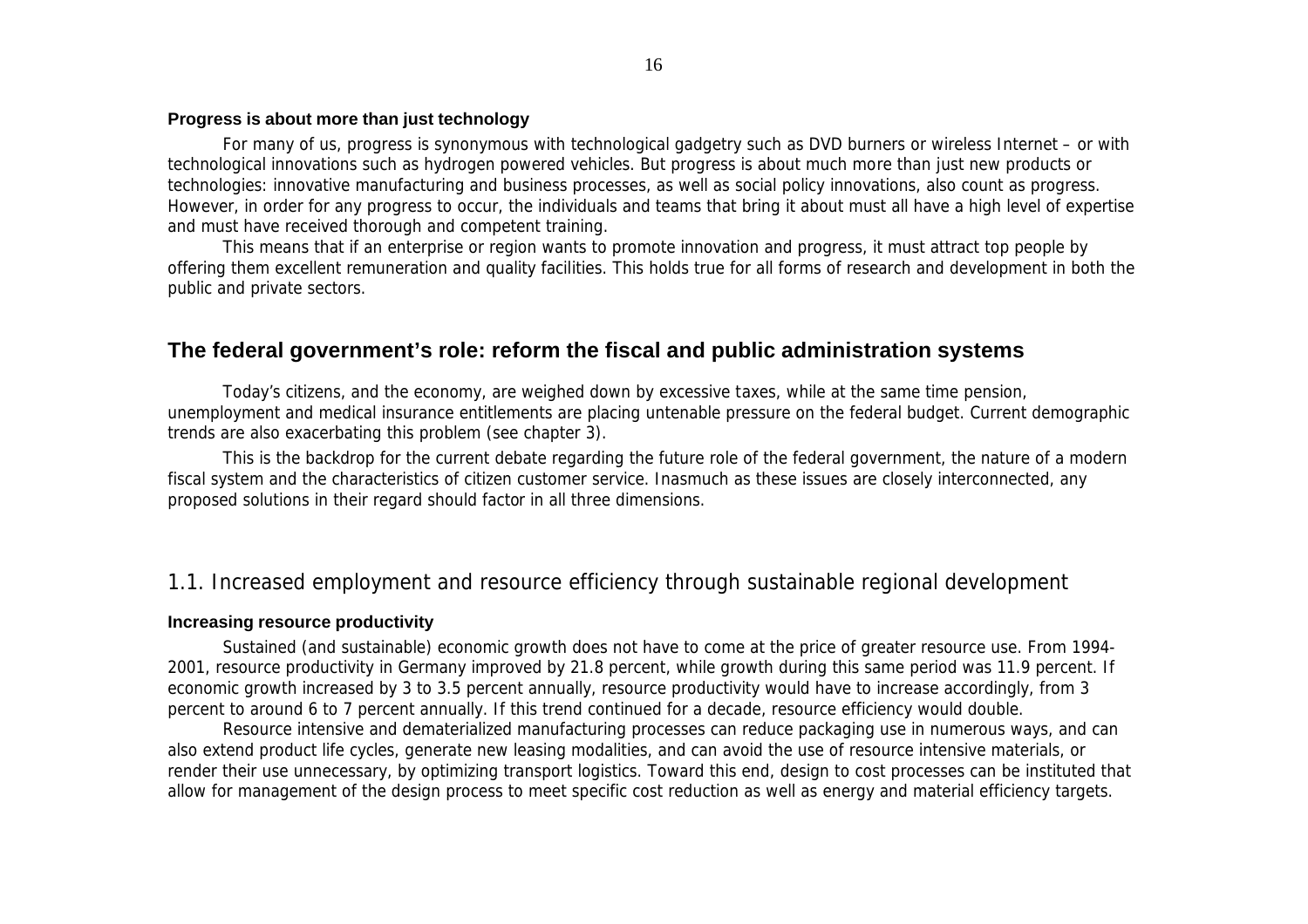### Progress is about more than just technology

For many of us, progress is synonymous with technological gadgetry such as DVD burners or wireless Internet – or with technological innovations such as hydrogen powered vehicles. But progress is about much more than just new products or technologies: innovative manufacturing and business processes, as well as social policy innovations, also count as progress. However, in order for any progress to occur, the individuals and teams that bring it about must all have a high level of expertise and must have received thorough and competent training.

This means that if an enterprise or region wants to promote innovation and progress, it must attract top people by offering them excellent remuneration and quality facilities. This holds true for all forms of research and development in both the public and private sectors.

## The federal government's role: reform the fiscal and public administration systems

Today's citizens, and the economy, are weighed down by excessive taxes, while at the same time pension, unemployment and medical insurance entitlements are placing untenable pressure on the federal budget. Current demographic trends are also exacerbating this problem (see chapter 3).

This is the backdrop for the current debate regarding the future role of the federal government, the nature of a modern fiscal system and the characteristics of citizen customer service. Inasmuch as these issues are closely interconnected, any proposed solutions in their regard should factor in all three dimensions.

## 1.1. Increased employment and resource efficiency through sustainable regional development

### Increasing resource productivity

Sustained (and sustainable) economic growth does not have to come at the price of greater resource use. From 1994-2001, resource productivity in Germany improved by 21.8 percent, while growth during this same period was 11.9 percent. If economic growth increased by 3 to 3.5 percent annually, resource productivity would have to increase accordingly, from 3 percent to around 6 to 7 percent annually. If this trend continued for a decade, resource efficiency would double.

Resource intensive and dematerialized manufacturing processes can reduce packaging use in numerous ways, and can also extend product life cycles, generate new leasing modalities, and can avoid the use of resource intensive materials, or render their use unnecessary, by optimizing transport logistics. Toward this end, design to cost processes can be instituted that allow for management of the design process to meet specific cost reduction as well as energy and material efficiency targets.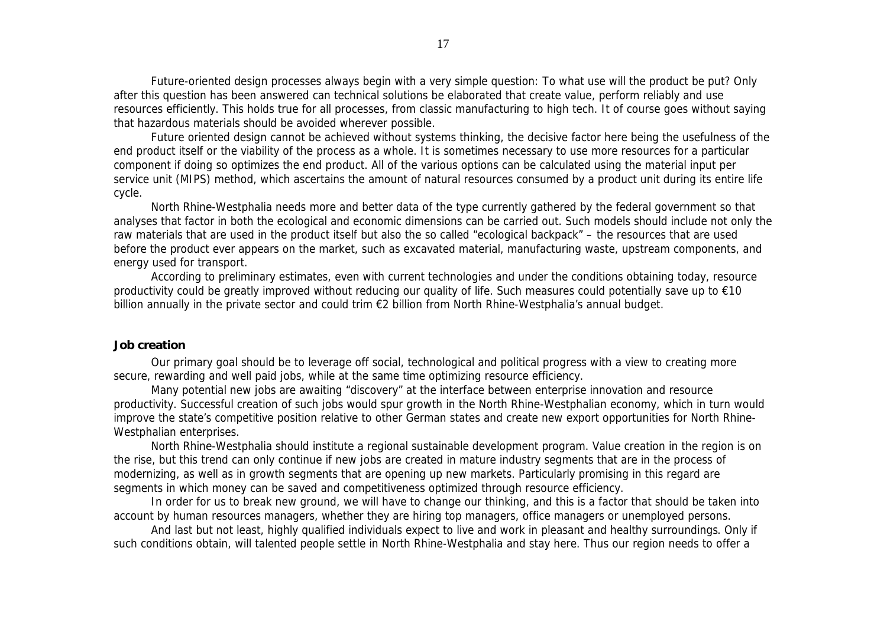Future-oriented design processes always begin with a very simple question: To what use will the product be put? Only after this question has been answered can technical solutions be elaborated that create value, perform reliably and use resources efficiently. This holds true for all processes, from classic manufacturing to high tech. It of course goes without saying that hazardous materials should be avoided wherever possible.

Future oriented design cannot be achieved without systems thinking, the decisive factor here being the usefulness of the end product itself or the viability of the process as a whole. It is sometimes necessary to use more resources for a particular component if doing so optimizes the end product. All of the various options can be calculated using the material input per service unit (MIPS) method, which ascertains the amount of natural resources consumed by a product unit during its entire life cycle.

North Rhine-Westphalia needs more and better data of the type currently gathered by the federal government so that analyses that factor in both the ecological and economic dimensions can be carried out. Such models should include not only the raw materials that are used in the product itself but also the so called "ecological backpack" – the resources that are used before the product ever appears on the market, such as excavated material, manufacturing waste, upstream components, and energy used for transport.

According to preliminary estimates, even with current technologies and under the conditions obtaining today, resource productivity could be greatly improved without reducing our quality of life. Such measures could potentially save up to €10 billion annually in the private sector and could trim €2 billion from North Rhine-Westphalia's annual budget.

**Job creation**

Our primary goal should be to leverage off social, technological and political progress with a view to creating more secure, rewarding and well paid jobs, while at the same time optimizing resource efficiency.

Many potential new jobs are awaiting "discovery" at the interface between enterprise innovation and resource productivity. Successful creation of such jobs would spur growth in the North Rhine-Westphalian economy, which in turn would improve the state's competitive position relative to other German states and create new export opportunities for North Rhine-Westphalian enterprises.

North Rhine-Westphalia should institute a regional sustainable development program. Value creation in the region is on the rise, but this trend can only continue if new jobs are created in mature industry segments that are in the process of modernizing, as well as in growth segments that are opening up new markets. Particularly promising in this regard are segments in which money can be saved and competitiveness optimized through resource efficiency.

In order for us to break new ground, we will have to change our thinking, and this is a factor that should be taken into account by human resources managers, whether they are hiring top managers, office managers or unemployed persons.

And last but not least, highly qualified individuals expect to live and work in pleasant and healthy surroundings. Only if such conditions obtain, will talented people settle in North Rhine-Westphalia and stay here. Thus our region needs to offer a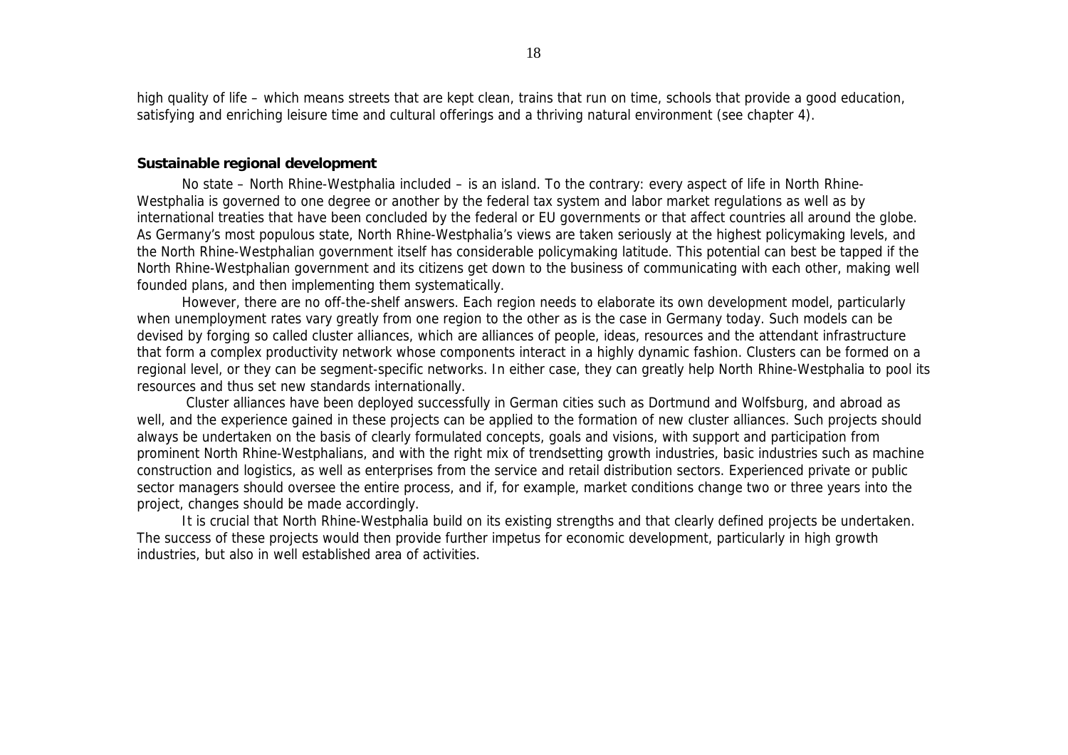high quality of life – which means streets that are kept clean, trains that run on time, schools that provide a good education, satisfying and enriching leisure time and cultural offerings and a thriving natural environment (see chapter 4).

**Sustainable regional development**

No state – North Rhine-Westphalia included – is an island. To the contrary: every aspect of life in North Rhine-Westphalia is governed to one degree or another by the federal tax system and labor market regulations as well as by international treaties that have been concluded by the federal or EU governments or that affect countries all around the globe. As Germany's most populous state, North Rhine-Westphalia's views are taken seriously at the highest policymaking levels, and the North Rhine-Westphalian government itself has considerable policymaking latitude. This potential can best be tapped if the North Rhine-Westphalian government and its citizens get down to the business of communicating with each other, making well founded plans, and then implementing them systematically.

However, there are no off-the-shelf answers. Each region needs to elaborate its own development model, particularly when unemployment rates vary greatly from one region to the other as is the case in Germany today. Such models can be devised by forging so called cluster alliances, which are alliances of people, ideas, resources and the attendant infrastructure that form a complex productivity network whose components interact in a highly dynamic fashion. Clusters can be formed on a regional level, or they can be segment-specific networks. In either case, they can greatly help North Rhine-Westphalia to pool its resources and thus set new standards internationally.

Cluster alliances have been deployed successfully in German cities such as Dortmund and Wolfsburg, and abroad as well, and the experience gained in these projects can be applied to the formation of new cluster alliances. Such projects should always be undertaken on the basis of clearly formulated concepts, goals and visions, with support and participation from prominent North Rhine-Westphalians, and with the right mix of trendsetting growth industries, basic industries such as machine construction and logistics, as well as enterprises from the service and retail distribution sectors. Experienced private or public sector managers should oversee the entire process, and if, for example, market conditions change two or three years into the project, changes should be made accordingly.

It is crucial that North Rhine-Westphalia build on its existing strengths and that clearly defined projects be undertaken. The success of these projects would then provide further impetus for economic development, particularly in high growth industries, but also in well established area of activities.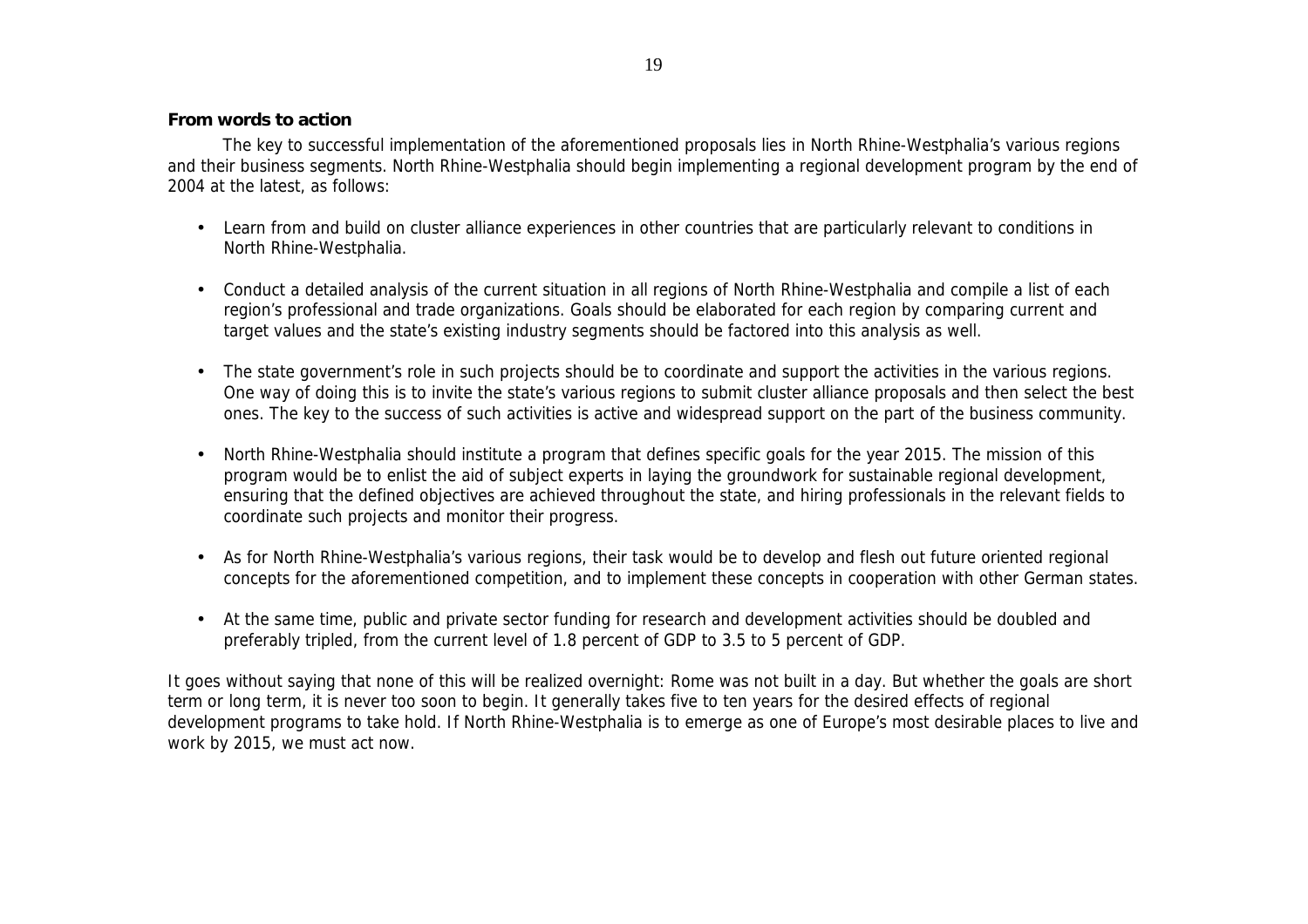**From words to action**

The key to successful implementation of the aforementioned proposals lies in North Rhine-Westphalia's various regions and their business segments. North Rhine-Westphalia should begin implementing a regional development program by the end of 2004 at the latest, as follows:

- Learn from and build on cluster alliance experiences in other countries that are particularly relevant to conditions in North Rhine-Westphalia.
- Conduct a detailed analysis of the current situation in all regions of North Rhine-Westphalia and compile a list of each region's professional and trade organizations. Goals should be elaborated for each region by comparing current and target values and the state's existing industry segments should be factored into this analysis as well.
- The state government's role in such projects should be to coordinate and support the activities in the various regions. One way of doing this is to invite the state's various regions to submit cluster alliance proposals and then select the best ones. The key to the success of such activities is active and widespread support on the part of the business community.
- North Rhine-Westphalia should institute a program that defines specific goals for the year 2015. The mission of this program would be to enlist the aid of subject experts in laying the groundwork for sustainable regional development, ensuring that the defined objectives are achieved throughout the state, and hiring professionals in the relevant fields to coordinate such projects and monitor their progress.
- As for North Rhine-Westphalia's various regions, their task would be to develop and flesh out future oriented regional concepts for the aforementioned competition, and to implement these concepts in cooperation with other German states.
- At the same time, public and private sector funding for research and development activities should be doubled and preferably tripled, from the current level of 1.8 percent of GDP to 3.5 to 5 percent of GDP.

It goes without saying that none of this will be realized overnight: Rome was not built in a day. But whether the goals are short term or long term, it is never too soon to begin. It generally takes five to ten years for the desired effects of regional development programs to take hold. If North Rhine-Westphalia is to emerge as one of Europe's most desirable places to live and work by 2015, we must act now.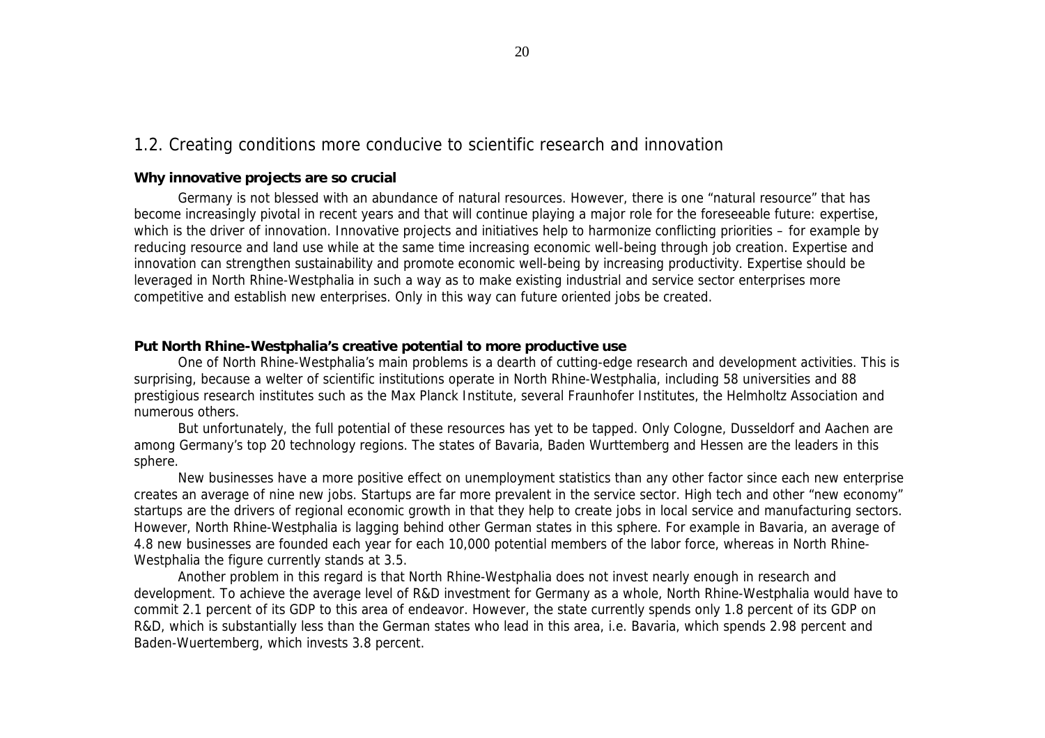## 1.2. Creating conditions more conducive to scientific research and innovation

**Why innovative projects are so crucial**

Germany is not blessed with an abundance of natural resources. However, there is one "natural resource" that has become increasingly pivotal in recent years and that will continue playing a major role for the foreseeable future: expertise, which is the driver of innovation. Innovative projects and initiatives help to harmonize conflicting priorities – for example by reducing resource and land use while at the same time increasing economic well-being through job creation. Expertise and innovation can strengthen sustainability and promote economic well-being by increasing productivity. Expertise should be leveraged in North Rhine-Westphalia in such a way as to make existing industrial and service sector enterprises more competitive and establish new enterprises. Only in this way can future oriented jobs be created.

**Put North Rhine-Westphalia's creative potential to more productive use**

One of North Rhine-Westphalia's main problems is a dearth of cutting-edge research and development activities. This is surprising, because a welter of scientific institutions operate in North Rhine-Westphalia, including 58 universities and 88 prestigious research institutes such as the Max Planck Institute, several Fraunhofer Institutes, the Helmholtz Association and numerous others.

But unfortunately, the full potential of these resources has yet to be tapped. Only Cologne, Dusseldorf and Aachen are among Germany's top 20 technology regions. The states of Bavaria, Baden Wurttemberg and Hessen are the leaders in this sphere.

New businesses have a more positive effect on unemployment statistics than any other factor since each new enterprise creates an average of nine new jobs. Startups are far more prevalent in the service sector. High tech and other "new economy" startups are the drivers of regional economic growth in that they help to create jobs in local service and manufacturing sectors. However, North Rhine-Westphalia is lagging behind other German states in this sphere. For example in Bavaria, an average of 4.8 new businesses are founded each year for each 10,000 potential members of the labor force, whereas in North Rhine-Westphalia the figure currently stands at 3.5.

Another problem in this regard is that North Rhine-Westphalia does not invest nearly enough in research and development. To achieve the average level of R&D investment for Germany as a whole, North Rhine-Westphalia would have to commit 2.1 percent of its GDP to this area of endeavor. However, the state currently spends only 1.8 percent of its GDP on R&D, which is substantially less than the German states who lead in this area, i.e. Bavaria, which spends 2.98 percent and Baden-Wuertemberg, which invests 3.8 percent.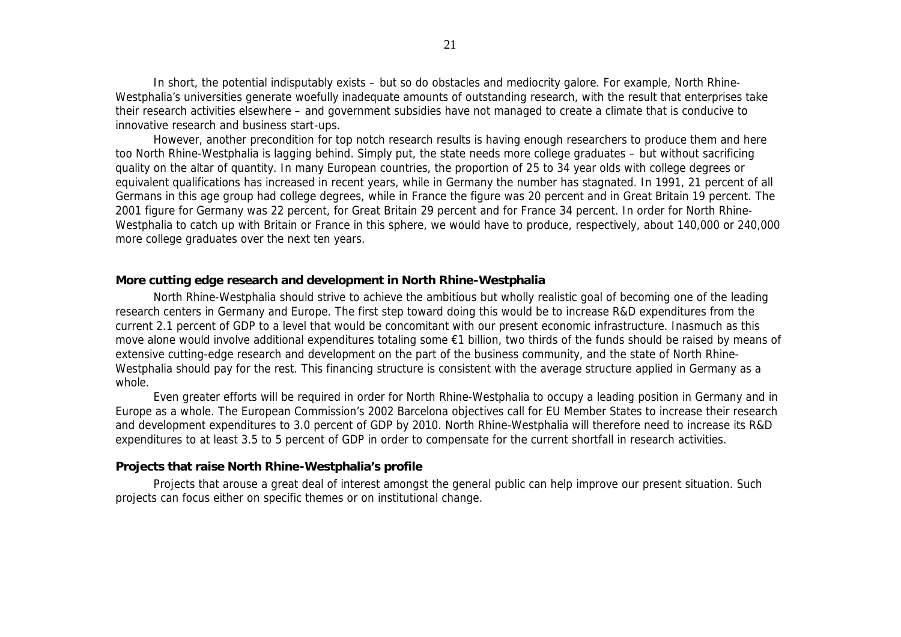In short, the potential indisputably exists – but so do obstacles and mediocrity galore. For example, North Rhine-Westphalia's universities generate woefully inadequate amounts of outstanding research, with the result that enterprises take their research activities elsewhere – and government subsidies have not managed to create a climate that is conducive to innovative research and business start-ups.

However, another precondition for top notch research results is having enough researchers to produce them and here too North Rhine-Westphalia is lagging behind. Simply put, the state needs more college graduates – but without sacrificing quality on the altar of quantity. In many European countries, the proportion of 25 to 34 year olds with college degrees or equivalent qualifications has increased in recent years, while in Germany the number has stagnated. In 1991, 21 percent of all Germans in this age group had college degrees, while in France the figure was 20 percent and in Great Britain 19 percent. The 2001 figure for Germany was 22 percent, for Great Britain 29 percent and for France 34 percent. In order for North Rhine-Westphalia to catch up with Britain or France in this sphere, we would have to produce, respectively, about 140,000 or 240,000 more college graduates over the next ten years.

**More cutting edge research and development in North Rhine-Westphalia**

North Rhine-Westphalia should strive to achieve the ambitious but wholly realistic goal of becoming one of the leading research centers in Germany and Europe. The first step toward doing this would be to increase R&D expenditures from the current 2.1 percent of GDP to a level that would be concomitant with our present economic infrastructure. Inasmuch as this move alone would involve additional expenditures totaling some €1 billion, two thirds of the funds should be raised by means of extensive cutting-edge research and development on the part of the business community, and the state of North Rhine-Westphalia should pay for the rest. This financing structure is consistent with the average structure applied in Germany as a whole.

Even greater efforts will be required in order for North Rhine-Westphalia to occupy a leading position in Germany and in Europe as a whole. The European Commission's 2002 Barcelona objectives call for EU Member States to increase their research and development expenditures to 3.0 percent of GDP by 2010. North Rhine-Westphalia will therefore need to increase its R&D expenditures to at least 3.5 to 5 percent of GDP in order to compensate for the current shortfall in research activities.

**Projects that raise North Rhine-Westphalia's profile**

Projects that arouse a great deal of interest amongst the general public can help improve our present situation. Such projects can focus either on specific themes or on institutional change.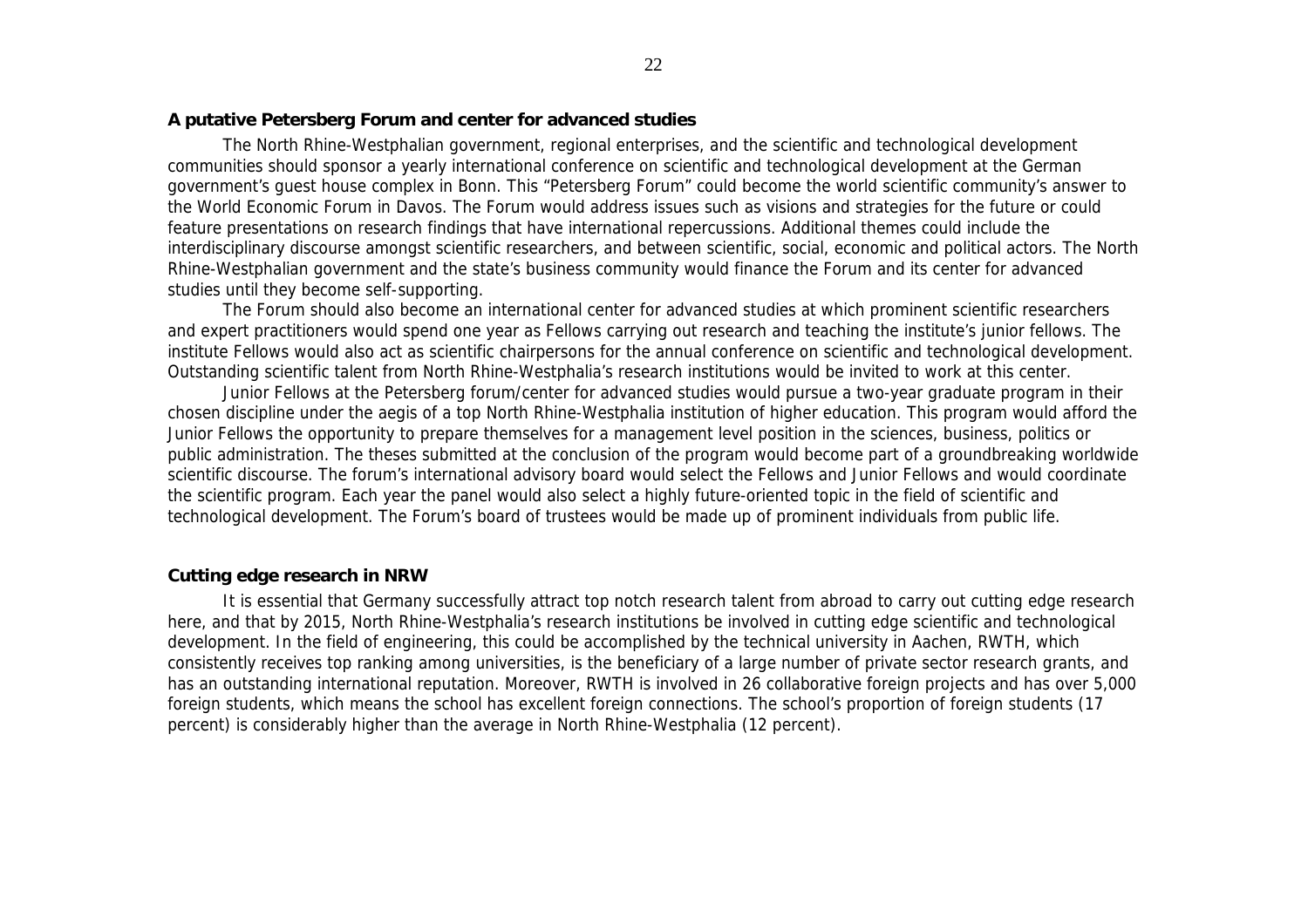**A putative Petersberg Forum and center for advanced studies**

The North Rhine-Westphalian government, regional enterprises, and the scientific and technological development communities should sponsor a yearly international conference on scientific and technological development at the German government's guest house complex in Bonn. This "Petersberg Forum" could become the world scientific community's answer to the World Economic Forum in Davos. The Forum would address issues such as visions and strategies for the future or could feature presentations on research findings that have international repercussions. Additional themes could include the interdisciplinary discourse amongst scientific researchers, and between scientific, social, economic and political actors. The North Rhine-Westphalian government and the state's business community would finance the Forum and its center for advanced studies until they become self-supporting.

The Forum should also become an international center for advanced studies at which prominent scientific researchers and expert practitioners would spend one year as Fellows carrying out research and teaching the institute's junior fellows. The institute Fellows would also act as scientific chairpersons for the annual conference on scientific and technological development. Outstanding scientific talent from North Rhine-Westphalia's research institutions would be invited to work at this center.

Junior Fellows at the Petersberg forum/center for advanced studies would pursue a two-year graduate program in their chosen discipline under the aegis of a top North Rhine-Westphalia institution of higher education. This program would afford the Junior Fellows the opportunity to prepare themselves for a management level position in the sciences, business, politics or public administration. The theses submitted at the conclusion of the program would become part of a groundbreaking worldwide scientific discourse. The forum's international advisory board would select the Fellows and Junior Fellows and would coordinate the scientific program. Each year the panel would also select a highly future-oriented topic in the field of scientific and technological development. The Forum's board of trustees would be made up of prominent individuals from public life.

**Cutting edge research in NRW**

It is essential that Germany successfully attract top notch research talent from abroad to carry out cutting edge research here, and that by 2015, North Rhine-Westphalia's research institutions be involved in cutting edge scientific and technological development. In the field of engineering, this could be accomplished by the technical university in Aachen, RWTH, which consistently receives top ranking among universities, is the beneficiary of a large number of private sector research grants, and has an outstanding international reputation. Moreover, RWTH is involved in 26 collaborative foreign projects and has over 5,000 foreign students, which means the school has excellent foreign connections. The school's proportion of foreign students (17 percent) is considerably higher than the average in North Rhine-Westphalia (12 percent).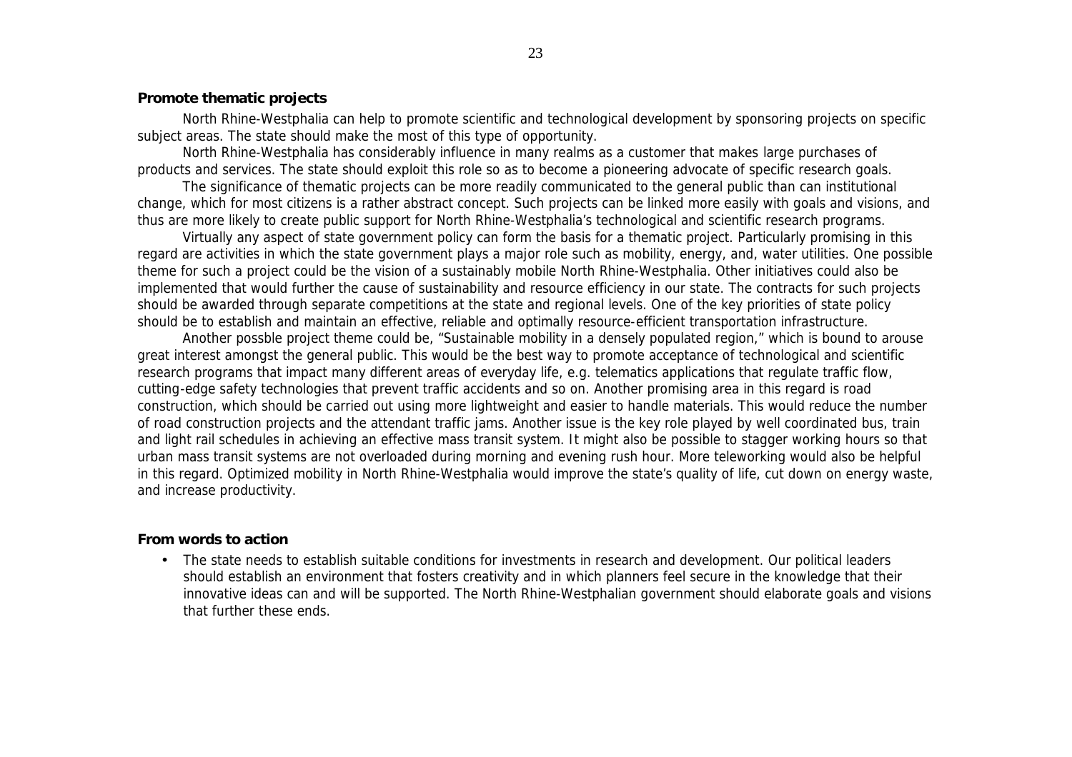**Promote thematic projects**

North Rhine-Westphalia can help to promote scientific and technological development by sponsoring projects on specific subject areas. The state should make the most of this type of opportunity.

North Rhine-Westphalia has considerably influence in many realms as a customer that makes large purchases of products and services. The state should exploit this role so as to become a pioneering advocate of specific research goals.

The significance of thematic projects can be more readily communicated to the general public than can institutional change, which for most citizens is a rather abstract concept. Such projects can be linked more easily with goals and visions, and thus are more likely to create public support for North Rhine-Westphalia's technological and scientific research programs.

Virtually any aspect of state government policy can form the basis for a thematic project. Particularly promising in this regard are activities in which the state government plays a major role such as mobility, energy, and, water utilities. One possible theme for such a project could be the vision of a sustainably mobile North Rhine-Westphalia. Other initiatives could also be implemented that would further the cause of sustainability and resource efficiency in our state. The contracts for such projects should be awarded through separate competitions at the state and regional levels. One of the key priorities of state policy should be to establish and maintain an effective, reliable and optimally resource-efficient transportation infrastructure.

Another possble project theme could be, "Sustainable mobility in a densely populated region," which is bound to arouse great interest amongst the general public. This would be the best way to promote acceptance of technological and scientific research programs that impact many different areas of everyday life, e.g. telematics applications that regulate traffic flow, cutting-edge safety technologies that prevent traffic accidents and so on. Another promising area in this regard is road construction, which should be carried out using more lightweight and easier to handle materials. This would reduce the number of road construction projects and the attendant traffic jams. Another issue is the key role played by well coordinated bus, train and light rail schedules in achieving an effective mass transit system. It might also be possible to stagger working hours so that urban mass transit systems are not overloaded during morning and evening rush hour. More teleworking would also be helpful in this regard. Optimized mobility in North Rhine-Westphalia would improve the state's quality of life, cut down on energy waste, and increase productivity.

**From words to action**

- The state needs to establish suitable conditions for investments in research and development. Our political leaders should establish an environment that fosters creativity and in which planners feel secure in the knowledge that their innovative ideas can and will be supported. The North Rhine-Westphalian government should elaborate goals and visions that further these ends.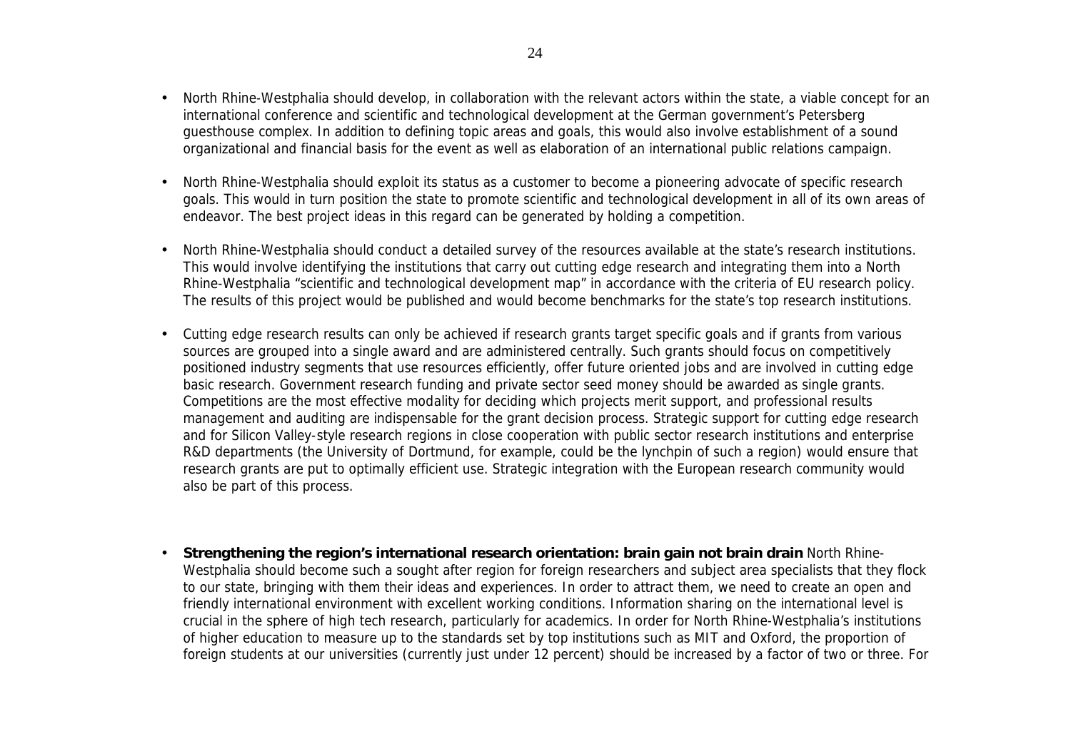- North Rhine-Westphalia should develop, in collaboration with the relevant actors within the state, a viable concept for an international conference and scientific and technological development at the German government's Petersberg guesthouse complex. In addition to defining topic areas and goals, this would also involve establishment of a sound organizational and financial basis for the event as well as elaboration of an international public relations campaign.

- North Rhine-Westphalia should exploit its status as a customer to become a pioneering advocate of specific research goals. This would in turn position the state to promote scientific and technological development in all of its own areas of endeavor. The best project ideas in this regard can be generated by holding a competition.

- North Rhine-Westphalia should conduct a detailed survey of the resources available at the state's research institutions. This would involve identifying the institutions that carry out cutting edge research and integrating them into a North Rhine-Westphalia "scientific and technological development map" in accordance with the criteria of EU research policy. The results of this project would be published and would become benchmarks for the state's top research institutions.

- Cutting edge research results can only be achieved if research grants target specific goals and if grants from various sources are grouped into a single award and are administered centrally. Such grants should focus on competitively positioned industry segments that use resources efficiently, offer future oriented jobs and are involved in cutting edge basic research. Government research funding and private sector seed money should be awarded as single grants. Competitions are the most effective modality for deciding which projects merit support, and professional results management and auditing are indispensable for the grant decision process. Strategic support for cutting edge research and for Silicon Valley-style research regions in close cooperation with public sector research institutions and enterprise R&D departments (the University of Dortmund, for example, could be the lynchpin of such a region) would ensure that research grants are put to optimally efficient use. Strategic integration with the European research community would also be part of this process.

- **Strengthening the region's international research orientation: brain gain not brain drain** North Rhine-Westphalia should become such a sought after region for foreign researchers and subject area specialists that they flock to our state, bringing with them their ideas and experiences. In order to attract them, we need to create an open and friendly international environment with excellent working conditions. Information sharing on the international level is crucial in the sphere of high tech research, particularly for academics. In order for North Rhine-Westphalia's institutions of higher education to measure up to the standards set by top institutions such as MIT and Oxford, the proportion of foreign students at our universities (currently just under 12 percent) should be increased by a factor of two or three. For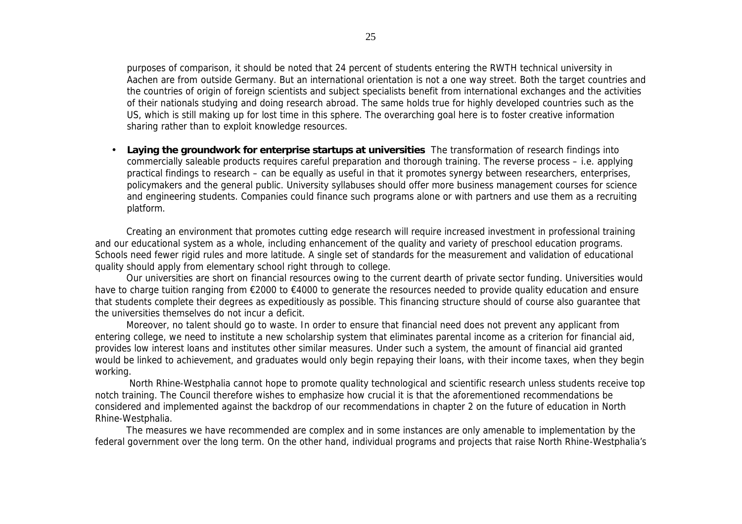purposes of comparison, it should be noted that 24 percent of students entering the RWTH technical university in Aachen are from outside Germany. But an international orientation is not a one way street. Both the target countries and the countries of origin of foreign scientists and subject specialists benefit from international exchanges and the activities of their nationals studying and doing research abroad. The same holds true for highly developed countries such as the US, which is still making up for lost time in this sphere. The overarching goal here is to foster creative information sharing rather than to exploit knowledge resources.

- **Laying the groundwork for enterprise startups at universities** The transformation of research findings into commercially saleable products requires careful preparation and thorough training. The reverse process – i.e. applying practical findings to research – can be equally as useful in that it promotes synergy between researchers, enterprises, policymakers and the general public. University syllabuses should offer more business management courses for science and engineering students. Companies could finance such programs alone or with partners and use them as a recruiting platform.

Creating an environment that promotes cutting edge research will require increased investment in professional training and our educational system as a whole, including enhancement of the quality and variety of preschool education programs. Schools need fewer rigid rules and more latitude. A single set of standards for the measurement and validation of educational quality should apply from elementary school right through to college.

Our universities are short on financial resources owing to the current dearth of private sector funding. Universities would have to charge tuition ranging from €2000 to €4000 to generate the resources needed to provide quality education and ensure that students complete their degrees as expeditiously as possible. This financing structure should of course also guarantee that the universities themselves do not incur a deficit.

Moreover, no talent should go to waste. In order to ensure that financial need does not prevent any applicant from entering college, we need to institute a new scholarship system that eliminates parental income as a criterion for financial aid, provides low interest loans and institutes other similar measures. Under such a system, the amount of financial aid granted would be linked to achievement, and graduates would only begin repaying their loans, with their income taxes, when they begin working.

North Rhine-Westphalia cannot hope to promote quality technological and scientific research unless students receive top notch training. The Council therefore wishes to emphasize how crucial it is that the aforementioned recommendations be considered and implemented against the backdrop of our recommendations in chapter 2 on the future of education in North Rhine-Westphalia.

The measures we have recommended are complex and in some instances are only amenable to implementation by the federal government over the long term. On the other hand, individual programs and projects that raise North Rhine-Westphalia's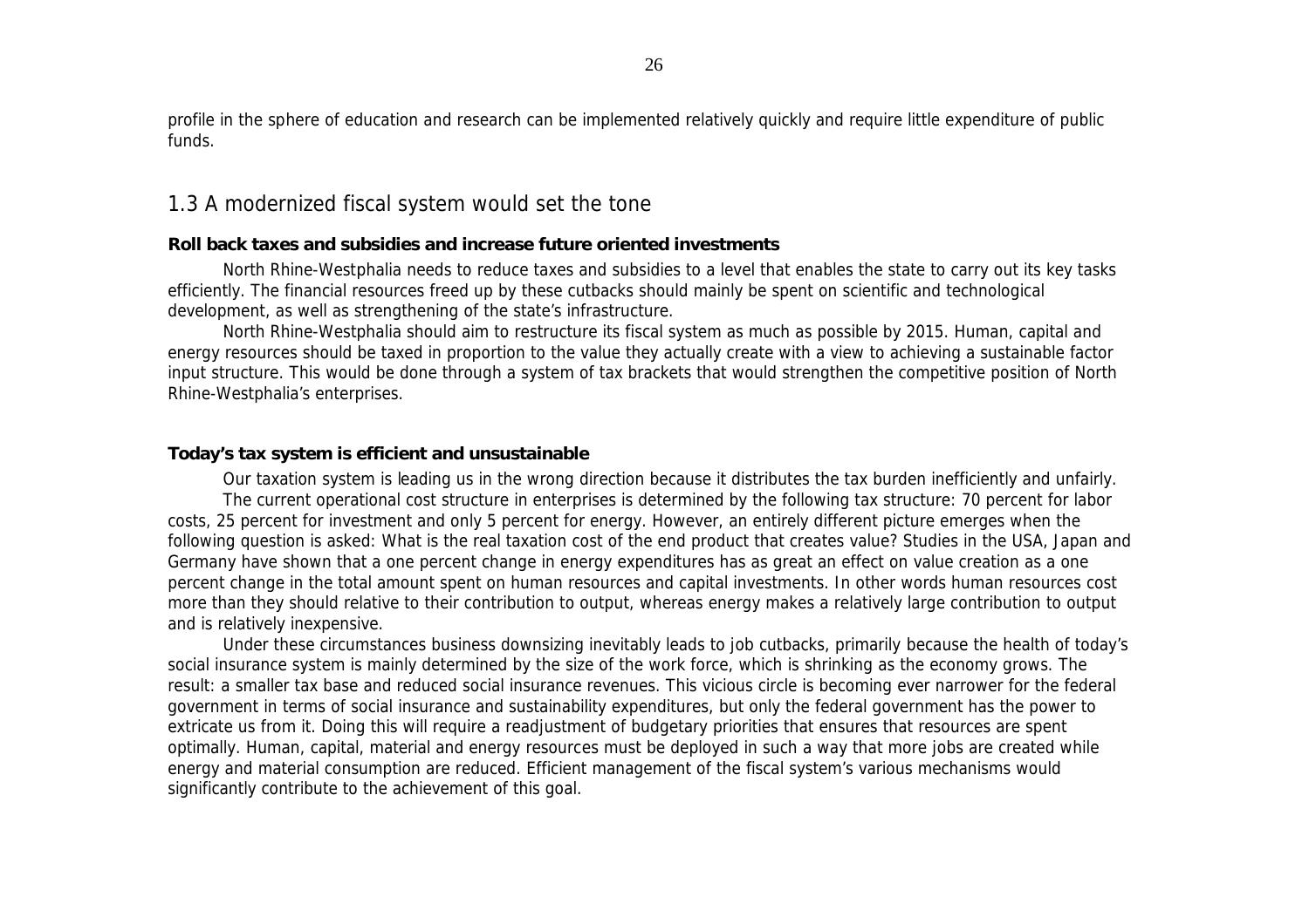profile in the sphere of education and research can be implemented relatively quickly and require little expenditure of public funds.

## 1.3 A modernized fiscal system would set the tone

**Roll back taxes and subsidies and increase future oriented investments**

North Rhine-Westphalia needs to reduce taxes and subsidies to a level that enables the state to carry out its key tasks efficiently. The financial resources freed up by these cutbacks should mainly be spent on scientific and technological development, as well as strengthening of the state's infrastructure.

North Rhine-Westphalia should aim to restructure its fiscal system as much as possible by 2015. Human, capital and energy resources should be taxed in proportion to the value they actually create with a view to achieving a sustainable factor input structure. This would be done through a system of tax brackets that would strengthen the competitive position of North Rhine-Westphalia's enterprises.

**Today's tax system is efficient and unsustainable**

Our taxation system is leading us in the wrong direction because it distributes the tax burden inefficiently and unfairly.

The current operational cost structure in enterprises is determined by the following tax structure: 70 percent for labor costs, 25 percent for investment and only 5 percent for energy. However, an entirely different picture emerges when the following question is asked: What is the real taxation cost of the end product that creates value? Studies in the USA, Japan and Germany have shown that a one percent change in energy expenditures has as great an effect on value creation as a one percent change in the total amount spent on human resources and capital investments. In other words human resources cost more than they should relative to their contribution to output, whereas energy makes a relatively large contribution to output and is relatively inexpensive.

Under these circumstances business downsizing inevitably leads to job cutbacks, primarily because the health of today's social insurance system is mainly determined by the size of the work force, which is shrinking as the economy grows. The result: a smaller tax base and reduced social insurance revenues. This vicious circle is becoming ever narrower for the federal government in terms of social insurance and sustainability expenditures, but only the federal government has the power to extricate us from it. Doing this will require a readjustment of budgetary priorities that ensures that resources are spent optimally. Human, capital, material and energy resources must be deployed in such a way that more jobs are created while energy and material consumption are reduced. Efficient management of the fiscal system's various mechanisms would significantly contribute to the achievement of this goal.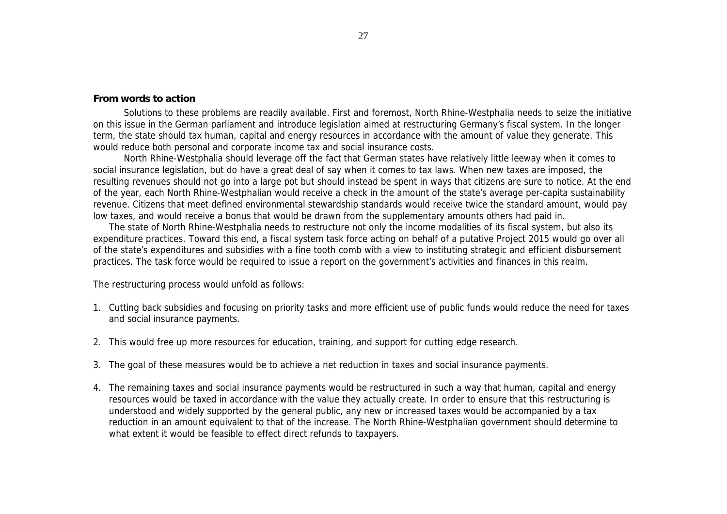**From words to action**

Solutions to these problems are readily available. First and foremost, North Rhine-Westphalia needs to seize the initiative on this issue in the German parliament and introduce legislation aimed at restructuring Germany's fiscal system. In the longer term, the state should tax human, capital and energy resources in accordance with the amount of value they generate. This would reduce both personal and corporate income tax and social insurance costs.

North Rhine-Westphalia should leverage off the fact that German states have relatively little leeway when it comes to social insurance legislation, but do have a great deal of say when it comes to tax laws. When new taxes are imposed, the resulting revenues should not go into a large pot but should instead be spent in ways that citizens are sure to notice. At the end of the year, each North Rhine-Westphalian would receive a check in the amount of the state's average per-capita sustainability revenue. Citizens that meet defined environmental stewardship standards would receive twice the standard amount, would pay low taxes, and would receive a bonus that would be drawn from the supplementary amounts others had paid in.

The state of North Rhine-Westphalia needs to restructure not only the income modalities of its fiscal system, but also its expenditure practices. Toward this end, a fiscal system task force acting on behalf of a putative Project 2015 would go over all of the state's expenditures and subsidies with a fine tooth comb with a view to instituting strategic and efficient disbursement practices. The task force would be required to issue a report on the government's activities and finances in this realm.

The restructuring process would unfold as follows:

1. Cutting back subsidies and focusing on priority tasks and more efficient use of public funds would reduce the need for taxes and social insurance payments.

2. This would free up more resources for education, training, and support for cutting edge research.

3. The goal of these measures would be to achieve a net reduction in taxes and social insurance payments.

4. The remaining taxes and social insurance payments would be restructured in such a way that human, capital and energy resources would be taxed in accordance with the value they actually create. In order to ensure that this restructuring is understood and widely supported by the general public, any new or increased taxes would be accompanied by a tax reduction in an amount equivalent to that of the increase. The North Rhine-Westphalian government should determine to what extent it would be feasible to effect direct refunds to taxpayers.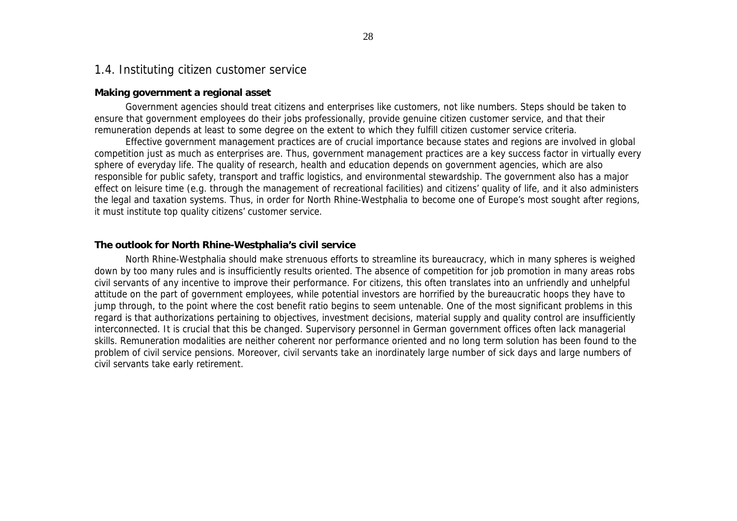## 1.4. Instituting citizen customer service

**Making government a regional asset**

Government agencies should treat citizens and enterprises like customers, not like numbers. Steps should be taken to ensure that government employees do their jobs professionally, provide genuine citizen customer service, and that their remuneration depends at least to some degree on the extent to which they fulfill citizen customer service criteria.

Effective government management practices are of crucial importance because states and regions are involved in global competition just as much as enterprises are. Thus, government management practices are a key success factor in virtually every sphere of everyday life. The quality of research, health and education depends on government agencies, which are also responsible for public safety, transport and traffic logistics, and environmental stewardship. The government also has a major effect on leisure time (e.g. through the management of recreational facilities) and citizens' quality of life, and it also administers the legal and taxation systems. Thus, in order for North Rhine-Westphalia to become one of Europe's most sought after regions, it must institute top quality citizens' customer service.

**The outlook for North Rhine-Westphalia's civil service**

North Rhine-Westphalia should make strenuous efforts to streamline its bureaucracy, which in many spheres is weighed down by too many rules and is insufficiently results oriented. The absence of competition for job promotion in many areas robs civil servants of any incentive to improve their performance. For citizens, this often translates into an unfriendly and unhelpful attitude on the part of government employees, while potential investors are horrified by the bureaucratic hoops they have to jump through, to the point where the cost benefit ratio begins to seem untenable. One of the most significant problems in this regard is that authorizations pertaining to objectives, investment decisions, material supply and quality control are insufficiently interconnected. It is crucial that this be changed. Supervisory personnel in German government offices often lack managerial skills. Remuneration modalities are neither coherent nor performance oriented and no long term solution has been found to the problem of civil service pensions. Moreover, civil servants take an inordinately large number of sick days and large numbers of civil servants take early retirement.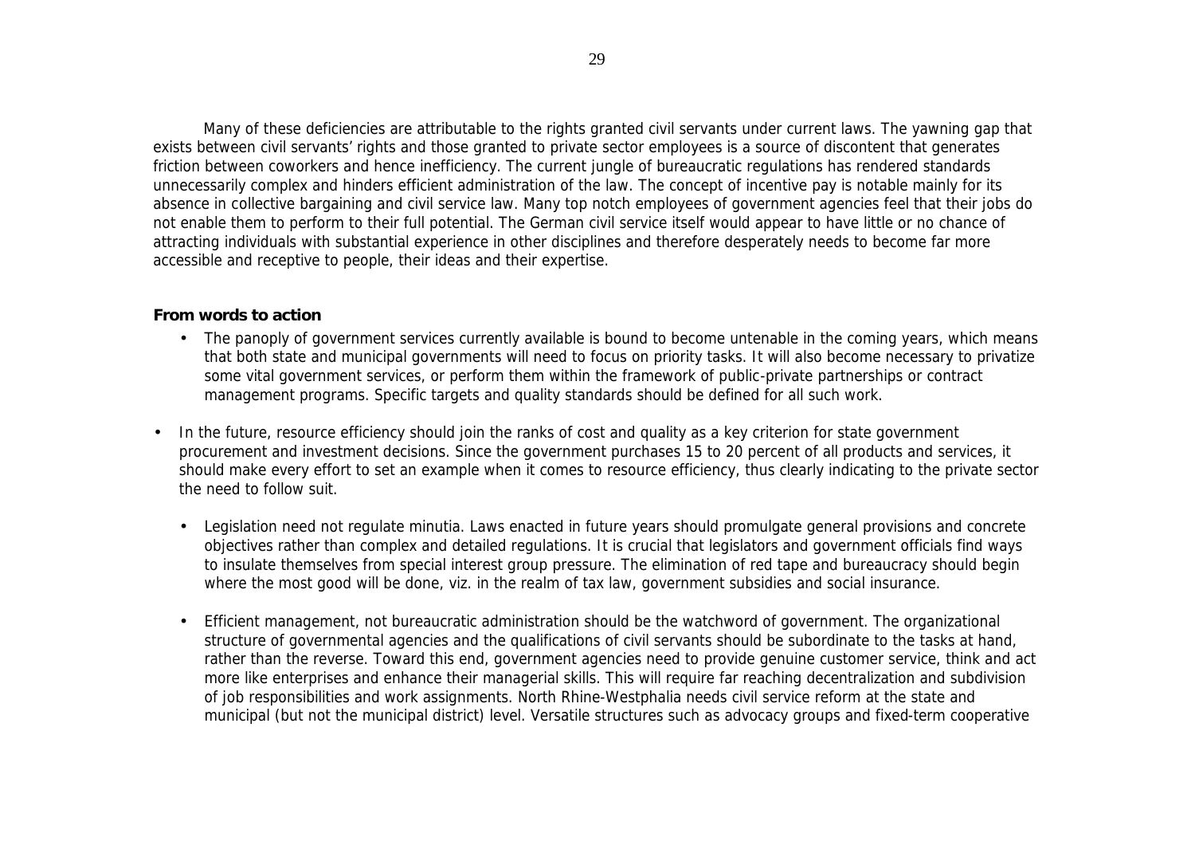Many of these deficiencies are attributable to the rights granted civil servants under current laws. The yawning gap that exists between civil servants' rights and those granted to private sector employees is a source of discontent that generates friction between coworkers and hence inefficiency. The current jungle of bureaucratic regulations has rendered standards unnecessarily complex and hinders efficient administration of the law. The concept of incentive pay is notable mainly for its absence in collective bargaining and civil service law. Many top notch employees of government agencies feel that their jobs do not enable them to perform to their full potential. The German civil service itself would appear to have little or no chance of attracting individuals with substantial experience in other disciplines and therefore desperately needs to become far more accessible and receptive to people, their ideas and their expertise.

**From words to action**

- The panoply of government services currently available is bound to become untenable in the coming years, which means that both state and municipal governments will need to focus on priority tasks. It will also become necessary to privatize some vital government services, or perform them within the framework of public-private partnerships or contract management programs. Specific targets and quality standards should be defined for all such work.

- In the future, resource efficiency should join the ranks of cost and quality as a key criterion for state government procurement and investment decisions. Since the government purchases 15 to 20 percent of all products and services, it should make every effort to set an example when it comes to resource efficiency, thus clearly indicating to the private sector the need to follow suit.

- Legislation need not regulate minutia. Laws enacted in future years should promulgate general provisions and concrete objectives rather than complex and detailed regulations. It is crucial that legislators and government officials find ways to insulate themselves from special interest group pressure. The elimination of red tape and bureaucracy should begin where the most good will be done, viz. in the realm of tax law, government subsidies and social insurance.

- Efficient management, not bureaucratic administration should be the watchword of government. The organizational structure of governmental agencies and the qualifications of civil servants should be subordinate to the tasks at hand, rather than the reverse. Toward this end, government agencies need to provide genuine customer service, think and act more like enterprises and enhance their managerial skills. This will require far reaching decentralization and subdivision of job responsibilities and work assignments. North Rhine-Westphalia needs civil service reform at the state and municipal (but not the municipal district) level. Versatile structures such as advocacy groups and fixed-term cooperative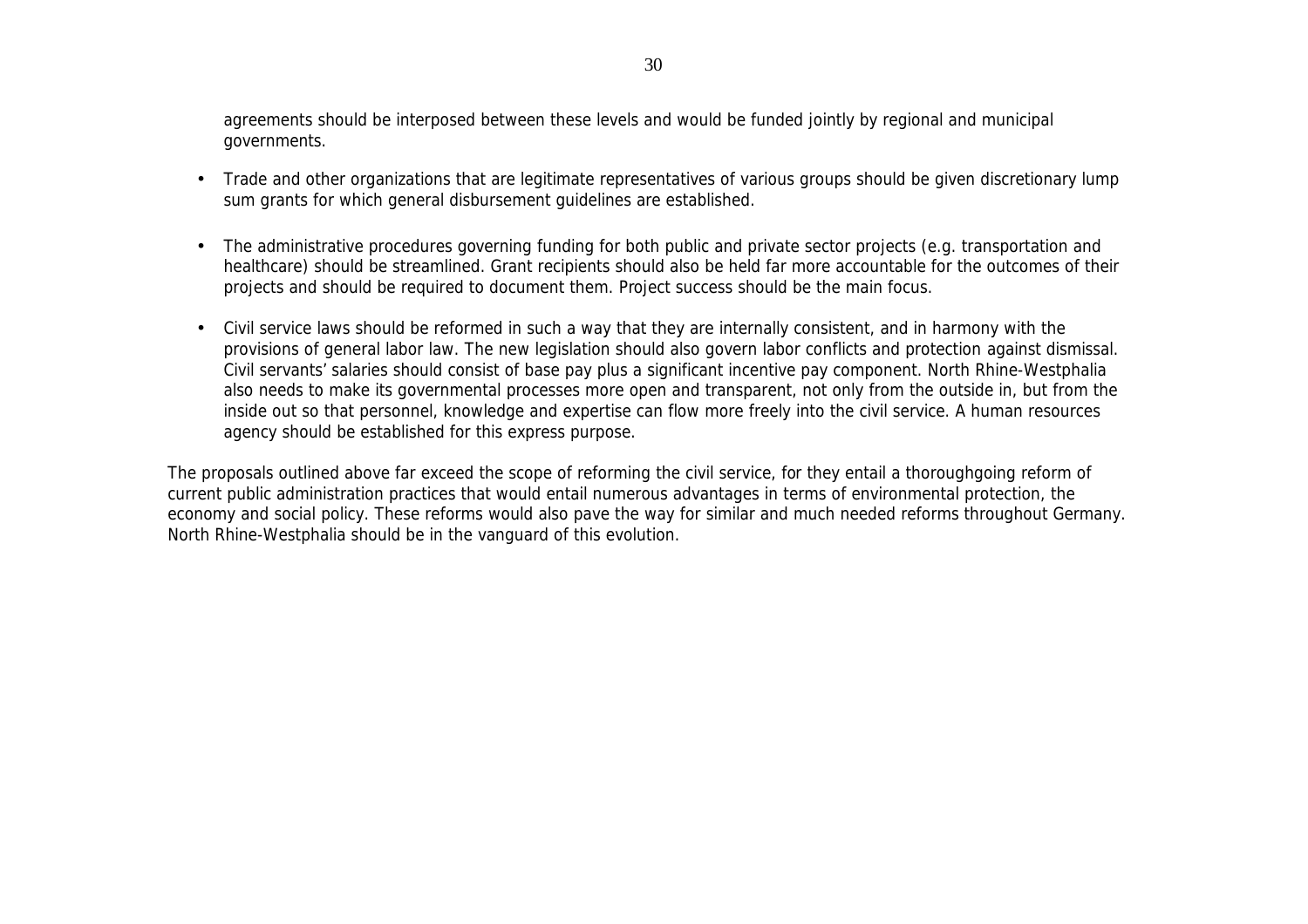agreements should be interposed between these levels and would be funded jointly by regional and municipal governments.

- Trade and other organizations that are legitimate representatives of various groups should be given discretionary lump sum grants for which general disbursement guidelines are established.

- The administrative procedures governing funding for both public and private sector projects (e.g. transportation and healthcare) should be streamlined. Grant recipients should also be held far more accountable for the outcomes of their projects and should be required to document them. Project success should be the main focus.

- Civil service laws should be reformed in such a way that they are internally consistent, and in harmony with the provisions of general labor law. The new legislation should also govern labor conflicts and protection against dismissal. Civil servants' salaries should consist of base pay plus a significant incentive pay component. North Rhine-Westphalia also needs to make its governmental processes more open and transparent, not only from the outside in, but from the inside out so that personnel, knowledge and expertise can flow more freely into the civil service. A human resources agency should be established for this express purpose.

The proposals outlined above far exceed the scope of reforming the civil service, for they entail a thoroughgoing reform of current public administration practices that would entail numerous advantages in terms of environmental protection, the economy and social policy. These reforms would also pave the way for similar and much needed reforms throughout Germany. North Rhine-Westphalia should be in the vanguard of this evolution.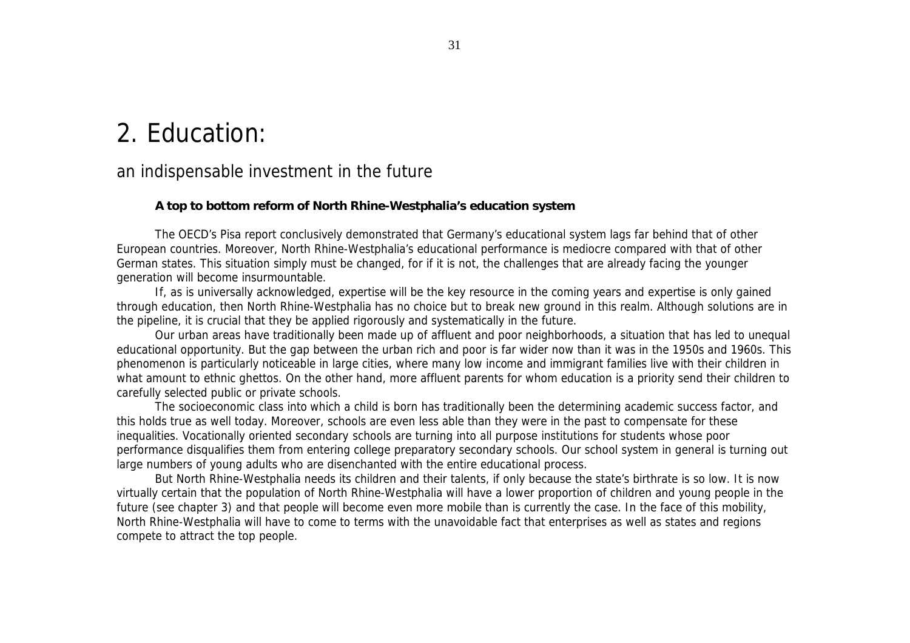# 2. Education:

## an indispensable investment in the future

**A top to bottom reform of North Rhine-Westphalia's education system**

The OECD's Pisa report conclusively demonstrated that Germany's educational system lags far behind that of other European countries. Moreover, North Rhine-Westphalia's educational performance is mediocre compared with that of other German states. This situation simply must be changed, for if it is not, the challenges that are already facing the younger generation will become insurmountable.

If, as is universally acknowledged, expertise will be the key resource in the coming years and expertise is only gained through education, then North Rhine-Westphalia has no choice but to break new ground in this realm. Although solutions are in the pipeline, it is crucial that they be applied rigorously and systematically in the future.

Our urban areas have traditionally been made up of affluent and poor neighborhoods, a situation that has led to unequal educational opportunity. But the gap between the urban rich and poor is far wider now than it was in the 1950s and 1960s. This phenomenon is particularly noticeable in large cities, where many low income and immigrant families live with their children in what amount to ethnic ghettos. On the other hand, more affluent parents for whom education is a priority send their children to carefully selected public or private schools.

The socioeconomic class into which a child is born has traditionally been the determining academic success factor, and this holds true as well today. Moreover, schools are even less able than they were in the past to compensate for these inequalities. Vocationally oriented secondary schools are turning into all purpose institutions for students whose poor performance disqualifies them from entering college preparatory secondary schools. Our school system in general is turning out large numbers of young adults who are disenchanted with the entire educational process.

But North Rhine-Westphalia needs its children and their talents, if only because the state's birthrate is so low. It is now virtually certain that the population of North Rhine-Westphalia will have a lower proportion of children and young people in the future (see chapter 3) and that people will become even more mobile than is currently the case. In the face of this mobility, North Rhine-Westphalia will have to come to terms with the unavoidable fact that enterprises as well as states and regions compete to attract the top people.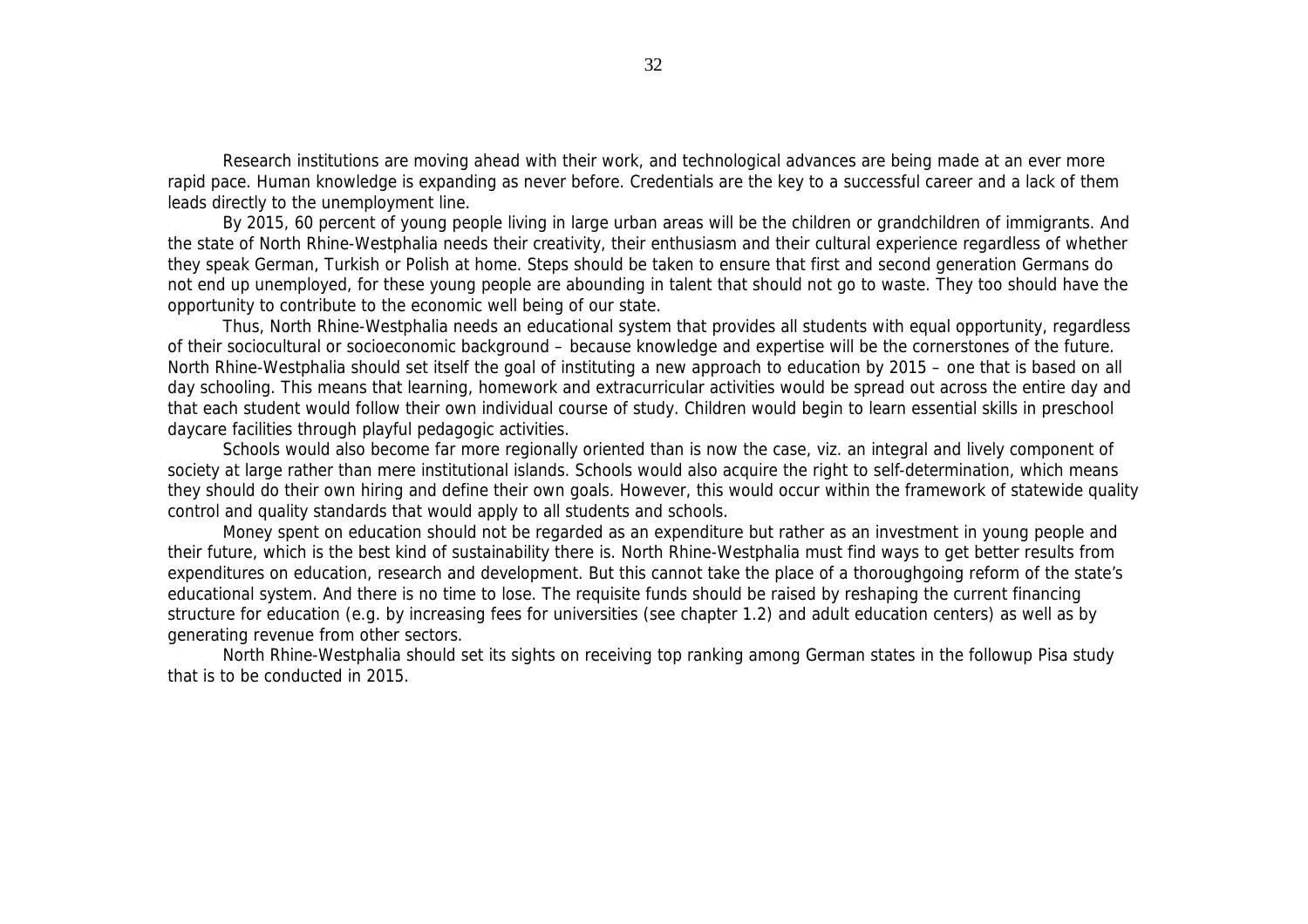Research institutions are moving ahead with their work, and technological advances are being made at an ever more rapid pace. Human knowledge is expanding as never before. Credentials are the key to a successful career and a lack of them leads directly to the unemployment line.

By 2015, 60 percent of young people living in large urban areas will be the children or grandchildren of immigrants. And the state of North Rhine-Westphalia needs their creativity, their enthusiasm and their cultural experience regardless of whether they speak German, Turkish or Polish at home. Steps should be taken to ensure that first and second generation Germans do not end up unemployed, for these young people are abounding in talent that should not go to waste. They too should have the opportunity to contribute to the economic well being of our state.

Thus, North Rhine-Westphalia needs an educational system that provides all students with equal opportunity, regardless of their sociocultural or socioeconomic background – because knowledge and expertise will be the cornerstones of the future. North Rhine-Westphalia should set itself the goal of instituting a new approach to education by 2015 – one that is based on all day schooling. This means that learning, homework and extracurricular activities would be spread out across the entire day and that each student would follow their own individual course of study. Children would begin to learn essential skills in preschool daycare facilities through playful pedagogic activities.

Schools would also become far more regionally oriented than is now the case, viz. an integral and lively component of society at large rather than mere institutional islands. Schools would also acquire the right to self-determination, which means they should do their own hiring and define their own goals. However, this would occur within the framework of statewide quality control and quality standards that would apply to all students and schools.

Money spent on education should not be regarded as an expenditure but rather as an investment in young people and their future, which is the best kind of sustainability there is. North Rhine-Westphalia must find ways to get better results from expenditures on education, research and development. But this cannot take the place of a thoroughgoing reform of the state's educational system. And there is no time to lose. The requisite funds should be raised by reshaping the current financing structure for education (e.g. by increasing fees for universities (see chapter 1.2) and adult education centers) as well as by generating revenue from other sectors.

North Rhine-Westphalia should set its sights on receiving top ranking among German states in the followup Pisa study that is to be conducted in 2015.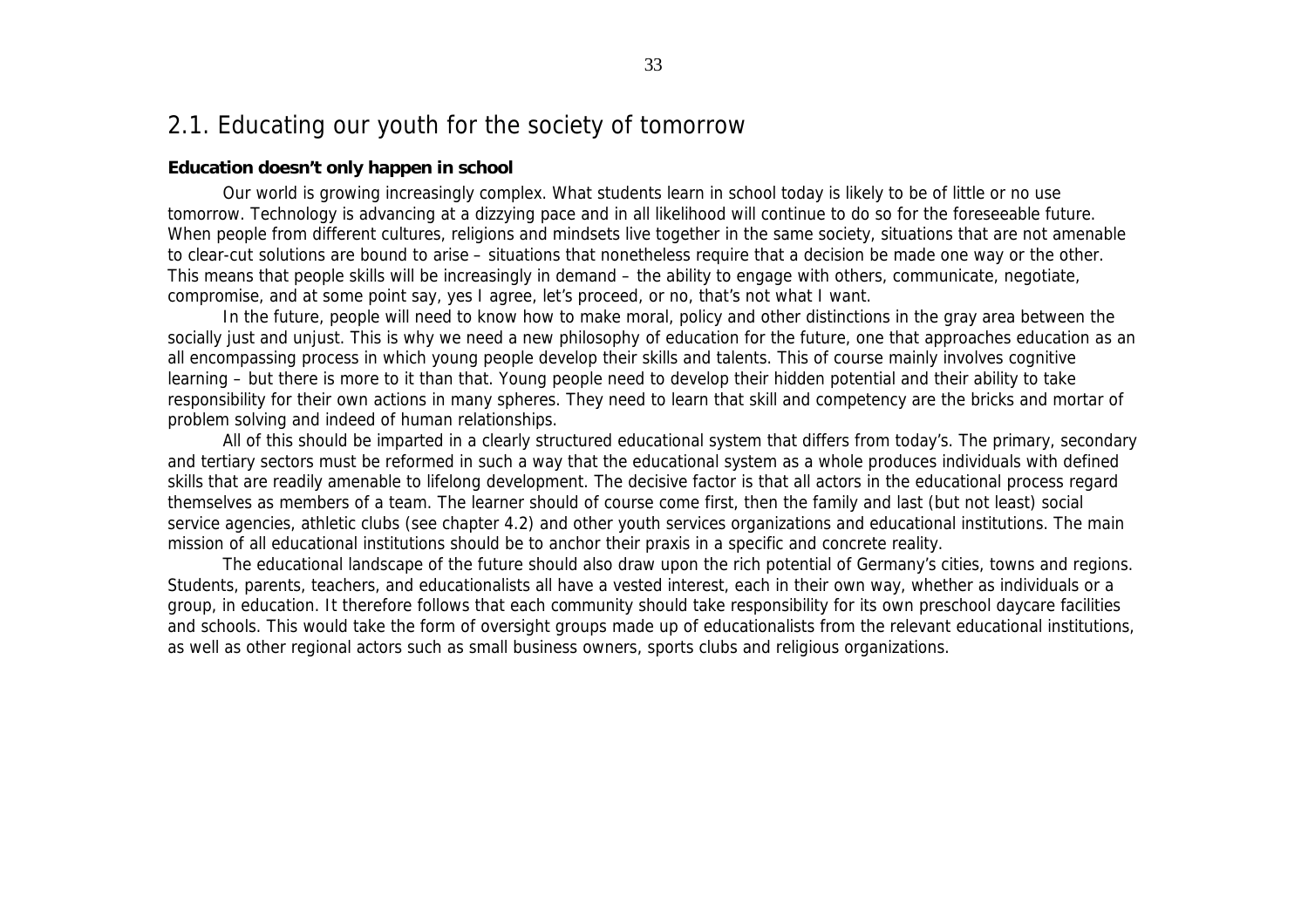## 2.1. Educating our youth for the society of tomorrow

**Education doesn't only happen in school**

Our world is growing increasingly complex. What students learn in school today is likely to be of little or no use tomorrow. Technology is advancing at a dizzying pace and in all likelihood will continue to do so for the foreseeable future. When people from different cultures, religions and mindsets live together in the same society, situations that are not amenable to clear-cut solutions are bound to arise – situations that nonetheless require that a decision be made one way or the other. This means that people skills will be increasingly in demand – the ability to engage with others, communicate, negotiate, compromise, and at some point say, yes I agree, let's proceed, or no, that's not what I want.

In the future, people will need to know how to make moral, policy and other distinctions in the gray area between the socially just and unjust. This is why we need a new philosophy of education for the future, one that approaches education as an all encompassing process in which young people develop their skills and talents. This of course mainly involves cognitive learning – but there is more to it than that. Young people need to develop their hidden potential and their ability to take responsibility for their own actions in many spheres. They need to learn that skill and competency are the bricks and mortar of problem solving and indeed of human relationships.

All of this should be imparted in a clearly structured educational system that differs from today's. The primary, secondary and tertiary sectors must be reformed in such a way that the educational system as a whole produces individuals with defined skills that are readily amenable to lifelong development. The decisive factor is that all actors in the educational process regard themselves as members of a team. The learner should of course come first, then the family and last (but not least) social service agencies, athletic clubs (see chapter 4.2) and other youth services organizations and educational institutions. The main mission of all educational institutions should be to anchor their praxis in a specific and concrete reality.

The educational landscape of the future should also draw upon the rich potential of Germany's cities, towns and regions. Students, parents, teachers, and educationalists all have a vested interest, each in their own way, whether as individuals or a group, in education. It therefore follows that each community should take responsibility for its own preschool daycare facilities and schools. This would take the form of oversight groups made up of educationalists from the relevant educational institutions, as well as other regional actors such as small business owners, sports clubs and religious organizations.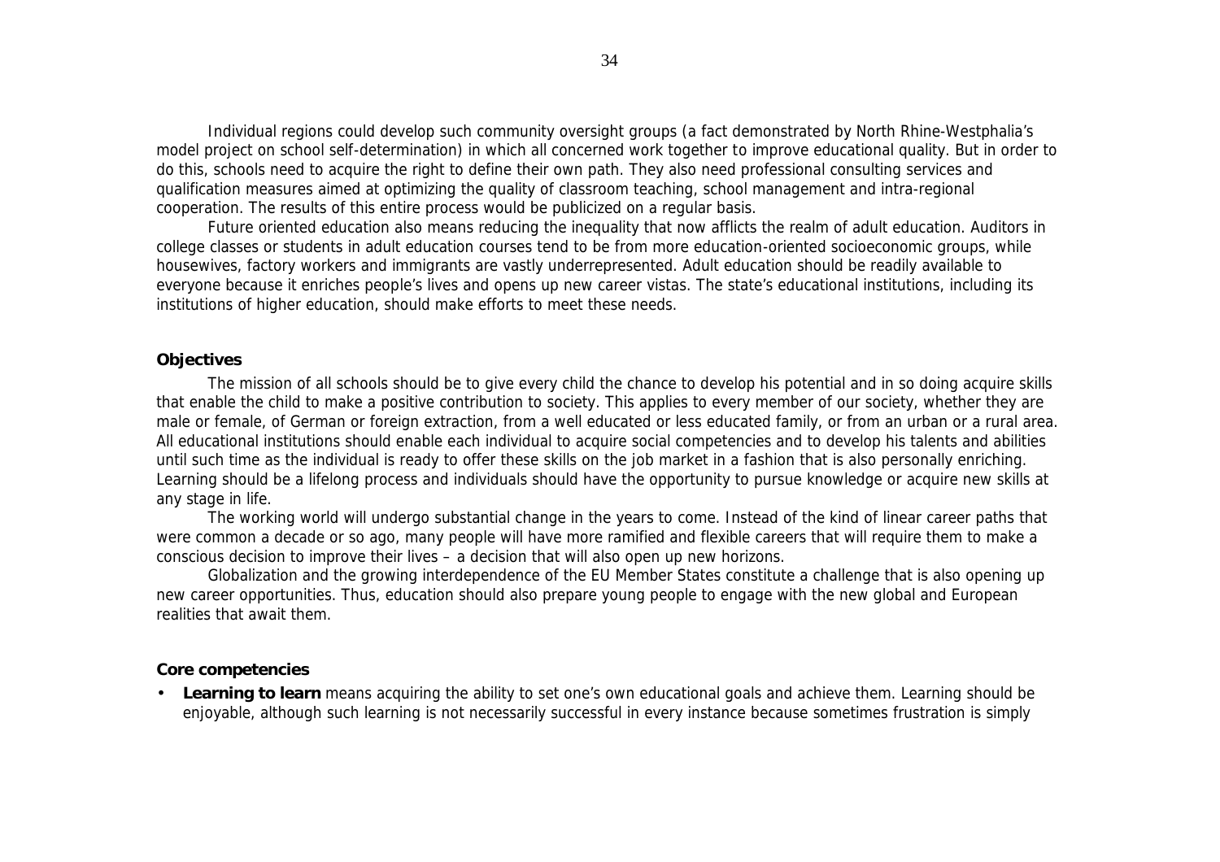Individual regions could develop such community oversight groups (a fact demonstrated by North Rhine-Westphalia's model project on school self-determination) in which all concerned work together to improve educational quality. But in order to do this, schools need to acquire the right to define their own path. They also need professional consulting services and qualification measures aimed at optimizing the quality of classroom teaching, school management and intra-regional cooperation. The results of this entire process would be publicized on a regular basis.

Future oriented education also means reducing the inequality that now afflicts the realm of adult education. Auditors in college classes or students in adult education courses tend to be from more education-oriented socioeconomic groups, while housewives, factory workers and immigrants are vastly underrepresented. Adult education should be readily available to everyone because it enriches people's lives and opens up new career vistas. The state's educational institutions, including its institutions of higher education, should make efforts to meet these needs.

**Objectives**

The mission of all schools should be to give every child the chance to develop his potential and in so doing acquire skills that enable the child to make a positive contribution to society. This applies to every member of our society, whether they are male or female, of German or foreign extraction, from a well educated or less educated family, or from an urban or a rural area. All educational institutions should enable each individual to acquire social competencies and to develop his talents and abilities until such time as the individual is ready to offer these skills on the job market in a fashion that is also personally enriching. Learning should be a lifelong process and individuals should have the opportunity to pursue knowledge or acquire new skills at any stage in life.

The working world will undergo substantial change in the years to come. Instead of the kind of linear career paths that were common a decade or so ago, many people will have more ramified and flexible careers that will require them to make a conscious decision to improve their lives – a decision that will also open up new horizons.

Globalization and the growing interdependence of the EU Member States constitute a challenge that is also opening up new career opportunities. Thus, education should also prepare young people to engage with the new global and European realities that await them.

**Core competencies**

- **Learning to learn** means acquiring the ability to set one's own educational goals and achieve them. Learning should be enjoyable, although such learning is not necessarily successful in every instance because sometimes frustration is simply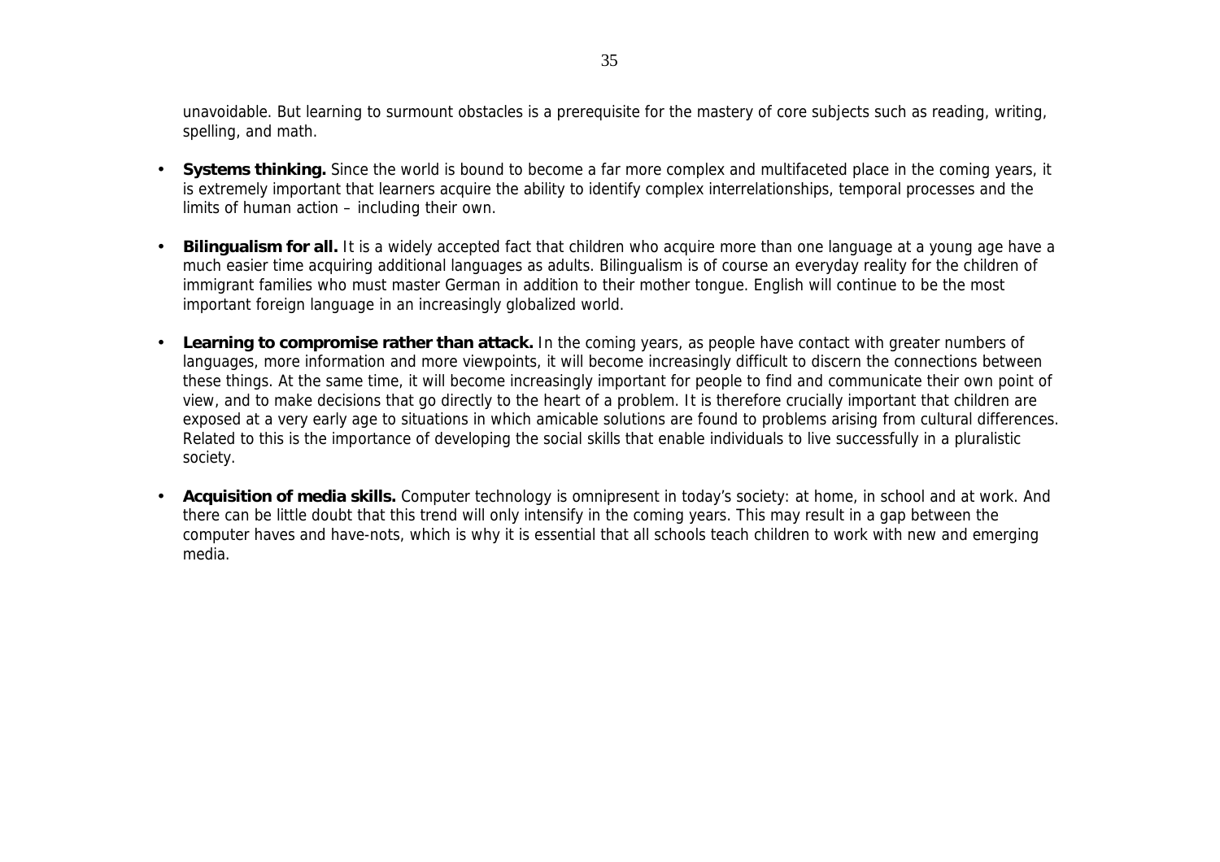unavoidable. But learning to surmount obstacles is a prerequisite for the mastery of core subjects such as reading, writing, spelling, and math.

- **Systems thinking.** Since the world is bound to become a far more complex and multifaceted place in the coming years, it is extremely important that learners acquire the ability to identify complex interrelationships, temporal processes and the limits of human action – including their own.

- **Bilingualism for all.** It is a widely accepted fact that children who acquire more than one language at a young age have a much easier time acquiring additional languages as adults. Bilingualism is of course an everyday reality for the children of immigrant families who must master German in addition to their mother tongue. English will continue to be the most important foreign language in an increasingly globalized world.

- **Learning to compromise rather than attack.** In the coming years, as people have contact with greater numbers of languages, more information and more viewpoints, it will become increasingly difficult to discern the connections between these things. At the same time, it will become increasingly important for people to find and communicate their own point of view, and to make decisions that go directly to the heart of a problem. It is therefore crucially important that children are exposed at a very early age to situations in which amicable solutions are found to problems arising from cultural differences. Related to this is the importance of developing the social skills that enable individuals to live successfully in a pluralistic society.

- **Acquisition of media skills.** Computer technology is omnipresent in today's society: at home, in school and at work. And there can be little doubt that this trend will only intensify in the coming years. This may result in a gap between the computer haves and have-nots, which is why it is essential that all schools teach children to work with new and emerging media.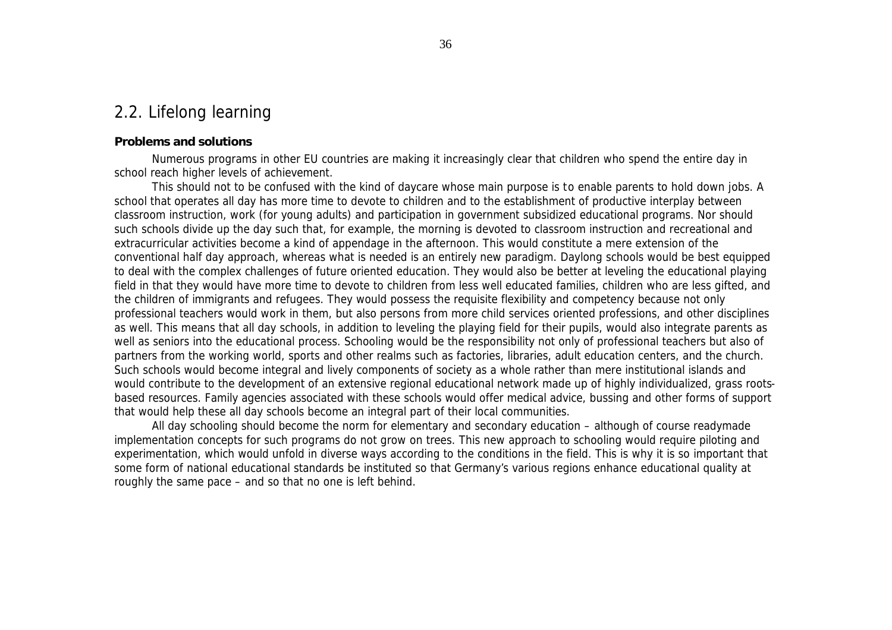## 2.2. Lifelong learning

**Problems and solutions**

Numerous programs in other EU countries are making it increasingly clear that children who spend the entire day in school reach higher levels of achievement.

This should not to be confused with the kind of daycare whose main purpose is to enable parents to hold down jobs. A school that operates all day has more time to devote to children and to the establishment of productive interplay between classroom instruction, work (for young adults) and participation in government subsidized educational programs. Nor should such schools divide up the day such that, for example, the morning is devoted to classroom instruction and recreational and extracurricular activities become a kind of appendage in the afternoon. This would constitute a mere extension of the conventional half day approach, whereas what is needed is an entirely new paradigm. Daylong schools would be best equipped to deal with the complex challenges of future oriented education. They would also be better at leveling the educational playing field in that they would have more time to devote to children from less well educated families, children who are less gifted, and the children of immigrants and refugees. They would possess the requisite flexibility and competency because not only professional teachers would work in them, but also persons from more child services oriented professions, and other disciplines as well. This means that all day schools, in addition to leveling the playing field for their pupils, would also integrate parents as well as seniors into the educational process. Schooling would be the responsibility not only of professional teachers but also of partners from the working world, sports and other realms such as factories, libraries, adult education centers, and the church. Such schools would become integral and lively components of society as a whole rather than mere institutional islands and would contribute to the development of an extensive regional educational network made up of highly individualized, grass roots-based resources. Family agencies associated with these schools would offer medical advice, bussing and other forms of support that would help these all day schools become an integral part of their local communities.

All day schooling should become the norm for elementary and secondary education – although of course readymade implementation concepts for such programs do not grow on trees. This new approach to schooling would require piloting and experimentation, which would unfold in diverse ways according to the conditions in the field. This is why it is so important that some form of national educational standards be instituted so that Germany's various regions enhance educational quality at roughly the same pace – and so that no one is left behind.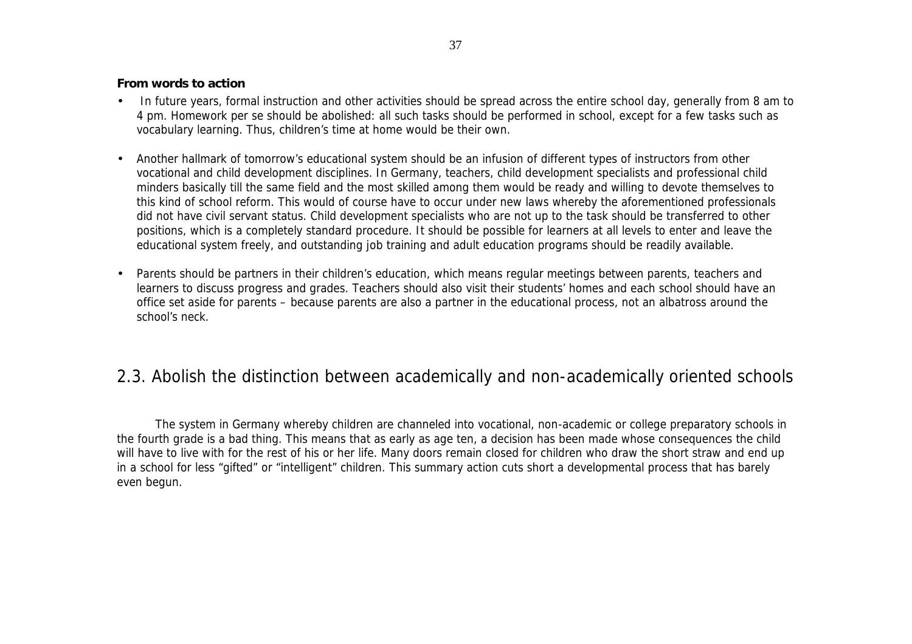**From words to action**

- In future years, formal instruction and other activities should be spread across the entire school day, generally from 8 am to 4 pm. Homework per se should be abolished: all such tasks should be performed in school, except for a few tasks such as vocabulary learning. Thus, children's time at home would be their own.

- Another hallmark of tomorrow's educational system should be an infusion of different types of instructors from other vocational and child development disciplines. In Germany, teachers, child development specialists and professional child minders basically till the same field and the most skilled among them would be ready and willing to devote themselves to this kind of school reform. This would of course have to occur under new laws whereby the aforementioned professionals did not have civil servant status. Child development specialists who are not up to the task should be transferred to other positions, which is a completely standard procedure. It should be possible for learners at all levels to enter and leave the educational system freely, and outstanding job training and adult education programs should be readily available.

- Parents should be partners in their children's education, which means regular meetings between parents, teachers and learners to discuss progress and grades. Teachers should also visit their students' homes and each school should have an office set aside for parents – because parents are also a partner in the educational process, not an albatross around the school's neck.

## 2.3. Abolish the distinction between academically and non-academically oriented schools

The system in Germany whereby children are channeled into vocational, non-academic or college preparatory schools in the fourth grade is a bad thing. This means that as early as age ten, a decision has been made whose consequences the child will have to live with for the rest of his or her life. Many doors remain closed for children who draw the short straw and end up in a school for less "gifted" or "intelligent" children. This summary action cuts short a developmental process that has barely even begun.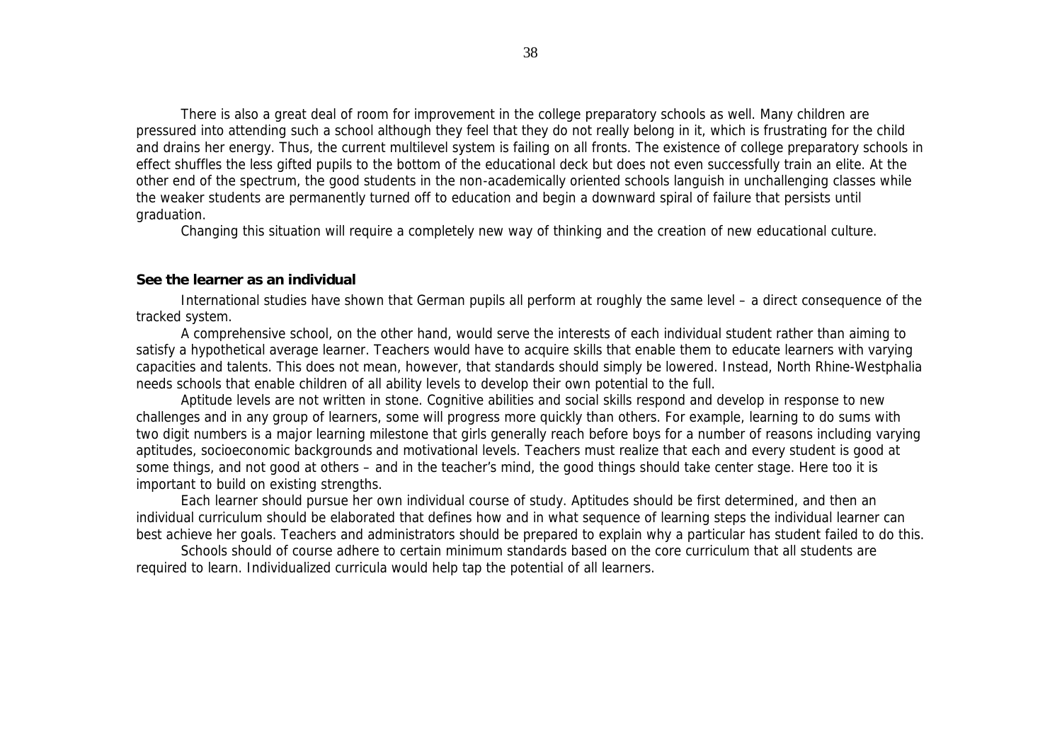There is also a great deal of room for improvement in the college preparatory schools as well. Many children are pressured into attending such a school although they feel that they do not really belong in it, which is frustrating for the child and drains her energy. Thus, the current multilevel system is failing on all fronts. The existence of college preparatory schools in effect shuffles the less gifted pupils to the bottom of the educational deck but does not even successfully train an elite. At the other end of the spectrum, the good students in the non-academically oriented schools languish in unchallenging classes while the weaker students are permanently turned off to education and begin a downward spiral of failure that persists until graduation.

Changing this situation will require a completely new way of thinking and the creation of new educational culture.

**See the learner as an individual**

International studies have shown that German pupils all perform at roughly the same level – a direct consequence of the tracked system.

A comprehensive school, on the other hand, would serve the interests of each individual student rather than aiming to satisfy a hypothetical average learner. Teachers would have to acquire skills that enable them to educate learners with varying capacities and talents. This does not mean, however, that standards should simply be lowered. Instead, North Rhine-Westphalia needs schools that enable children of all ability levels to develop their own potential to the full.

Aptitude levels are not written in stone. Cognitive abilities and social skills respond and develop in response to new challenges and in any group of learners, some will progress more quickly than others. For example, learning to do sums with two digit numbers is a major learning milestone that girls generally reach before boys for a number of reasons including varying aptitudes, socioeconomic backgrounds and motivational levels. Teachers must realize that each and every student is good at some things, and not good at others – and in the teacher's mind, the good things should take center stage. Here too it is important to build on existing strengths.

Each learner should pursue her own individual course of study. Aptitudes should be first determined, and then an individual curriculum should be elaborated that defines how and in what sequence of learning steps the individual learner can best achieve her goals. Teachers and administrators should be prepared to explain why a particular has student failed to do this.

Schools should of course adhere to certain minimum standards based on the core curriculum that all students are required to learn. Individualized curricula would help tap the potential of all learners.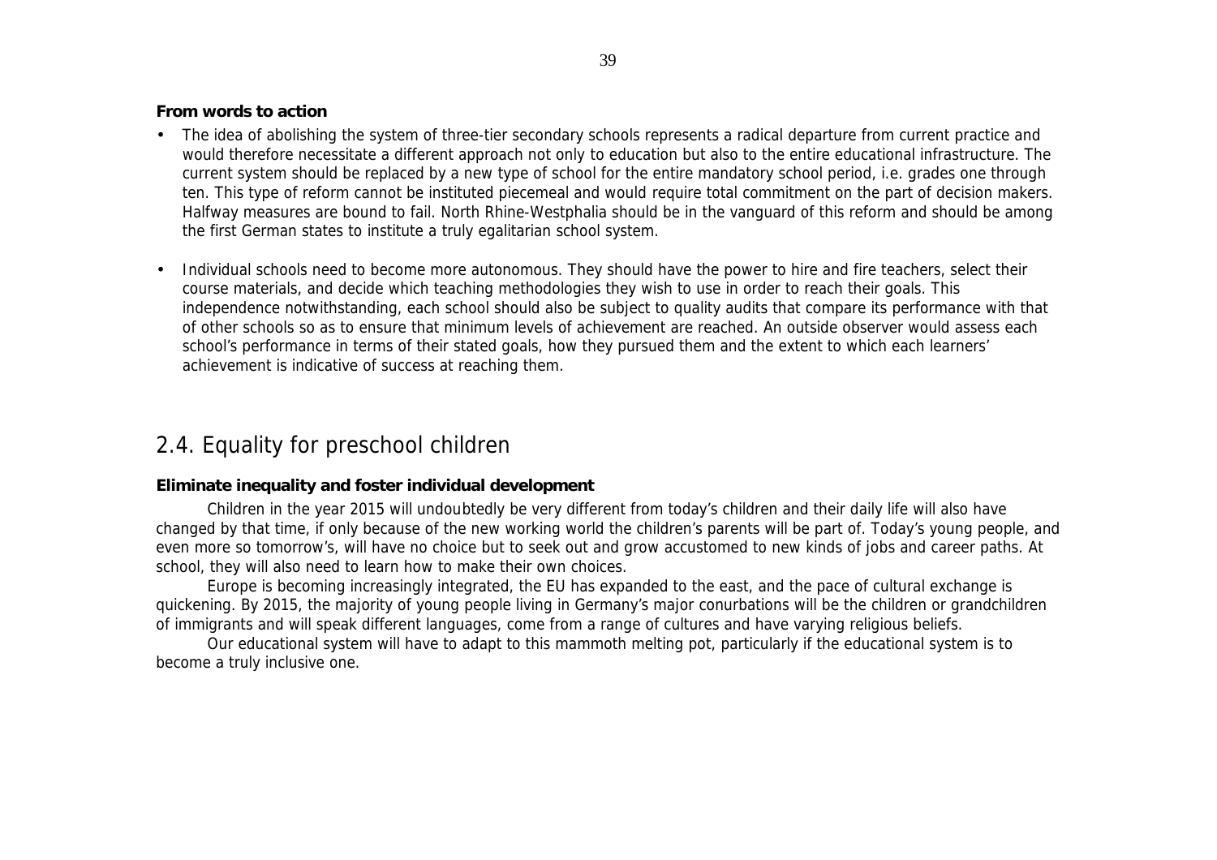**From words to action**

- The idea of abolishing the system of three-tier secondary schools represents a radical departure from current practice and would therefore necessitate a different approach not only to education but also to the entire educational infrastructure. The current system should be replaced by a new type of school for the entire mandatory school period, i.e. grades one through ten. This type of reform cannot be instituted piecemeal and would require total commitment on the part of decision makers. Halfway measures are bound to fail. North Rhine-Westphalia should be in the vanguard of this reform and should be among the first German states to institute a truly egalitarian school system.

- Individual schools need to become more autonomous. They should have the power to hire and fire teachers, select their course materials, and decide which teaching methodologies they wish to use in order to reach their goals. This independence notwithstanding, each school should also be subject to quality audits that compare its performance with that of other schools so as to ensure that minimum levels of achievement are reached. An outside observer would assess each school's performance in terms of their stated goals, how they pursued them and the extent to which each learners' achievement is indicative of success at reaching them.

## 2.4. Equality for preschool children

**Eliminate inequality and foster individual development**

Children in the year 2015 will undoubtedly be very different from today's children and their daily life will also have changed by that time, if only because of the new working world the children's parents will be part of. Today's young people, and even more so tomorrow's, will have no choice but to seek out and grow accustomed to new kinds of jobs and career paths. At school, they will also need to learn how to make their own choices.

Europe is becoming increasingly integrated, the EU has expanded to the east, and the pace of cultural exchange is quickening. By 2015, the majority of young people living in Germany's major conurbations will be the children or grandchildren of immigrants and will speak different languages, come from a range of cultures and have varying religious beliefs.

Our educational system will have to adapt to this mammoth melting pot, particularly if the educational system is to become a truly inclusive one.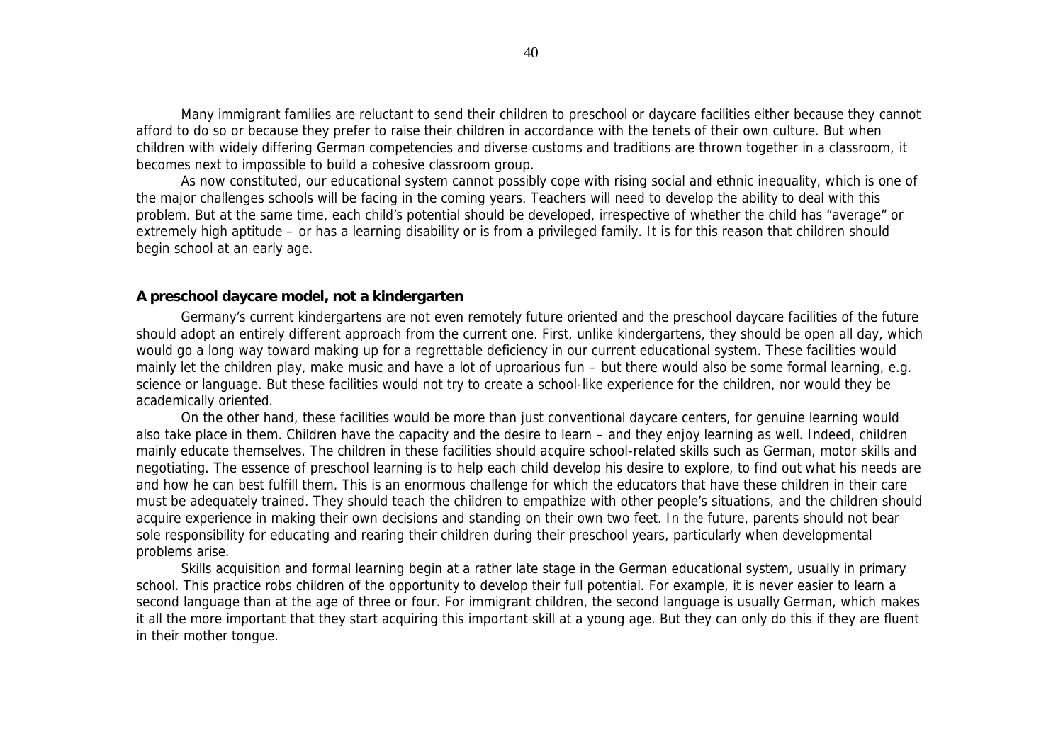Many immigrant families are reluctant to send their children to preschool or daycare facilities either because they cannot afford to do so or because they prefer to raise their children in accordance with the tenets of their own culture. But when children with widely differing German competencies and diverse customs and traditions are thrown together in a classroom, it becomes next to impossible to build a cohesive classroom group.

As now constituted, our educational system cannot possibly cope with rising social and ethnic inequality, which is one of the major challenges schools will be facing in the coming years. Teachers will need to develop the ability to deal with this problem. But at the same time, each child's potential should be developed, irrespective of whether the child has "average" or extremely high aptitude – or has a learning disability or is from a privileged family. It is for this reason that children should begin school at an early age.

**A preschool daycare model, not a kindergarten**

Germany's current kindergartens are not even remotely future oriented and the preschool daycare facilities of the future should adopt an entirely different approach from the current one. First, unlike kindergartens, they should be open all day, which would go a long way toward making up for a regrettable deficiency in our current educational system. These facilities would mainly let the children play, make music and have a lot of uproarious fun – but there would also be some formal learning, e.g. science or language. But these facilities would not try to create a school-like experience for the children, nor would they be academically oriented.

On the other hand, these facilities would be more than just conventional daycare centers, for genuine learning would also take place in them. Children have the capacity and the desire to learn – and they enjoy learning as well. Indeed, children mainly educate themselves. The children in these facilities should acquire school-related skills such as German, motor skills and negotiating. The essence of preschool learning is to help each child develop his desire to explore, to find out what his needs are and how he can best fulfill them. This is an enormous challenge for which the educators that have these children in their care must be adequately trained. They should teach the children to empathize with other people's situations, and the children should acquire experience in making their own decisions and standing on their own two feet. In the future, parents should not bear sole responsibility for educating and rearing their children during their preschool years, particularly when developmental problems arise.

Skills acquisition and formal learning begin at a rather late stage in the German educational system, usually in primary school. This practice robs children of the opportunity to develop their full potential. For example, it is never easier to learn a second language than at the age of three or four. For immigrant children, the second language is usually German, which makes it all the more important that they start acquiring this important skill at a young age. But they can only do this if they are fluent in their mother tongue.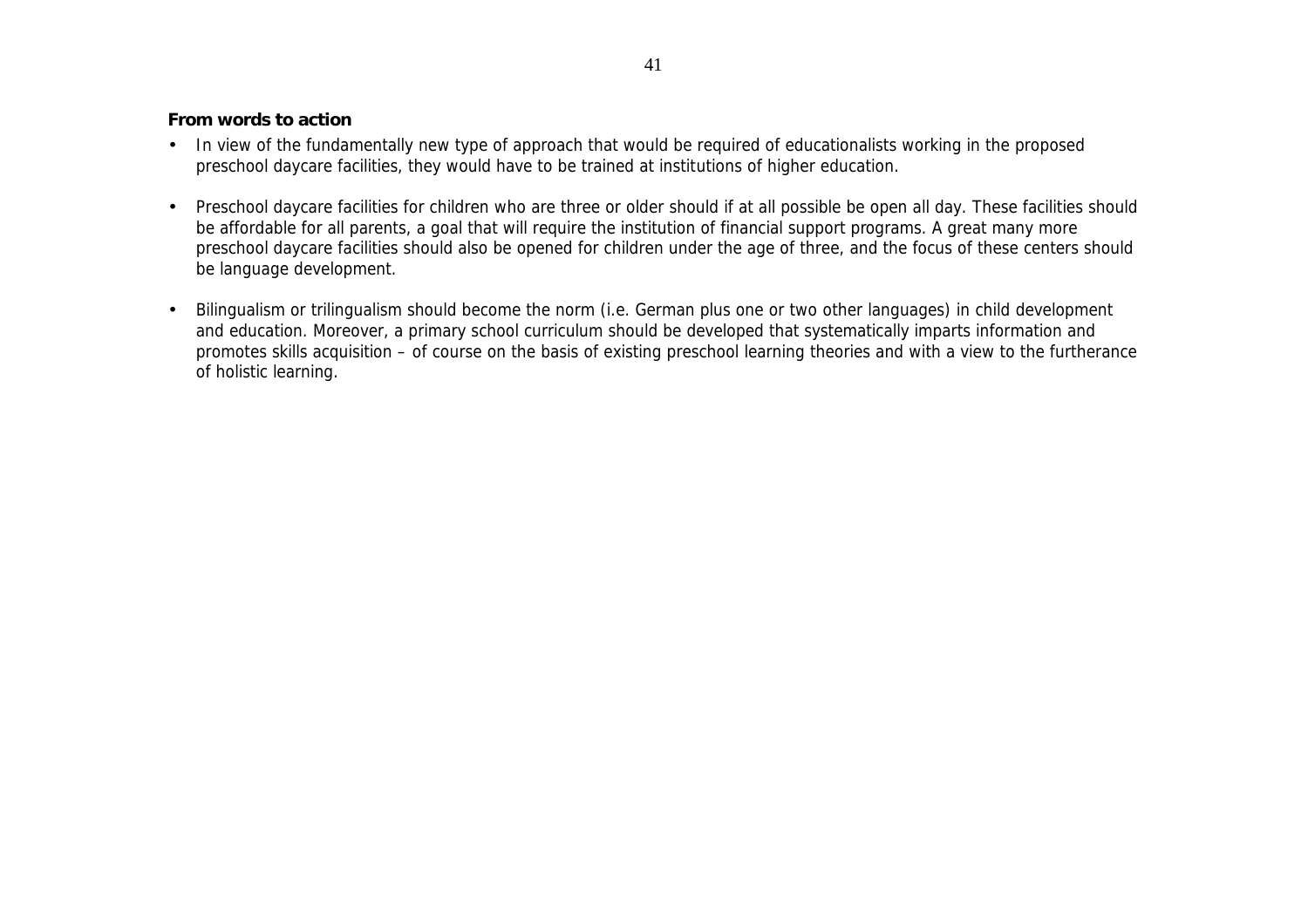**From words to action**

- In view of the fundamentally new type of approach that would be required of educationalists working in the proposed preschool daycare facilities, they would have to be trained at institutions of higher education.

- Preschool daycare facilities for children who are three or older should if at all possible be open all day. These facilities should be affordable for all parents, a goal that will require the institution of financial support programs. A great many more preschool daycare facilities should also be opened for children under the age of three, and the focus of these centers should be language development.

- Bilingualism or trilingualism should become the norm (i.e. German plus one or two other languages) in child development and education. Moreover, a primary school curriculum should be developed that systematically imparts information and promotes skills acquisition – of course on the basis of existing preschool learning theories and with a view to the furtherance of holistic learning.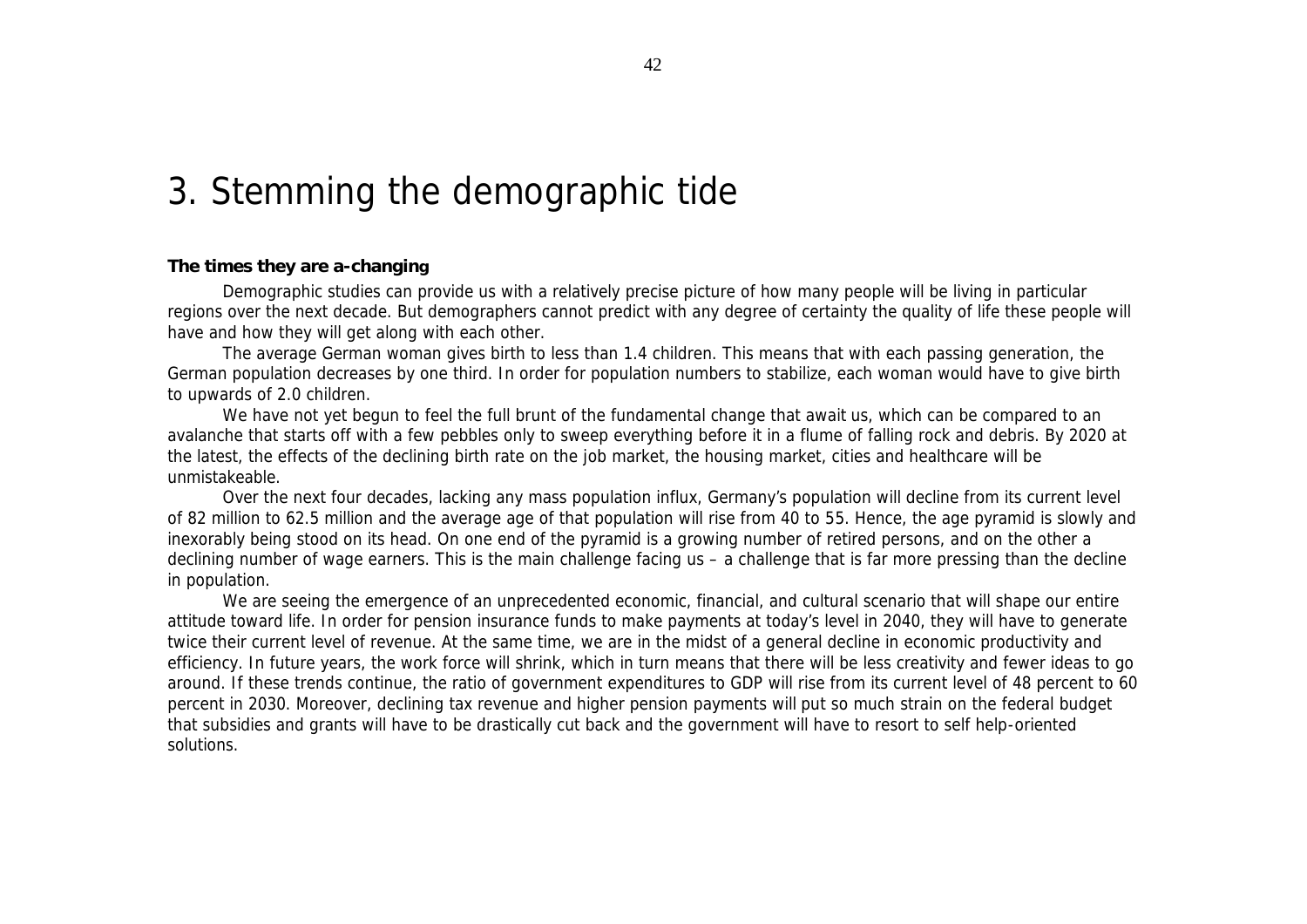# 3. Stemming the demographic tide

**The times they are a-changing**

Demographic studies can provide us with a relatively precise picture of how many people will be living in particular regions over the next decade. But demographers cannot predict with any degree of certainty the quality of life these people will have and how they will get along with each other.

The average German woman gives birth to less than 1.4 children. This means that with each passing generation, the German population decreases by one third. In order for population numbers to stabilize, each woman would have to give birth to upwards of 2.0 children.

We have not yet begun to feel the full brunt of the fundamental change that await us, which can be compared to an avalanche that starts off with a few pebbles only to sweep everything before it in a flume of falling rock and debris. By 2020 at the latest, the effects of the declining birth rate on the job market, the housing market, cities and healthcare will be unmistakeable.

Over the next four decades, lacking any mass population influx, Germany's population will decline from its current level of 82 million to 62.5 million and the average age of that population will rise from 40 to 55. Hence, the age pyramid is slowly and inexorably being stood on its head. On one end of the pyramid is a growing number of retired persons, and on the other a declining number of wage earners. This is the main challenge facing us – a challenge that is far more pressing than the decline in population.

We are seeing the emergence of an unprecedented economic, financial, and cultural scenario that will shape our entire attitude toward life. In order for pension insurance funds to make payments at today's level in 2040, they will have to generate twice their current level of revenue. At the same time, we are in the midst of a general decline in economic productivity and efficiency. In future years, the work force will shrink, which in turn means that there will be less creativity and fewer ideas to go around. If these trends continue, the ratio of government expenditures to GDP will rise from its current level of 48 percent to 60 percent in 2030. Moreover, declining tax revenue and higher pension payments will put so much strain on the federal budget that subsidies and grants will have to be drastically cut back and the government will have to resort to self help-oriented solutions.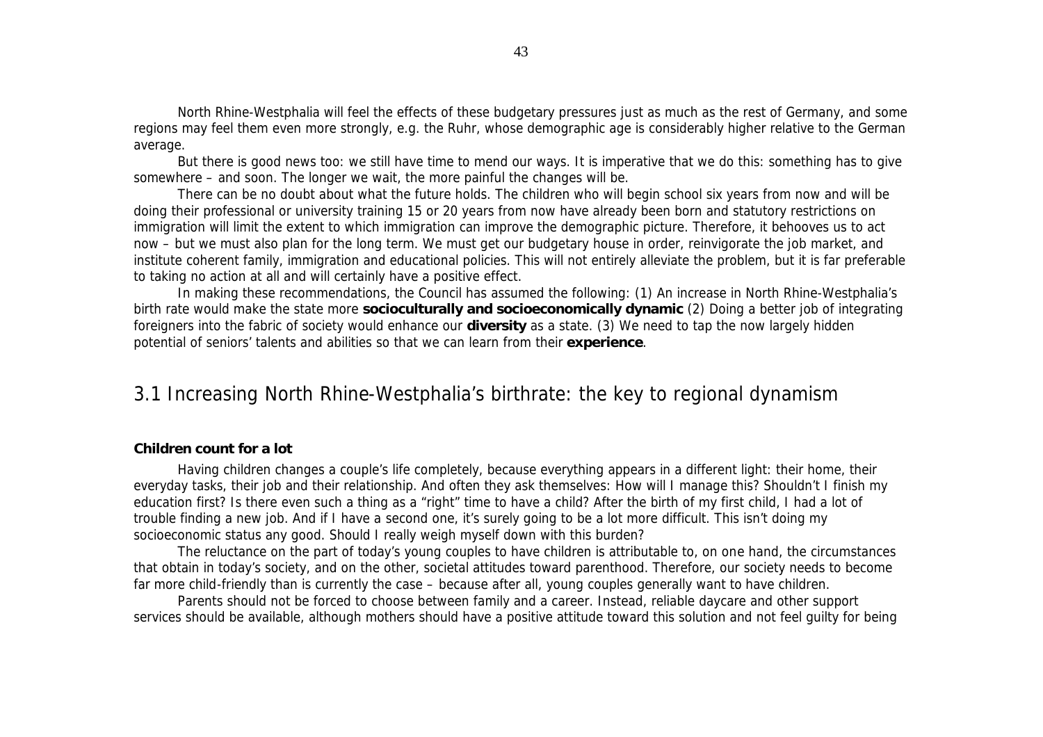North Rhine-Westphalia will feel the effects of these budgetary pressures just as much as the rest of Germany, and some regions may feel them even more strongly, e.g. the Ruhr, whose demographic age is considerably higher relative to the German average.

But there is good news too: we still have time to mend our ways. It is imperative that we do this: something has to give somewhere – and soon. The longer we wait, the more painful the changes will be.

There can be no doubt about what the future holds. The children who will begin school six years from now and will be doing their professional or university training 15 or 20 years from now have already been born and statutory restrictions on immigration will limit the extent to which immigration can improve the demographic picture. Therefore, it behooves us to act now – but we must also plan for the long term. We must get our budgetary house in order, reinvigorate the job market, and institute coherent family, immigration and educational policies. This will not entirely alleviate the problem, but it is far preferable to taking no action at all and will certainly have a positive effect.

In making these recommendations, the Council has assumed the following: (1) An increase in North Rhine-Westphalia's birth rate would make the state more **socioculturally and socioeconomically dynamic** (2) Doing a better job of integrating foreigners into the fabric of society would enhance our **diversity** as a state. (3) We need to tap the now largely hidden potential of seniors' talents and abilities so that we can learn from their **experience**.

## 3.1 Increasing North Rhine-Westphalia's birthrate: the key to regional dynamism

**Children count for a lot**

Having children changes a couple's life completely, because everything appears in a different light: their home, their everyday tasks, their job and their relationship. And often they ask themselves: How will I manage this? Shouldn't I finish my education first? Is there even such a thing as a "right" time to have a child? After the birth of my first child, I had a lot of trouble finding a new job. And if I have a second one, it's surely going to be a lot more difficult. This isn't doing my socioeconomic status any good. Should I really weigh myself down with this burden?

The reluctance on the part of today's young couples to have children is attributable to, on one hand, the circumstances that obtain in today's society, and on the other, societal attitudes toward parenthood. Therefore, our society needs to become far more child-friendly than is currently the case – because after all, young couples generally want to have children.

Parents should not be forced to choose between family and a career. Instead, reliable daycare and other support services should be available, although mothers should have a positive attitude toward this solution and not feel guilty for being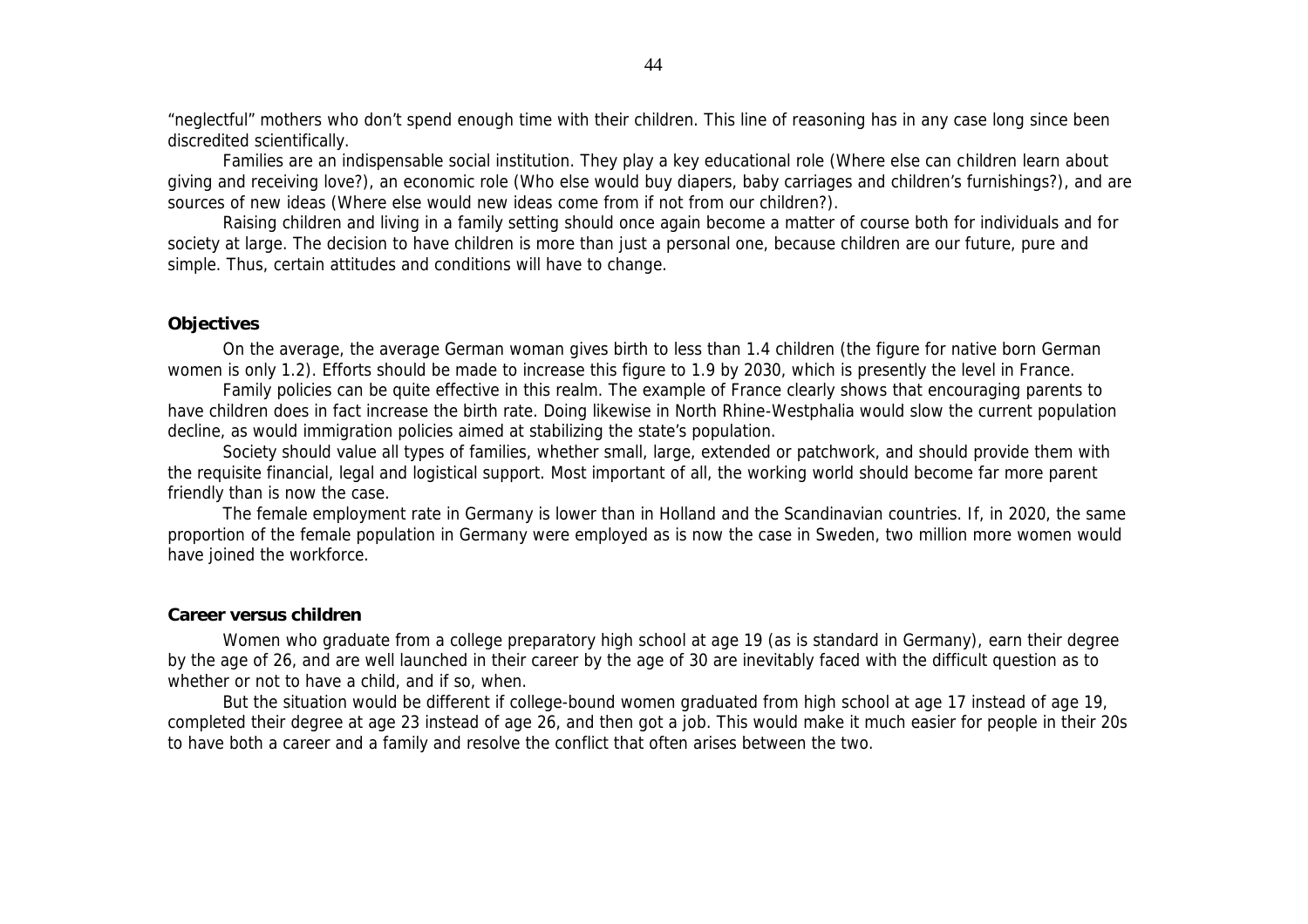"neglectful" mothers who don't spend enough time with their children. This line of reasoning has in any case long since been discredited scientifically.

Families are an indispensable social institution. They play a key educational role (Where else can children learn about giving and receiving love?), an economic role (Who else would buy diapers, baby carriages and children's furnishings?), and are sources of new ideas (Where else would new ideas come from if not from our children?).

Raising children and living in a family setting should once again become a matter of course both for individuals and for society at large. The decision to have children is more than just a personal one, because children are our future, pure and simple. Thus, certain attitudes and conditions will have to change.

**Objectives**

On the average, the average German woman gives birth to less than 1.4 children (the figure for native born German women is only 1.2). Efforts should be made to increase this figure to 1.9 by 2030, which is presently the level in France.

Family policies can be quite effective in this realm. The example of France clearly shows that encouraging parents to have children does in fact increase the birth rate. Doing likewise in North Rhine-Westphalia would slow the current population decline, as would immigration policies aimed at stabilizing the state's population.

Society should value all types of families, whether small, large, extended or patchwork, and should provide them with the requisite financial, legal and logistical support. Most important of all, the working world should become far more parent friendly than is now the case.

The female employment rate in Germany is lower than in Holland and the Scandinavian countries. If, in 2020, the same proportion of the female population in Germany were employed as is now the case in Sweden, two million more women would have joined the workforce.

**Career versus children**

Women who graduate from a college preparatory high school at age 19 (as is standard in Germany), earn their degree by the age of 26, and are well launched in their career by the age of 30 are inevitably faced with the difficult question as to whether or not to have a child, and if so, when.

But the situation would be different if college-bound women graduated from high school at age 17 instead of age 19, completed their degree at age 23 instead of age 26, and then got a job. This would make it much easier for people in their 20s to have both a career and a family and resolve the conflict that often arises between the two.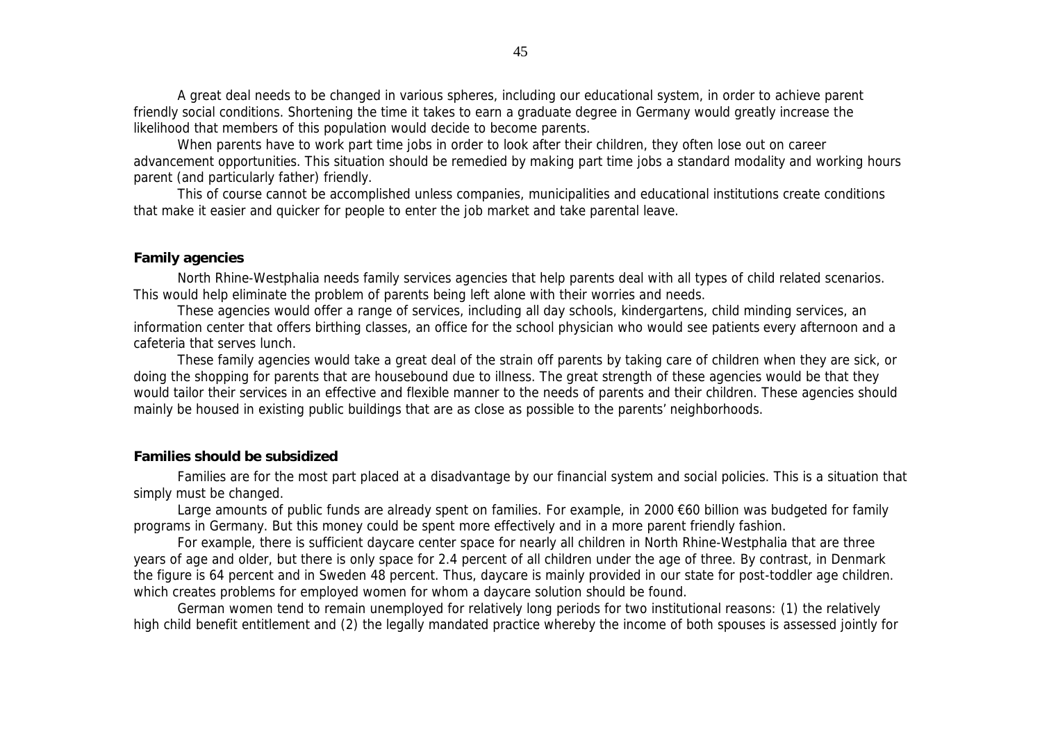A great deal needs to be changed in various spheres, including our educational system, in order to achieve parent friendly social conditions. Shortening the time it takes to earn a graduate degree in Germany would greatly increase the likelihood that members of this population would decide to become parents.

When parents have to work part time jobs in order to look after their children, they often lose out on career advancement opportunities. This situation should be remedied by making part time jobs a standard modality and working hours parent (and particularly father) friendly.

This of course cannot be accomplished unless companies, municipalities and educational institutions create conditions that make it easier and quicker for people to enter the job market and take parental leave.

**Family agencies**

North Rhine-Westphalia needs family services agencies that help parents deal with all types of child related scenarios. This would help eliminate the problem of parents being left alone with their worries and needs.

These agencies would offer a range of services, including all day schools, kindergartens, child minding services, an information center that offers birthing classes, an office for the school physician who would see patients every afternoon and a cafeteria that serves lunch.

These family agencies would take a great deal of the strain off parents by taking care of children when they are sick, or doing the shopping for parents that are housebound due to illness. The great strength of these agencies would be that they would tailor their services in an effective and flexible manner to the needs of parents and their children. These agencies should mainly be housed in existing public buildings that are as close as possible to the parents' neighborhoods.

**Families should be subsidized**

Families are for the most part placed at a disadvantage by our financial system and social policies. This is a situation that simply must be changed.

Large amounts of public funds are already spent on families. For example, in 2000 €60 billion was budgeted for family programs in Germany. But this money could be spent more effectively and in a more parent friendly fashion.

For example, there is sufficient daycare center space for nearly all children in North Rhine-Westphalia that are three years of age and older, but there is only space for 2.4 percent of all children under the age of three. By contrast, in Denmark the figure is 64 percent and in Sweden 48 percent. Thus, daycare is mainly provided in our state for post-toddler age children. which creates problems for employed women for whom a daycare solution should be found.

German women tend to remain unemployed for relatively long periods for two institutional reasons: (1) the relatively high child benefit entitlement and (2) the legally mandated practice whereby the income of both spouses is assessed jointly for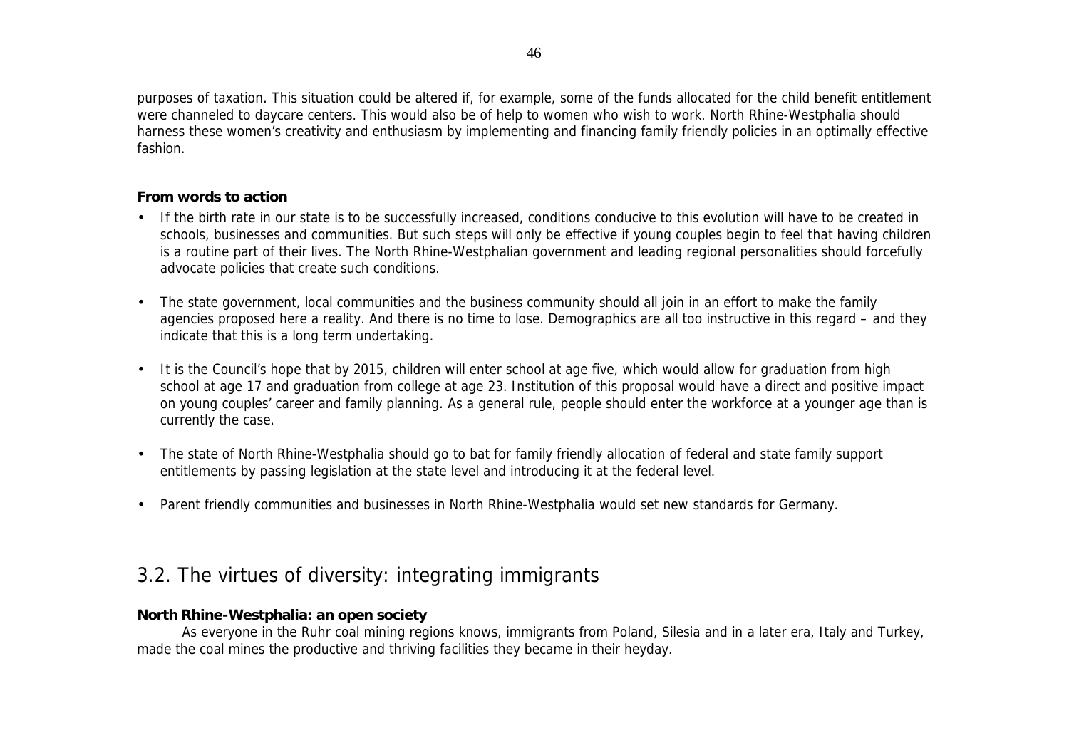purposes of taxation. This situation could be altered if, for example, some of the funds allocated for the child benefit entitlement were channeled to daycare centers. This would also be of help to women who wish to work. North Rhine-Westphalia should harness these women's creativity and enthusiasm by implementing and financing family friendly policies in an optimally effective fashion.

**From words to action**

- If the birth rate in our state is to be successfully increased, conditions conducive to this evolution will have to be created in schools, businesses and communities. But such steps will only be effective if young couples begin to feel that having children is a routine part of their lives. The North Rhine-Westphalian government and leading regional personalities should forcefully advocate policies that create such conditions.

- The state government, local communities and the business community should all join in an effort to make the family agencies proposed here a reality. And there is no time to lose. Demographics are all too instructive in this regard – and they indicate that this is a long term undertaking.

- It is the Council's hope that by 2015, children will enter school at age five, which would allow for graduation from high school at age 17 and graduation from college at age 23. Institution of this proposal would have a direct and positive impact on young couples' career and family planning. As a general rule, people should enter the workforce at a younger age than is currently the case.

- The state of North Rhine-Westphalia should go to bat for family friendly allocation of federal and state family support entitlements by passing legislation at the state level and introducing it at the federal level.

- Parent friendly communities and businesses in North Rhine-Westphalia would set new standards for Germany.

## 3.2. The virtues of diversity: integrating immigrants

**North Rhine-Westphalia: an open society**

As everyone in the Ruhr coal mining regions knows, immigrants from Poland, Silesia and in a later era, Italy and Turkey, made the coal mines the productive and thriving facilities they became in their heyday.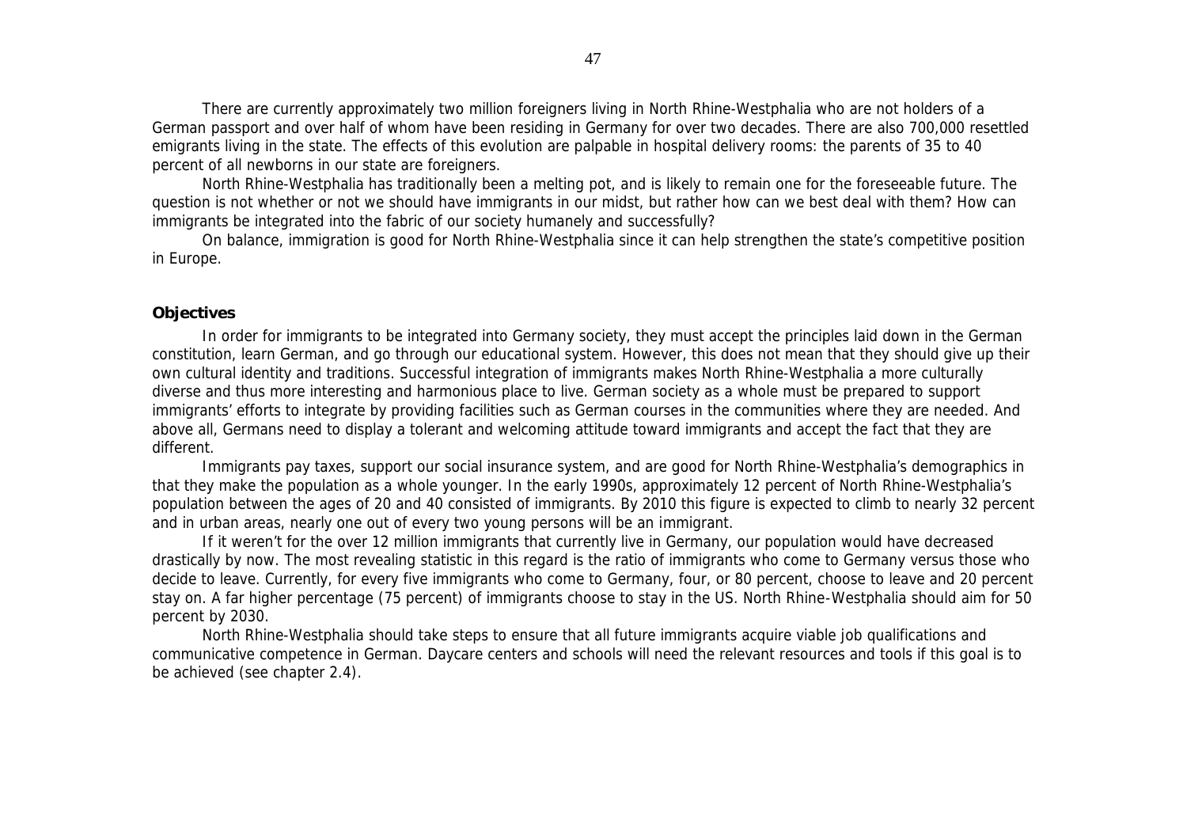There are currently approximately two million foreigners living in North Rhine-Westphalia who are not holders of a German passport and over half of whom have been residing in Germany for over two decades. There are also 700,000 resettled emigrants living in the state. The effects of this evolution are palpable in hospital delivery rooms: the parents of 35 to 40 percent of all newborns in our state are foreigners.

North Rhine-Westphalia has traditionally been a melting pot, and is likely to remain one for the foreseeable future. The question is not whether or not we should have immigrants in our midst, but rather how can we best deal with them? How can immigrants be integrated into the fabric of our society humanely and successfully?

On balance, immigration is good for North Rhine-Westphalia since it can help strengthen the state's competitive position in Europe.

**Objectives**

In order for immigrants to be integrated into Germany society, they must accept the principles laid down in the German constitution, learn German, and go through our educational system. However, this does not mean that they should give up their own cultural identity and traditions. Successful integration of immigrants makes North Rhine-Westphalia a more culturally diverse and thus more interesting and harmonious place to live. German society as a whole must be prepared to support immigrants' efforts to integrate by providing facilities such as German courses in the communities where they are needed. And above all, Germans need to display a tolerant and welcoming attitude toward immigrants and accept the fact that they are different.

Immigrants pay taxes, support our social insurance system, and are good for North Rhine-Westphalia's demographics in that they make the population as a whole younger. In the early 1990s, approximately 12 percent of North Rhine-Westphalia's population between the ages of 20 and 40 consisted of immigrants. By 2010 this figure is expected to climb to nearly 32 percent and in urban areas, nearly one out of every two young persons will be an immigrant.

If it weren't for the over 12 million immigrants that currently live in Germany, our population would have decreased drastically by now. The most revealing statistic in this regard is the ratio of immigrants who come to Germany versus those who decide to leave. Currently, for every five immigrants who come to Germany, four, or 80 percent, choose to leave and 20 percent stay on. A far higher percentage (75 percent) of immigrants choose to stay in the US. North Rhine-Westphalia should aim for 50 percent by 2030.

North Rhine-Westphalia should take steps to ensure that all future immigrants acquire viable job qualifications and communicative competence in German. Daycare centers and schools will need the relevant resources and tools if this goal is to be achieved (see chapter 2.4).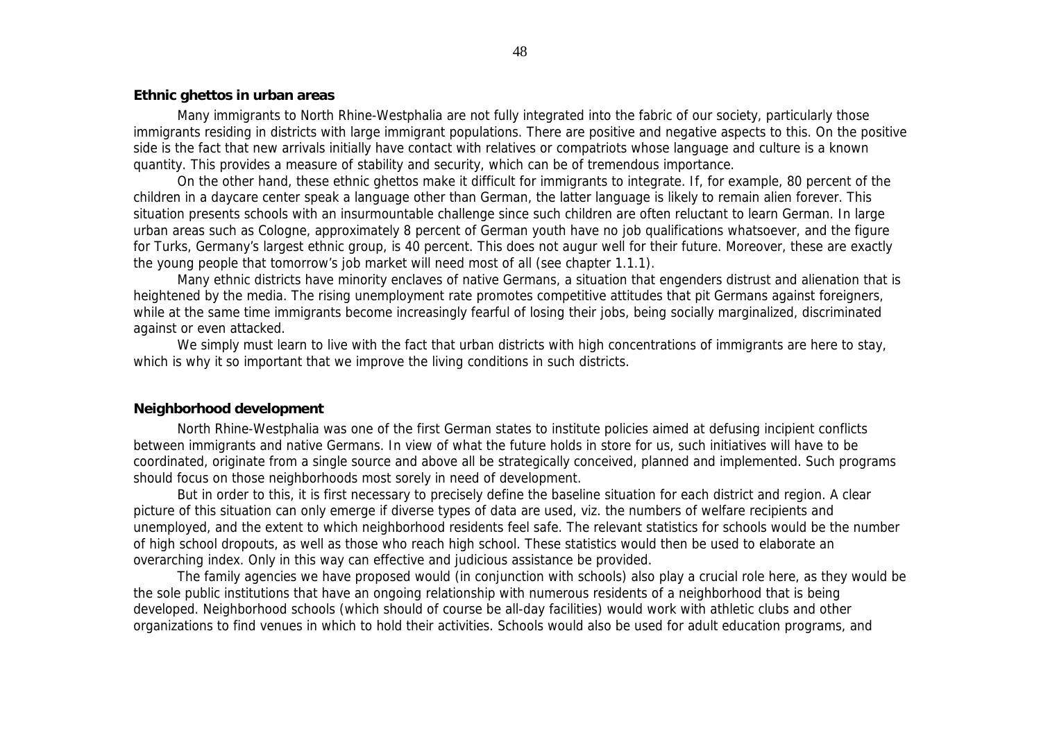**Ethnic ghettos in urban areas**

Many immigrants to North Rhine-Westphalia are not fully integrated into the fabric of our society, particularly those immigrants residing in districts with large immigrant populations. There are positive and negative aspects to this. On the positive side is the fact that new arrivals initially have contact with relatives or compatriots whose language and culture is a known quantity. This provides a measure of stability and security, which can be of tremendous importance.

On the other hand, these ethnic ghettos make it difficult for immigrants to integrate. If, for example, 80 percent of the children in a daycare center speak a language other than German, the latter language is likely to remain alien forever. This situation presents schools with an insurmountable challenge since such children are often reluctant to learn German. In large urban areas such as Cologne, approximately 8 percent of German youth have no job qualifications whatsoever, and the figure for Turks, Germany's largest ethnic group, is 40 percent. This does not augur well for their future. Moreover, these are exactly the young people that tomorrow's job market will need most of all (see chapter 1.1.1).

Many ethnic districts have minority enclaves of native Germans, a situation that engenders distrust and alienation that is heightened by the media. The rising unemployment rate promotes competitive attitudes that pit Germans against foreigners, while at the same time immigrants become increasingly fearful of losing their jobs, being socially marginalized, discriminated against or even attacked.

We simply must learn to live with the fact that urban districts with high concentrations of immigrants are here to stay, which is why it so important that we improve the living conditions in such districts.

**Neighborhood development**

North Rhine-Westphalia was one of the first German states to institute policies aimed at defusing incipient conflicts between immigrants and native Germans. In view of what the future holds in store for us, such initiatives will have to be coordinated, originate from a single source and above all be strategically conceived, planned and implemented. Such programs should focus on those neighborhoods most sorely in need of development.

But in order to this, it is first necessary to precisely define the baseline situation for each district and region. A clear picture of this situation can only emerge if diverse types of data are used, viz. the numbers of welfare recipients and unemployed, and the extent to which neighborhood residents feel safe. The relevant statistics for schools would be the number of high school dropouts, as well as those who reach high school. These statistics would then be used to elaborate an overarching index. Only in this way can effective and judicious assistance be provided.

The family agencies we have proposed would (in conjunction with schools) also play a crucial role here, as they would be the sole public institutions that have an ongoing relationship with numerous residents of a neighborhood that is being developed. Neighborhood schools (which should of course be all-day facilities) would work with athletic clubs and other organizations to find venues in which to hold their activities. Schools would also be used for adult education programs, and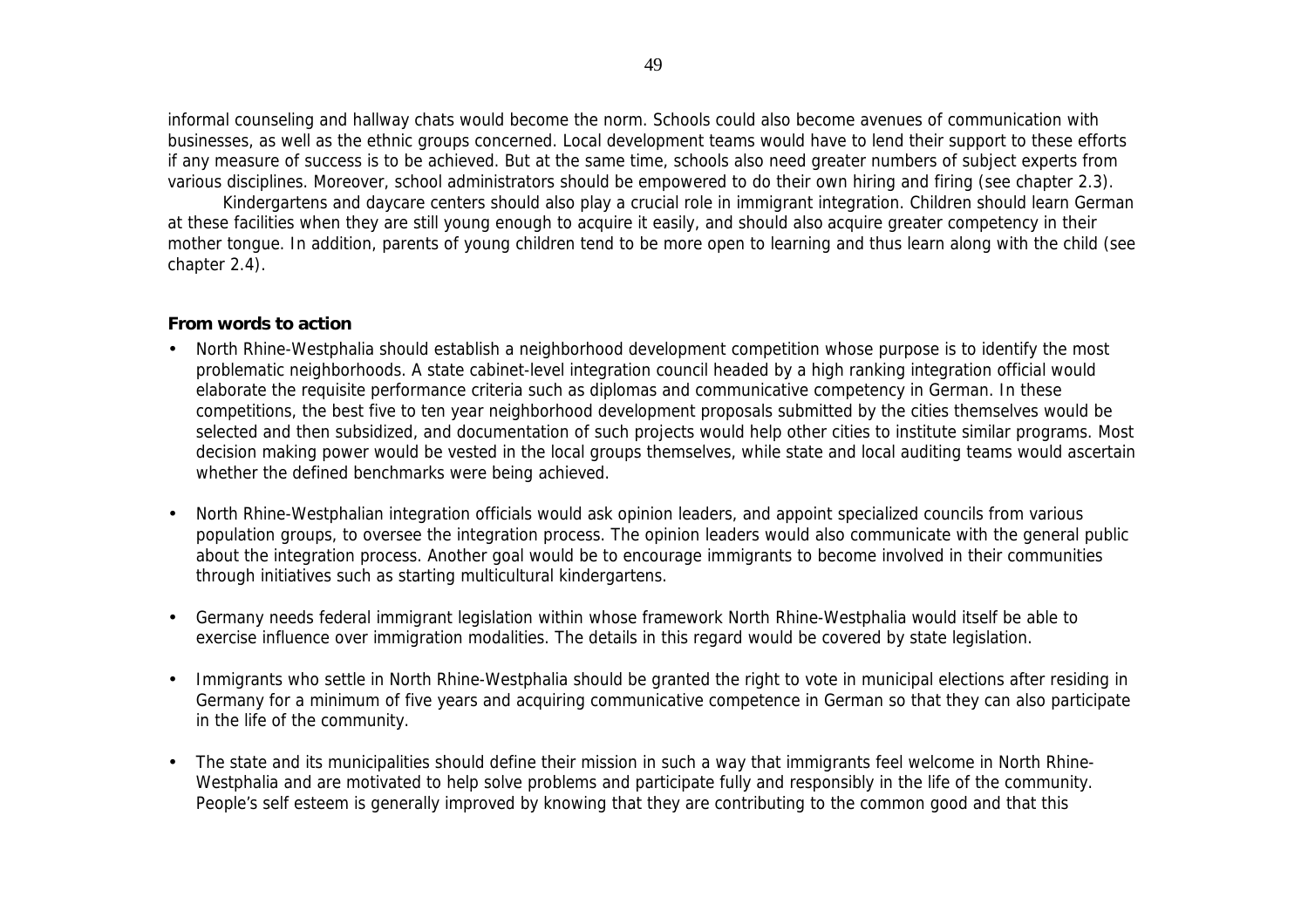informal counseling and hallway chats would become the norm. Schools could also become avenues of communication with businesses, as well as the ethnic groups concerned. Local development teams would have to lend their support to these efforts if any measure of success is to be achieved. But at the same time, schools also need greater numbers of subject experts from various disciplines. Moreover, school administrators should be empowered to do their own hiring and firing (see chapter 2.3).

Kindergartens and daycare centers should also play a crucial role in immigrant integration. Children should learn German at these facilities when they are still young enough to acquire it easily, and should also acquire greater competency in their mother tongue. In addition, parents of young children tend to be more open to learning and thus learn along with the child (see chapter 2.4).

**From words to action**

- North Rhine-Westphalia should establish a neighborhood development competition whose purpose is to identify the most problematic neighborhoods. A state cabinet-level integration council headed by a high ranking integration official would elaborate the requisite performance criteria such as diplomas and communicative competency in German. In these competitions, the best five to ten year neighborhood development proposals submitted by the cities themselves would be selected and then subsidized, and documentation of such projects would help other cities to institute similar programs. Most decision making power would be vested in the local groups themselves, while state and local auditing teams would ascertain whether the defined benchmarks were being achieved.

- North Rhine-Westphalian integration officials would ask opinion leaders, and appoint specialized councils from various population groups, to oversee the integration process. The opinion leaders would also communicate with the general public about the integration process. Another goal would be to encourage immigrants to become involved in their communities through initiatives such as starting multicultural kindergartens.

- Germany needs federal immigrant legislation within whose framework North Rhine-Westphalia would itself be able to exercise influence over immigration modalities. The details in this regard would be covered by state legislation.

- Immigrants who settle in North Rhine-Westphalia should be granted the right to vote in municipal elections after residing in Germany for a minimum of five years and acquiring communicative competence in German so that they can also participate in the life of the community.

- The state and its municipalities should define their mission in such a way that immigrants feel welcome in North Rhine-Westphalia and are motivated to help solve problems and participate fully and responsibly in the life of the community. People's self esteem is generally improved by knowing that they are contributing to the common good and that this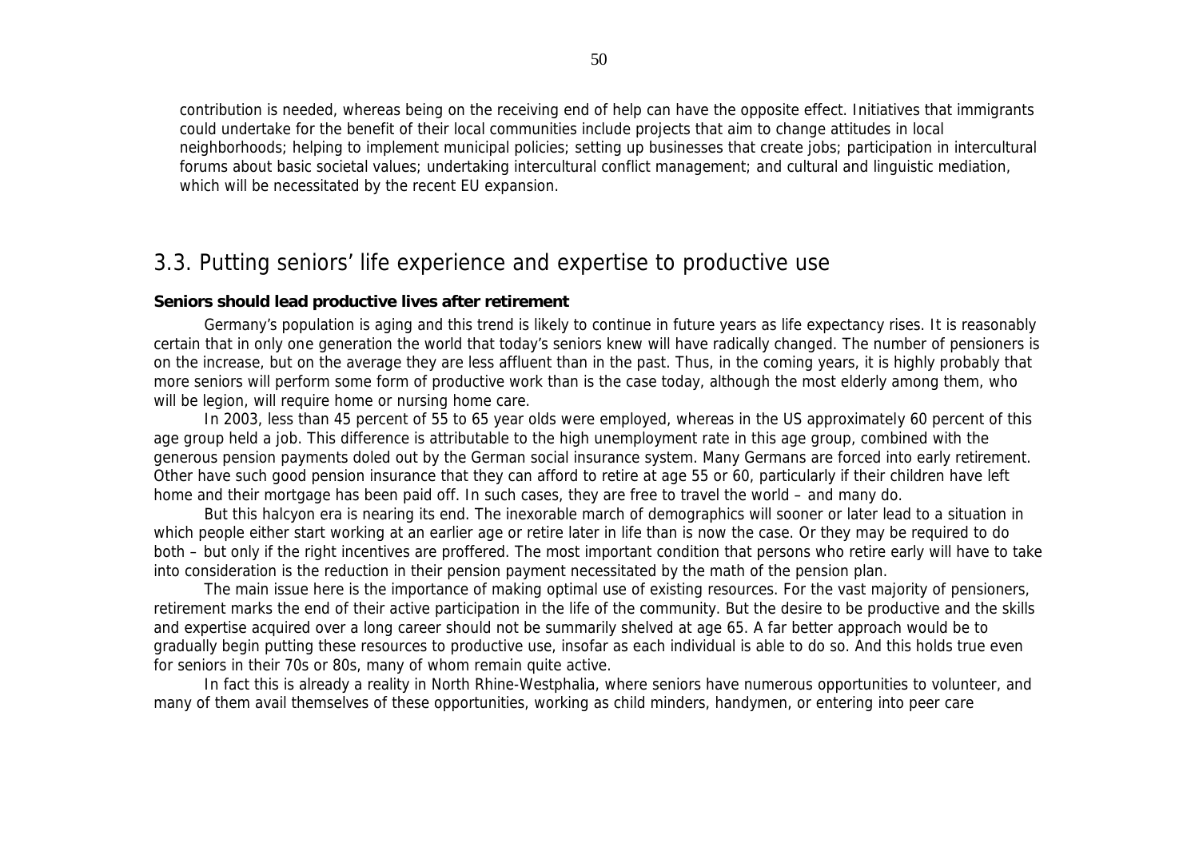contribution is needed, whereas being on the receiving end of help can have the opposite effect. Initiatives that immigrants could undertake for the benefit of their local communities include projects that aim to change attitudes in local neighborhoods; helping to implement municipal policies; setting up businesses that create jobs; participation in intercultural forums about basic societal values; undertaking intercultural conflict management; and cultural and linguistic mediation, which will be necessitated by the recent EU expansion.

## 3.3. Putting seniors' life experience and expertise to productive use

**Seniors should lead productive lives after retirement**

Germany's population is aging and this trend is likely to continue in future years as life expectancy rises. It is reasonably certain that in only one generation the world that today's seniors knew will have radically changed. The number of pensioners is on the increase, but on the average they are less affluent than in the past. Thus, in the coming years, it is highly probably that more seniors will perform some form of productive work than is the case today, although the most elderly among them, who will be legion, will require home or nursing home care.

In 2003, less than 45 percent of 55 to 65 year olds were employed, whereas in the US approximately 60 percent of this age group held a job. This difference is attributable to the high unemployment rate in this age group, combined with the generous pension payments doled out by the German social insurance system. Many Germans are forced into early retirement. Other have such good pension insurance that they can afford to retire at age 55 or 60, particularly if their children have left home and their mortgage has been paid off. In such cases, they are free to travel the world – and many do.

But this halcyon era is nearing its end. The inexorable march of demographics will sooner or later lead to a situation in which people either start working at an earlier age or retire later in life than is now the case. Or they may be required to do both – but only if the right incentives are proffered. The most important condition that persons who retire early will have to take into consideration is the reduction in their pension payment necessitated by the math of the pension plan.

The main issue here is the importance of making optimal use of existing resources. For the vast majority of pensioners, retirement marks the end of their active participation in the life of the community. But the desire to be productive and the skills and expertise acquired over a long career should not be summarily shelved at age 65. A far better approach would be to gradually begin putting these resources to productive use, insofar as each individual is able to do so. And this holds true even for seniors in their 70s or 80s, many of whom remain quite active.

In fact this is already a reality in North Rhine-Westphalia, where seniors have numerous opportunities to volunteer, and many of them avail themselves of these opportunities, working as child minders, handymen, or entering into peer care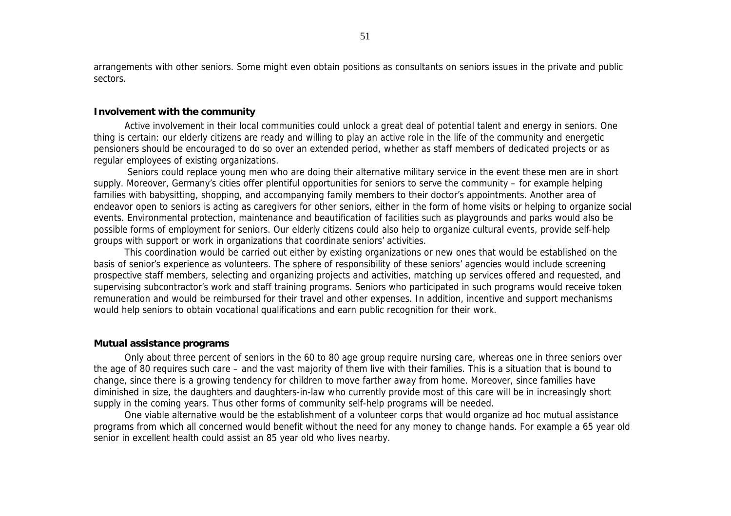arrangements with other seniors. Some might even obtain positions as consultants on seniors issues in the private and public sectors.

**Involvement with the community**

Active involvement in their local communities could unlock a great deal of potential talent and energy in seniors. One thing is certain: our elderly citizens are ready and willing to play an active role in the life of the community and energetic pensioners should be encouraged to do so over an extended period, whether as staff members of dedicated projects or as regular employees of existing organizations.

Seniors could replace young men who are doing their alternative military service in the event these men are in short supply. Moreover, Germany's cities offer plentiful opportunities for seniors to serve the community – for example helping families with babysitting, shopping, and accompanying family members to their doctor's appointments. Another area of endeavor open to seniors is acting as caregivers for other seniors, either in the form of home visits or helping to organize social events. Environmental protection, maintenance and beautification of facilities such as playgrounds and parks would also be possible forms of employment for seniors. Our elderly citizens could also help to organize cultural events, provide self-help groups with support or work in organizations that coordinate seniors' activities.

This coordination would be carried out either by existing organizations or new ones that would be established on the basis of senior's experience as volunteers. The sphere of responsibility of these seniors' agencies would include screening prospective staff members, selecting and organizing projects and activities, matching up services offered and requested, and supervising subcontractor's work and staff training programs. Seniors who participated in such programs would receive token remuneration and would be reimbursed for their travel and other expenses. In addition, incentive and support mechanisms would help seniors to obtain vocational qualifications and earn public recognition for their work.

**Mutual assistance programs**

Only about three percent of seniors in the 60 to 80 age group require nursing care, whereas one in three seniors over the age of 80 requires such care – and the vast majority of them live with their families. This is a situation that is bound to change, since there is a growing tendency for children to move farther away from home. Moreover, since families have diminished in size, the daughters and daughters-in-law who currently provide most of this care will be in increasingly short supply in the coming years. Thus other forms of community self-help programs will be needed.

One viable alternative would be the establishment of a volunteer corps that would organize ad hoc mutual assistance programs from which all concerned would benefit without the need for any money to change hands. For example a 65 year old senior in excellent health could assist an 85 year old who lives nearby.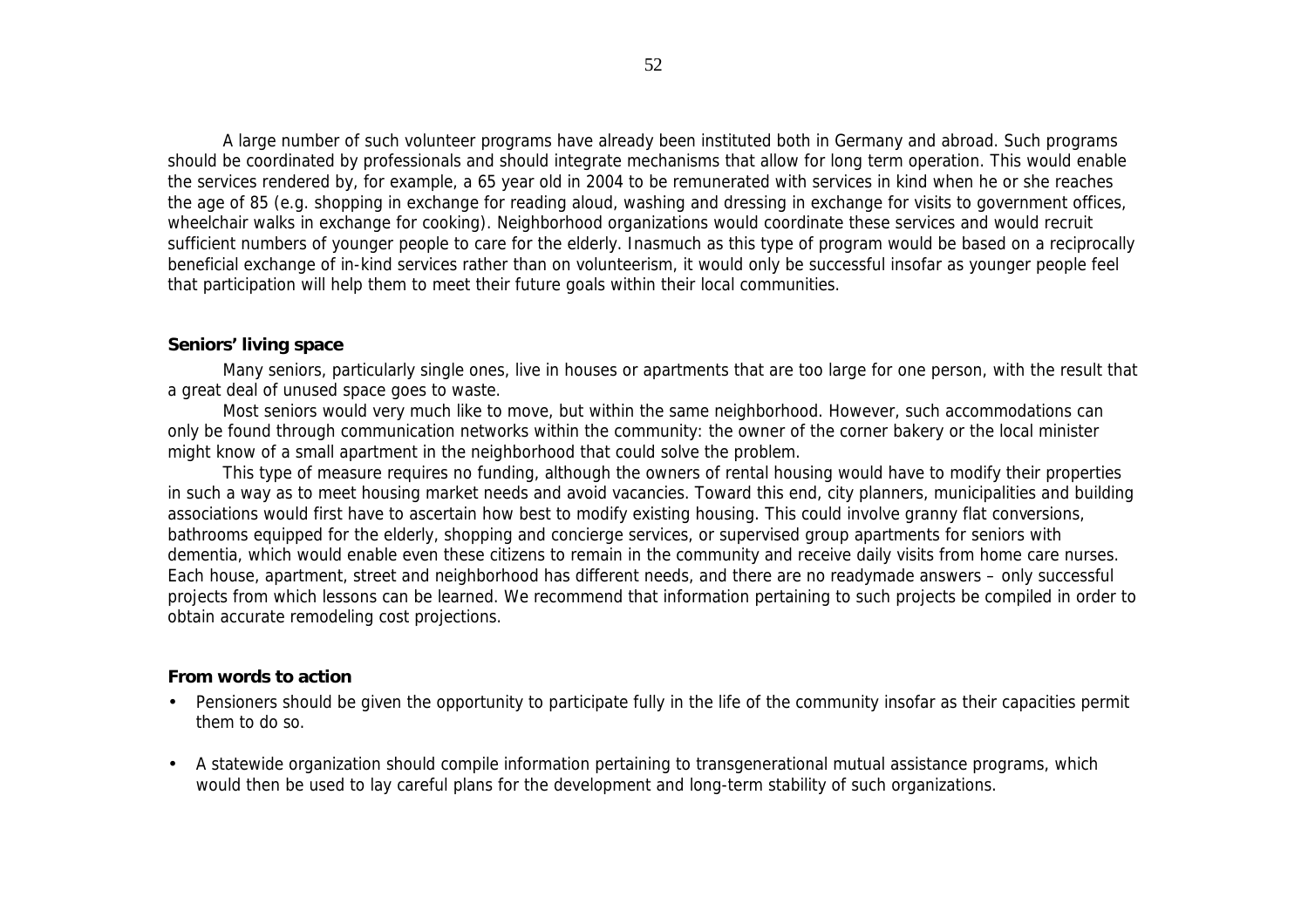A large number of such volunteer programs have already been instituted both in Germany and abroad. Such programs should be coordinated by professionals and should integrate mechanisms that allow for long term operation. This would enable the services rendered by, for example, a 65 year old in 2004 to be remunerated with services in kind when he or she reaches the age of 85 (e.g. shopping in exchange for reading aloud, washing and dressing in exchange for visits to government offices, wheelchair walks in exchange for cooking). Neighborhood organizations would coordinate these services and would recruit sufficient numbers of younger people to care for the elderly. Inasmuch as this type of program would be based on a reciprocally beneficial exchange of in-kind services rather than on volunteerism, it would only be successful insofar as younger people feel that participation will help them to meet their future goals within their local communities.

**Seniors' living space**

Many seniors, particularly single ones, live in houses or apartments that are too large for one person, with the result that a great deal of unused space goes to waste.

Most seniors would very much like to move, but within the same neighborhood. However, such accommodations can only be found through communication networks within the community: the owner of the corner bakery or the local minister might know of a small apartment in the neighborhood that could solve the problem.

This type of measure requires no funding, although the owners of rental housing would have to modify their properties in such a way as to meet housing market needs and avoid vacancies. Toward this end, city planners, municipalities and building associations would first have to ascertain how best to modify existing housing. This could involve granny flat conversions, bathrooms equipped for the elderly, shopping and concierge services, or supervised group apartments for seniors with dementia, which would enable even these citizens to remain in the community and receive daily visits from home care nurses. Each house, apartment, street and neighborhood has different needs, and there are no readymade answers – only successful projects from which lessons can be learned. We recommend that information pertaining to such projects be compiled in order to obtain accurate remodeling cost projections.

**From words to action**

- Pensioners should be given the opportunity to participate fully in the life of the community insofar as their capacities permit them to do so.
- A statewide organization should compile information pertaining to transgenerational mutual assistance programs, which would then be used to lay careful plans for the development and long-term stability of such organizations.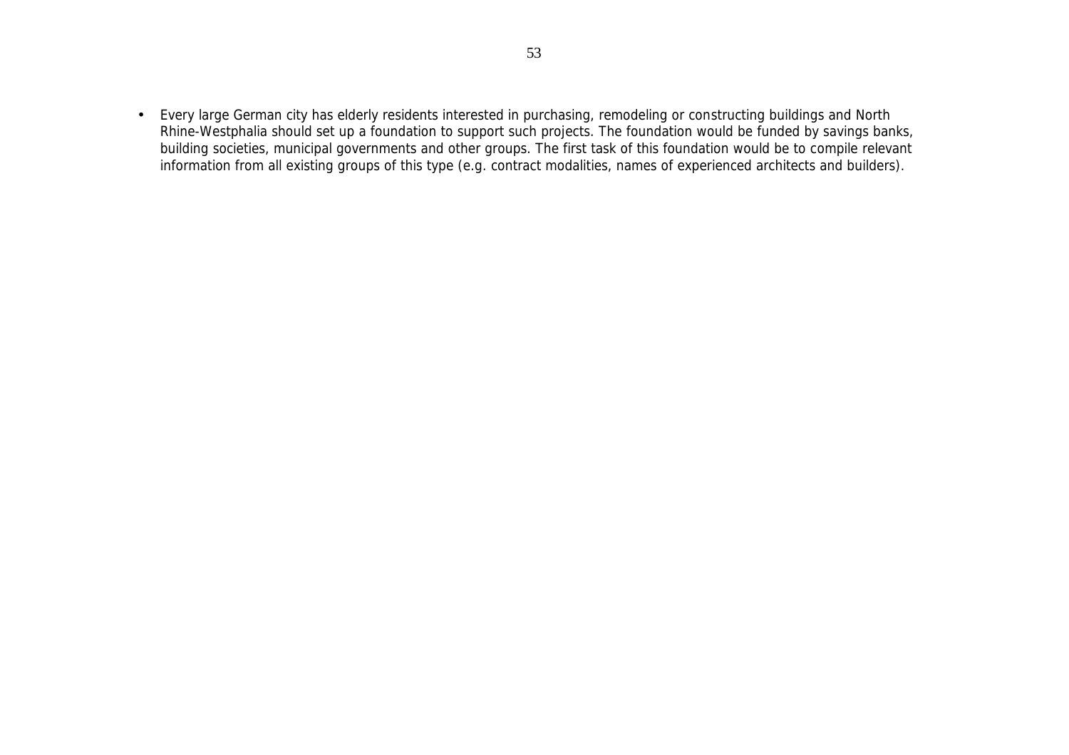- Every large German city has elderly residents interested in purchasing, remodeling or constructing buildings and North Rhine-Westphalia should set up a foundation to support such projects. The foundation would be funded by savings banks, building societies, municipal governments and other groups. The first task of this foundation would be to compile relevant information from all existing groups of this type (e.g. contract modalities, names of experienced architects and builders).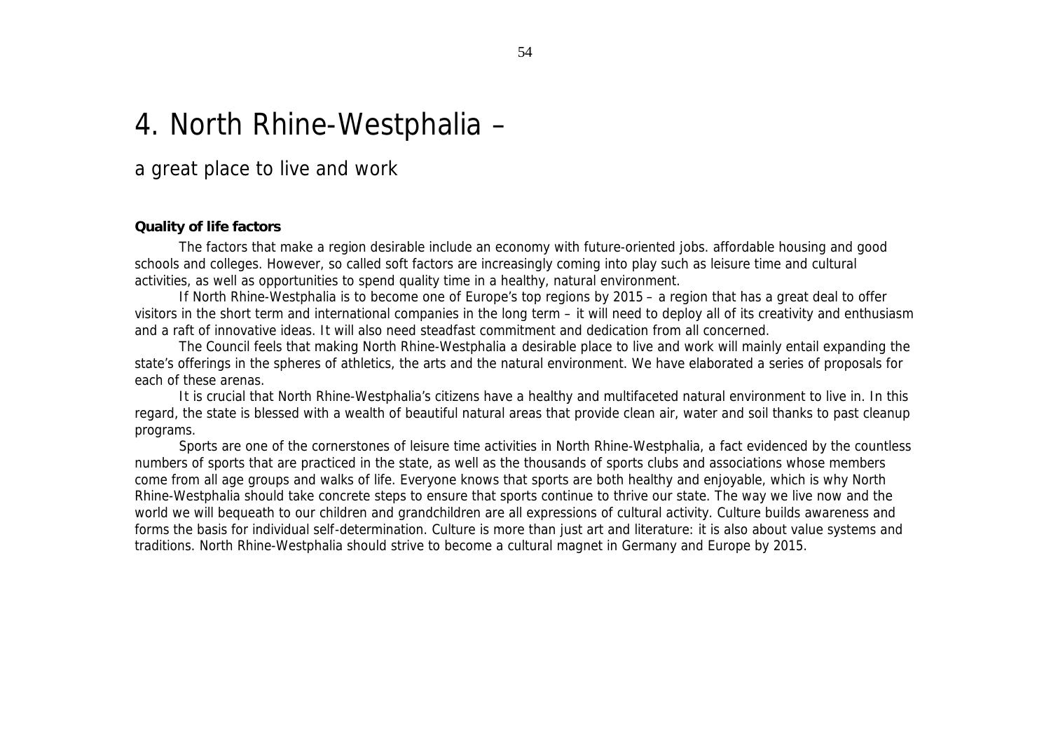# 4. North Rhine-Westphalia –

## a great place to live and work

**Quality of life factors**

The factors that make a region desirable include an economy with future-oriented jobs. affordable housing and good schools and colleges. However, so called soft factors are increasingly coming into play such as leisure time and cultural activities, as well as opportunities to spend quality time in a healthy, natural environment.

If North Rhine-Westphalia is to become one of Europe's top regions by 2015 – a region that has a great deal to offer visitors in the short term and international companies in the long term – it will need to deploy all of its creativity and enthusiasm and a raft of innovative ideas. It will also need steadfast commitment and dedication from all concerned.

The Council feels that making North Rhine-Westphalia a desirable place to live and work will mainly entail expanding the state's offerings in the spheres of athletics, the arts and the natural environment. We have elaborated a series of proposals for each of these arenas.

It is crucial that North Rhine-Westphalia's citizens have a healthy and multifaceted natural environment to live in. In this regard, the state is blessed with a wealth of beautiful natural areas that provide clean air, water and soil thanks to past cleanup programs.

Sports are one of the cornerstones of leisure time activities in North Rhine-Westphalia, a fact evidenced by the countless numbers of sports that are practiced in the state, as well as the thousands of sports clubs and associations whose members come from all age groups and walks of life. Everyone knows that sports are both healthy and enjoyable, which is why North Rhine-Westphalia should take concrete steps to ensure that sports continue to thrive our state. The way we live now and the world we will bequeath to our children and grandchildren are all expressions of cultural activity. Culture builds awareness and forms the basis for individual self-determination. Culture is more than just art and literature: it is also about value systems and traditions. North Rhine-Westphalia should strive to become a cultural magnet in Germany and Europe by 2015.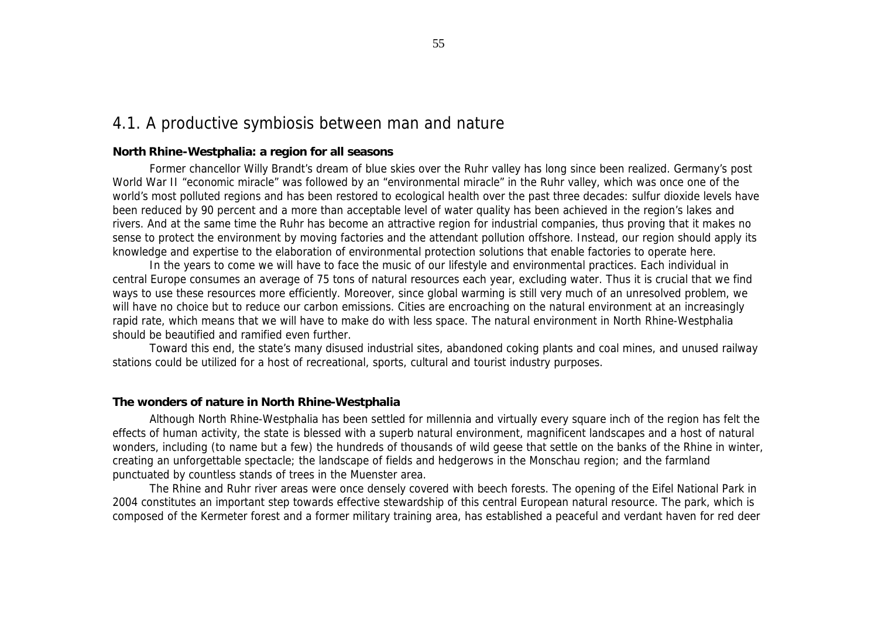## 4.1. A productive symbiosis between man and nature

**North Rhine-Westphalia: a region for all seasons**

Former chancellor Willy Brandt's dream of blue skies over the Ruhr valley has long since been realized. Germany's post World War II "economic miracle" was followed by an "environmental miracle" in the Ruhr valley, which was once one of the world's most polluted regions and has been restored to ecological health over the past three decades: sulfur dioxide levels have been reduced by 90 percent and a more than acceptable level of water quality has been achieved in the region's lakes and rivers. And at the same time the Ruhr has become an attractive region for industrial companies, thus proving that it makes no sense to protect the environment by moving factories and the attendant pollution offshore. Instead, our region should apply its knowledge and expertise to the elaboration of environmental protection solutions that enable factories to operate here.

In the years to come we will have to face the music of our lifestyle and environmental practices. Each individual in central Europe consumes an average of 75 tons of natural resources each year, excluding water. Thus it is crucial that we find ways to use these resources more efficiently. Moreover, since global warming is still very much of an unresolved problem, we will have no choice but to reduce our carbon emissions. Cities are encroaching on the natural environment at an increasingly rapid rate, which means that we will have to make do with less space. The natural environment in North Rhine-Westphalia should be beautified and ramified even further.

Toward this end, the state's many disused industrial sites, abandoned coking plants and coal mines, and unused railway stations could be utilized for a host of recreational, sports, cultural and tourist industry purposes.

**The wonders of nature in North Rhine-Westphalia**

Although North Rhine-Westphalia has been settled for millennia and virtually every square inch of the region has felt the effects of human activity, the state is blessed with a superb natural environment, magnificent landscapes and a host of natural wonders, including (to name but a few) the hundreds of thousands of wild geese that settle on the banks of the Rhine in winter, creating an unforgettable spectacle; the landscape of fields and hedgerows in the Monschau region; and the farmland punctuated by countless stands of trees in the Muenster area.

The Rhine and Ruhr river areas were once densely covered with beech forests. The opening of the Eifel National Park in 2004 constitutes an important step towards effective stewardship of this central European natural resource. The park, which is composed of the Kermeter forest and a former military training area, has established a peaceful and verdant haven for red deer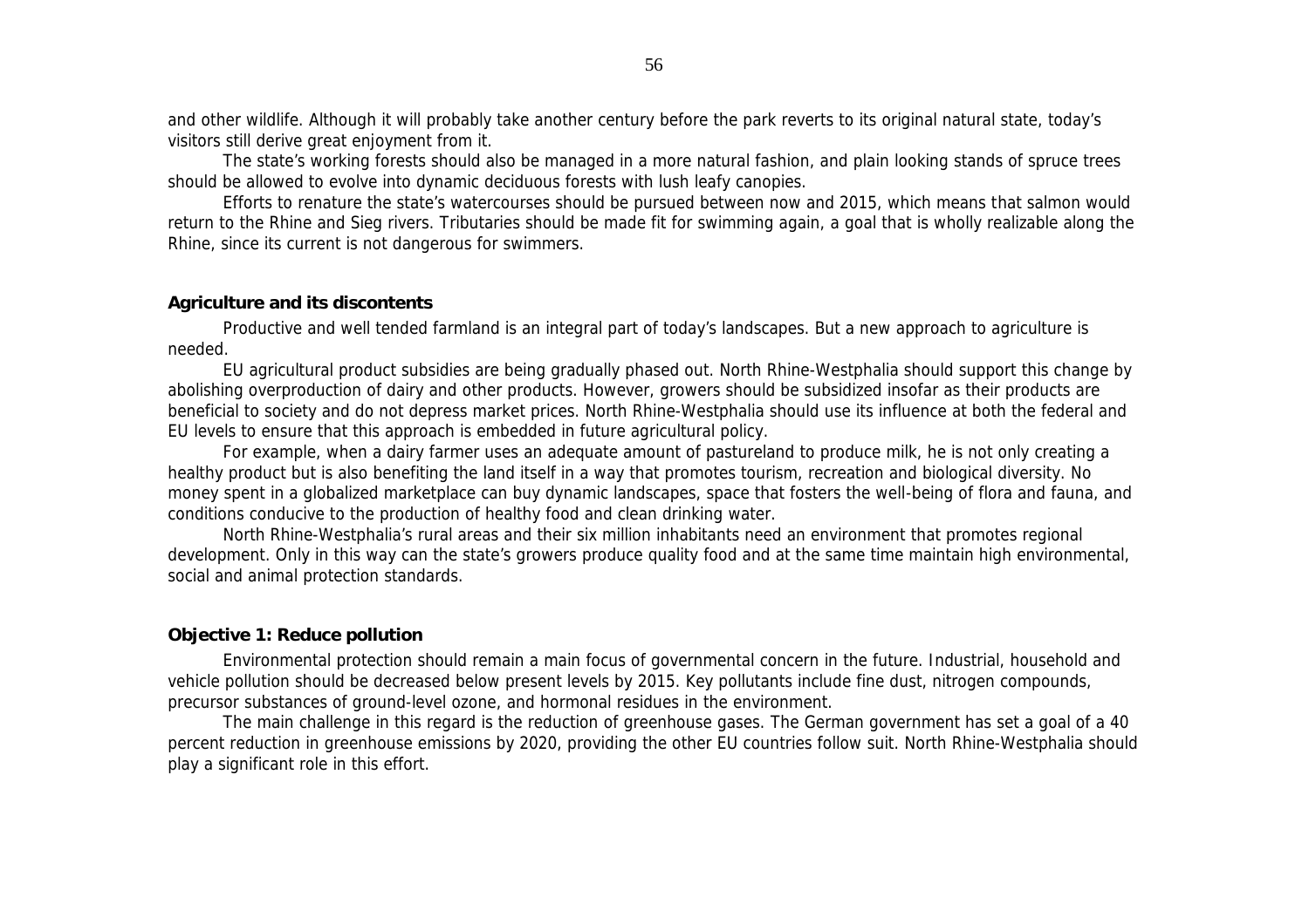and other wildlife. Although it will probably take another century before the park reverts to its original natural state, today's visitors still derive great enjoyment from it.

The state's working forests should also be managed in a more natural fashion, and plain looking stands of spruce trees should be allowed to evolve into dynamic deciduous forests with lush leafy canopies.

Efforts to renature the state's watercourses should be pursued between now and 2015, which means that salmon would return to the Rhine and Sieg rivers. Tributaries should be made fit for swimming again, a goal that is wholly realizable along the Rhine, since its current is not dangerous for swimmers.

**Agriculture and its discontents**

Productive and well tended farmland is an integral part of today's landscapes. But a new approach to agriculture is needed.

EU agricultural product subsidies are being gradually phased out. North Rhine-Westphalia should support this change by abolishing overproduction of dairy and other products. However, growers should be subsidized insofar as their products are beneficial to society and do not depress market prices. North Rhine-Westphalia should use its influence at both the federal and EU levels to ensure that this approach is embedded in future agricultural policy.

For example, when a dairy farmer uses an adequate amount of pastureland to produce milk, he is not only creating a healthy product but is also benefiting the land itself in a way that promotes tourism, recreation and biological diversity. No money spent in a globalized marketplace can buy dynamic landscapes, space that fosters the well-being of flora and fauna, and conditions conducive to the production of healthy food and clean drinking water.

North Rhine-Westphalia's rural areas and their six million inhabitants need an environment that promotes regional development. Only in this way can the state's growers produce quality food and at the same time maintain high environmental, social and animal protection standards.

**Objective 1: Reduce pollution**

Environmental protection should remain a main focus of governmental concern in the future. Industrial, household and vehicle pollution should be decreased below present levels by 2015. Key pollutants include fine dust, nitrogen compounds, precursor substances of ground-level ozone, and hormonal residues in the environment.

The main challenge in this regard is the reduction of greenhouse gases. The German government has set a goal of a 40 percent reduction in greenhouse emissions by 2020, providing the other EU countries follow suit. North Rhine-Westphalia should play a significant role in this effort.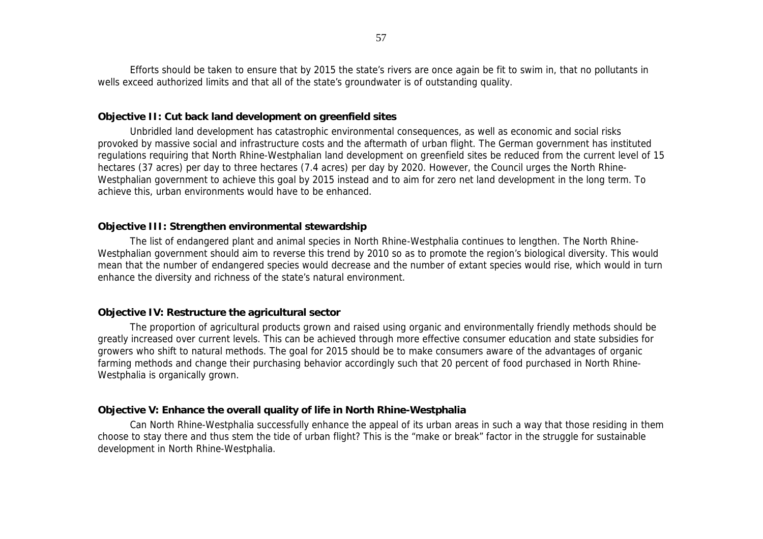Efforts should be taken to ensure that by 2015 the state's rivers are once again be fit to swim in, that no pollutants in wells exceed authorized limits and that all of the state's groundwater is of outstanding quality.

**Objective II: Cut back land development on greenfield sites**

Unbridled land development has catastrophic environmental consequences, as well as economic and social risks provoked by massive social and infrastructure costs and the aftermath of urban flight. The German government has instituted regulations requiring that North Rhine-Westphalian land development on greenfield sites be reduced from the current level of 15 hectares (37 acres) per day to three hectares (7.4 acres) per day by 2020. However, the Council urges the North Rhine-Westphalian government to achieve this goal by 2015 instead and to aim for zero net land development in the long term. To achieve this, urban environments would have to be enhanced.

**Objective III: Strengthen environmental stewardship**

The list of endangered plant and animal species in North Rhine-Westphalia continues to lengthen. The North Rhine-Westphalian government should aim to reverse this trend by 2010 so as to promote the region's biological diversity. This would mean that the number of endangered species would decrease and the number of extant species would rise, which would in turn enhance the diversity and richness of the state's natural environment.

**Objective IV: Restructure the agricultural sector**

The proportion of agricultural products grown and raised using organic and environmentally friendly methods should be greatly increased over current levels. This can be achieved through more effective consumer education and state subsidies for growers who shift to natural methods. The goal for 2015 should be to make consumers aware of the advantages of organic farming methods and change their purchasing behavior accordingly such that 20 percent of food purchased in North Rhine-Westphalia is organically grown.

**Objective V: Enhance the overall quality of life in North Rhine-Westphalia**

Can North Rhine-Westphalia successfully enhance the appeal of its urban areas in such a way that those residing in them choose to stay there and thus stem the tide of urban flight? This is the "make or break" factor in the struggle for sustainable development in North Rhine-Westphalia.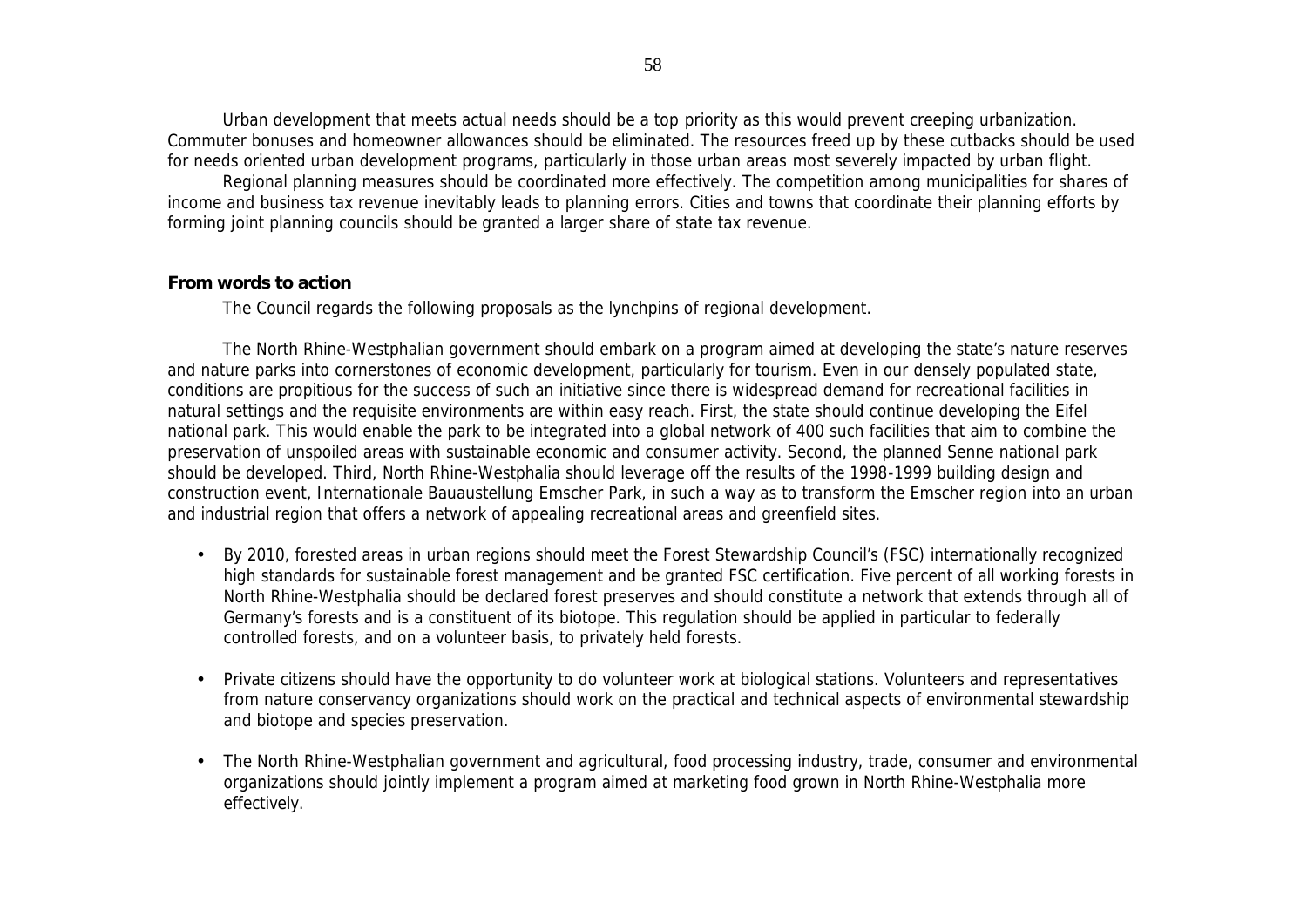Urban development that meets actual needs should be a top priority as this would prevent creeping urbanization. Commuter bonuses and homeowner allowances should be eliminated. The resources freed up by these cutbacks should be used for needs oriented urban development programs, particularly in those urban areas most severely impacted by urban flight.

Regional planning measures should be coordinated more effectively. The competition among municipalities for shares of income and business tax revenue inevitably leads to planning errors. Cities and towns that coordinate their planning efforts by forming joint planning councils should be granted a larger share of state tax revenue.

**From words to action**

The Council regards the following proposals as the lynchpins of regional development.

The North Rhine-Westphalian government should embark on a program aimed at developing the state's nature reserves and nature parks into cornerstones of economic development, particularly for tourism. Even in our densely populated state, conditions are propitious for the success of such an initiative since there is widespread demand for recreational facilities in natural settings and the requisite environments are within easy reach. First, the state should continue developing the Eifel national park. This would enable the park to be integrated into a global network of 400 such facilities that aim to combine the preservation of unspoiled areas with sustainable economic and consumer activity. Second, the planned Senne national park should be developed. Third, North Rhine-Westphalia should leverage off the results of the 1998-1999 building design and construction event, Internationale Bauaustellung Emscher Park, in such a way as to transform the Emscher region into an urban and industrial region that offers a network of appealing recreational areas and greenfield sites.

- By 2010, forested areas in urban regions should meet the Forest Stewardship Council's (FSC) internationally recognized high standards for sustainable forest management and be granted FSC certification. Five percent of all working forests in North Rhine-Westphalia should be declared forest preserves and should constitute a network that extends through all of Germany's forests and is a constituent of its biotope. This regulation should be applied in particular to federally controlled forests, and on a volunteer basis, to privately held forests.

- Private citizens should have the opportunity to do volunteer work at biological stations. Volunteers and representatives from nature conservancy organizations should work on the practical and technical aspects of environmental stewardship and biotope and species preservation.

- The North Rhine-Westphalian government and agricultural, food processing industry, trade, consumer and environmental organizations should jointly implement a program aimed at marketing food grown in North Rhine-Westphalia more effectively.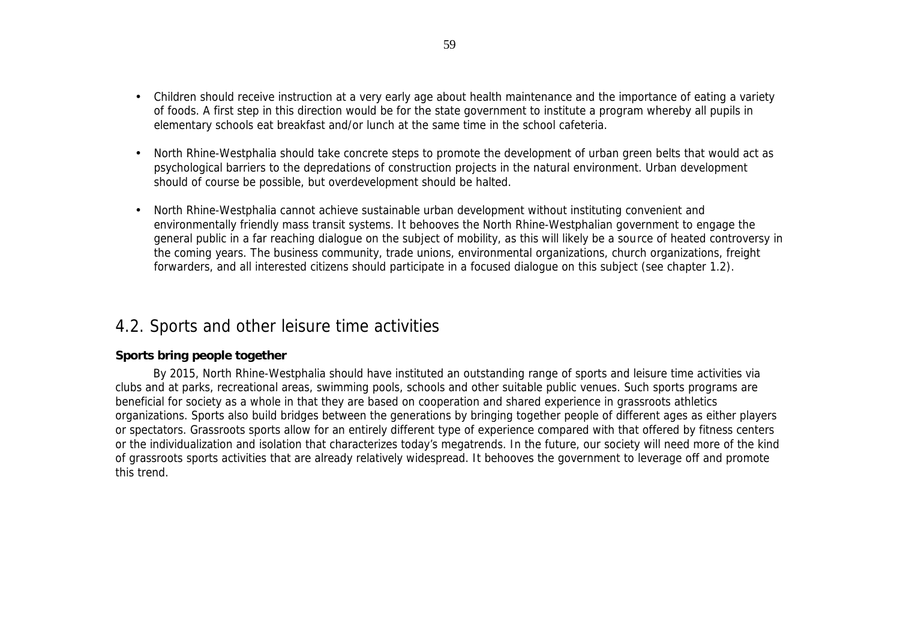- Children should receive instruction at a very early age about health maintenance and the importance of eating a variety of foods. A first step in this direction would be for the state government to institute a program whereby all pupils in elementary schools eat breakfast and/or lunch at the same time in the school cafeteria.

- North Rhine-Westphalia should take concrete steps to promote the development of urban green belts that would act as psychological barriers to the depredations of construction projects in the natural environment. Urban development should of course be possible, but overdevelopment should be halted.

- North Rhine-Westphalia cannot achieve sustainable urban development without instituting convenient and environmentally friendly mass transit systems. It behooves the North Rhine-Westphalian government to engage the general public in a far reaching dialogue on the subject of mobility, as this will likely be a source of heated controversy in the coming years. The business community, trade unions, environmental organizations, church organizations, freight forwarders, and all interested citizens should participate in a focused dialogue on this subject (see chapter 1.2).

## 4.2. Sports and other leisure time activities

**Sports bring people together**

By 2015, North Rhine-Westphalia should have instituted an outstanding range of sports and leisure time activities via clubs and at parks, recreational areas, swimming pools, schools and other suitable public venues. Such sports programs are beneficial for society as a whole in that they are based on cooperation and shared experience in grassroots athletics organizations. Sports also build bridges between the generations by bringing together people of different ages as either players or spectators. Grassroots sports allow for an entirely different type of experience compared with that offered by fitness centers or the individualization and isolation that characterizes today's megatrends. In the future, our society will need more of the kind of grassroots sports activities that are already relatively widespread. It behooves the government to leverage off and promote this trend.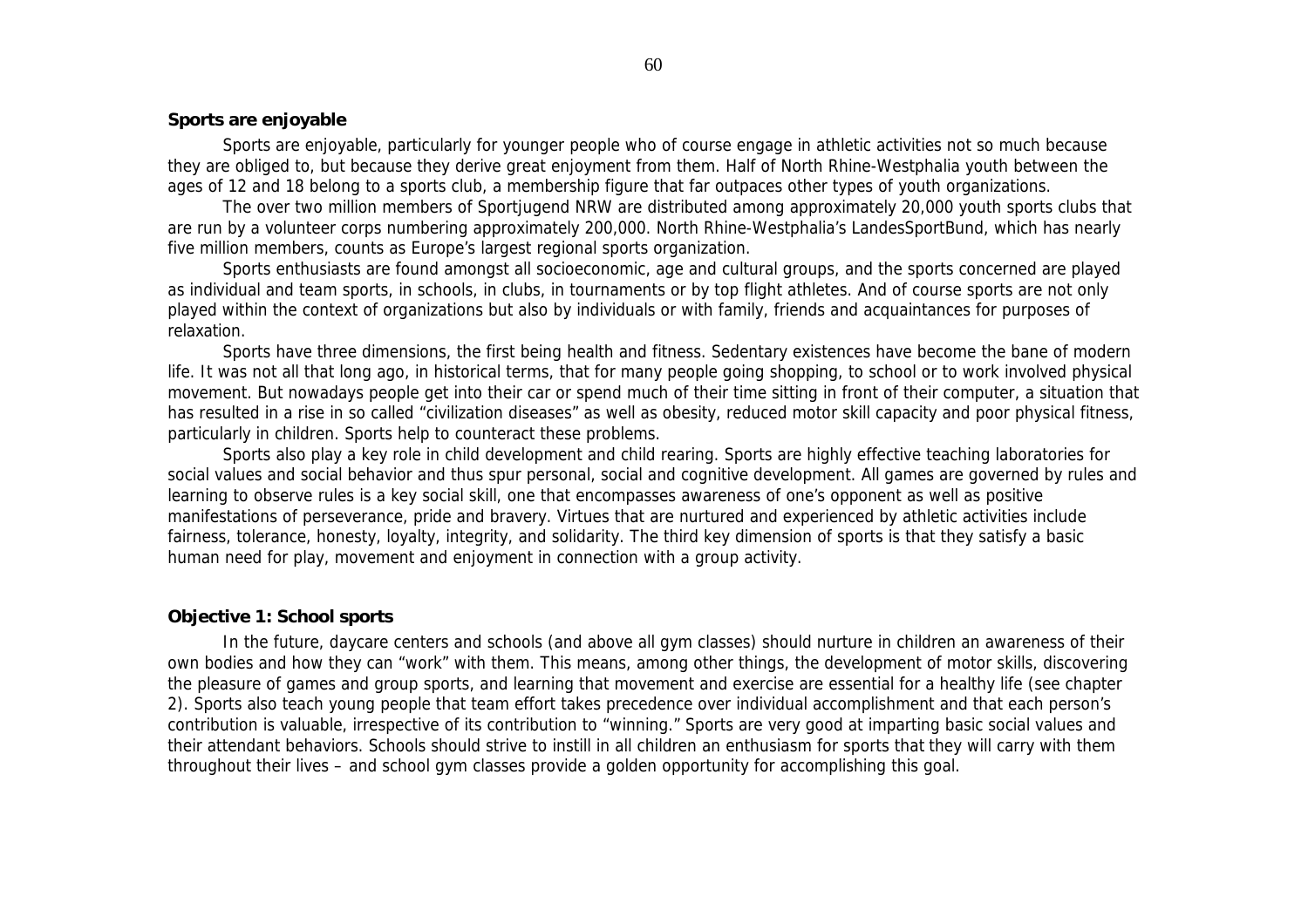**Sports are enjoyable**

Sports are enjoyable, particularly for younger people who of course engage in athletic activities not so much because they are obliged to, but because they derive great enjoyment from them. Half of North Rhine-Westphalia youth between the ages of 12 and 18 belong to a sports club, a membership figure that far outpaces other types of youth organizations.

The over two million members of Sportjugend NRW are distributed among approximately 20,000 youth sports clubs that are run by a volunteer corps numbering approximately 200,000. North Rhine-Westphalia's LandesSportBund, which has nearly five million members, counts as Europe's largest regional sports organization.

Sports enthusiasts are found amongst all socioeconomic, age and cultural groups, and the sports concerned are played as individual and team sports, in schools, in clubs, in tournaments or by top flight athletes. And of course sports are not only played within the context of organizations but also by individuals or with family, friends and acquaintances for purposes of relaxation.

Sports have three dimensions, the first being health and fitness. Sedentary existences have become the bane of modern life. It was not all that long ago, in historical terms, that for many people going shopping, to school or to work involved physical movement. But nowadays people get into their car or spend much of their time sitting in front of their computer, a situation that has resulted in a rise in so called "civilization diseases" as well as obesity, reduced motor skill capacity and poor physical fitness, particularly in children. Sports help to counteract these problems.

Sports also play a key role in child development and child rearing. Sports are highly effective teaching laboratories for social values and social behavior and thus spur personal, social and cognitive development. All games are governed by rules and learning to observe rules is a key social skill, one that encompasses awareness of one's opponent as well as positive manifestations of perseverance, pride and bravery. Virtues that are nurtured and experienced by athletic activities include fairness, tolerance, honesty, loyalty, integrity, and solidarity. The third key dimension of sports is that they satisfy a basic human need for play, movement and enjoyment in connection with a group activity.

**Objective 1: School sports**

In the future, daycare centers and schools (and above all gym classes) should nurture in children an awareness of their own bodies and how they can "work" with them. This means, among other things, the development of motor skills, discovering the pleasure of games and group sports, and learning that movement and exercise are essential for a healthy life (see chapter 2). Sports also teach young people that team effort takes precedence over individual accomplishment and that each person's contribution is valuable, irrespective of its contribution to "winning." Sports are very good at imparting basic social values and their attendant behaviors. Schools should strive to instill in all children an enthusiasm for sports that they will carry with them throughout their lives – and school gym classes provide a golden opportunity for accomplishing this goal.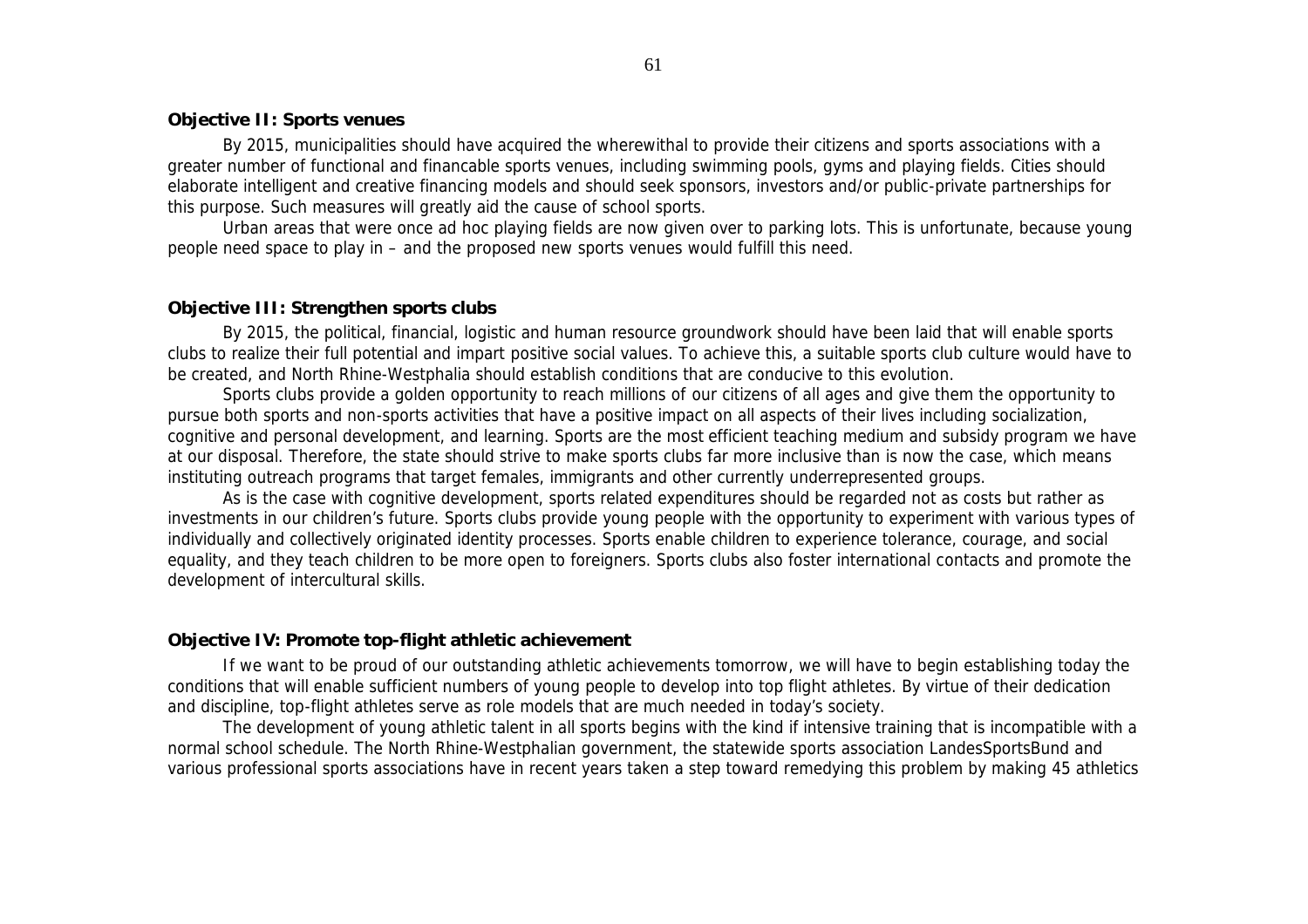**Objective II: Sports venues**

By 2015, municipalities should have acquired the wherewithal to provide their citizens and sports associations with a greater number of functional and financable sports venues, including swimming pools, gyms and playing fields. Cities should elaborate intelligent and creative financing models and should seek sponsors, investors and/or public-private partnerships for this purpose. Such measures will greatly aid the cause of school sports.

Urban areas that were once ad hoc playing fields are now given over to parking lots. This is unfortunate, because young people need space to play in – and the proposed new sports venues would fulfill this need.

**Objective III: Strengthen sports clubs**

By 2015, the political, financial, logistic and human resource groundwork should have been laid that will enable sports clubs to realize their full potential and impart positive social values. To achieve this, a suitable sports club culture would have to be created, and North Rhine-Westphalia should establish conditions that are conducive to this evolution.

Sports clubs provide a golden opportunity to reach millions of our citizens of all ages and give them the opportunity to pursue both sports and non-sports activities that have a positive impact on all aspects of their lives including socialization, cognitive and personal development, and learning. Sports are the most efficient teaching medium and subsidy program we have at our disposal. Therefore, the state should strive to make sports clubs far more inclusive than is now the case, which means instituting outreach programs that target females, immigrants and other currently underrepresented groups.

As is the case with cognitive development, sports related expenditures should be regarded not as costs but rather as investments in our children's future. Sports clubs provide young people with the opportunity to experiment with various types of individually and collectively originated identity processes. Sports enable children to experience tolerance, courage, and social equality, and they teach children to be more open to foreigners. Sports clubs also foster international contacts and promote the development of intercultural skills.

**Objective IV: Promote top-flight athletic achievement**

If we want to be proud of our outstanding athletic achievements tomorrow, we will have to begin establishing today the conditions that will enable sufficient numbers of young people to develop into top flight athletes. By virtue of their dedication and discipline, top-flight athletes serve as role models that are much needed in today's society.

The development of young athletic talent in all sports begins with the kind if intensive training that is incompatible with a normal school schedule. The North Rhine-Westphalian government, the statewide sports association LandesSportsBund and various professional sports associations have in recent years taken a step toward remedying this problem by making 45 athletics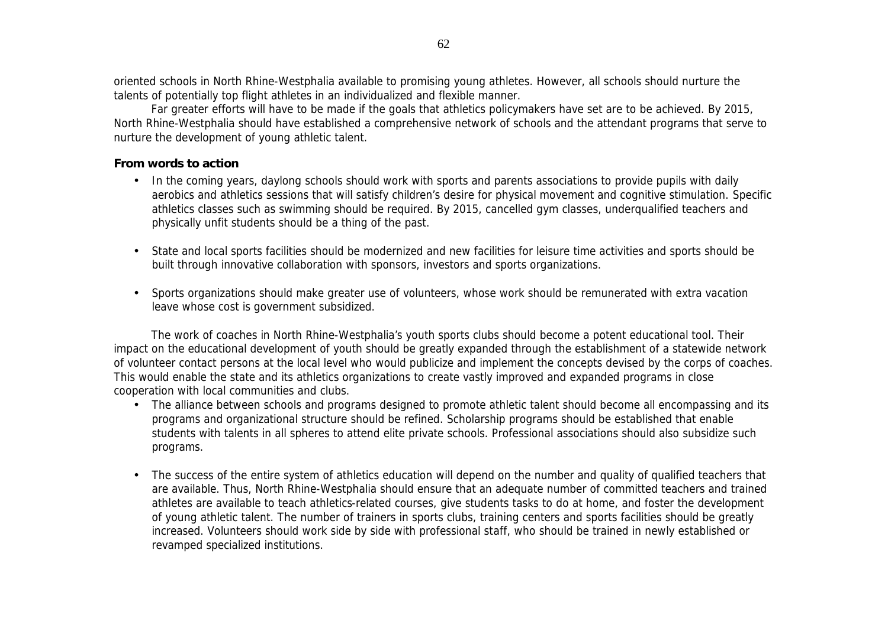oriented schools in North Rhine-Westphalia available to promising young athletes. However, all schools should nurture the talents of potentially top flight athletes in an individualized and flexible manner.

Far greater efforts will have to be made if the goals that athletics policymakers have set are to be achieved. By 2015, North Rhine-Westphalia should have established a comprehensive network of schools and the attendant programs that serve to nurture the development of young athletic talent.

**From words to action**

- In the coming years, daylong schools should work with sports and parents associations to provide pupils with daily aerobics and athletics sessions that will satisfy children's desire for physical movement and cognitive stimulation. Specific athletics classes such as swimming should be required. By 2015, cancelled gym classes, underqualified teachers and physically unfit students should be a thing of the past.

- State and local sports facilities should be modernized and new facilities for leisure time activities and sports should be built through innovative collaboration with sponsors, investors and sports organizations.

- Sports organizations should make greater use of volunteers, whose work should be remunerated with extra vacation leave whose cost is government subsidized.

The work of coaches in North Rhine-Westphalia's youth sports clubs should become a potent educational tool. Their impact on the educational development of youth should be greatly expanded through the establishment of a statewide network of volunteer contact persons at the local level who would publicize and implement the concepts devised by the corps of coaches. This would enable the state and its athletics organizations to create vastly improved and expanded programs in close cooperation with local communities and clubs.

- The alliance between schools and programs designed to promote athletic talent should become all encompassing and its programs and organizational structure should be refined. Scholarship programs should be established that enable students with talents in all spheres to attend elite private schools. Professional associations should also subsidize such programs.

- The success of the entire system of athletics education will depend on the number and quality of qualified teachers that are available. Thus, North Rhine-Westphalia should ensure that an adequate number of committed teachers and trained athletes are available to teach athletics-related courses, give students tasks to do at home, and foster the development of young athletic talent. The number of trainers in sports clubs, training centers and sports facilities should be greatly increased. Volunteers should work side by side with professional staff, who should be trained in newly established or revamped specialized institutions.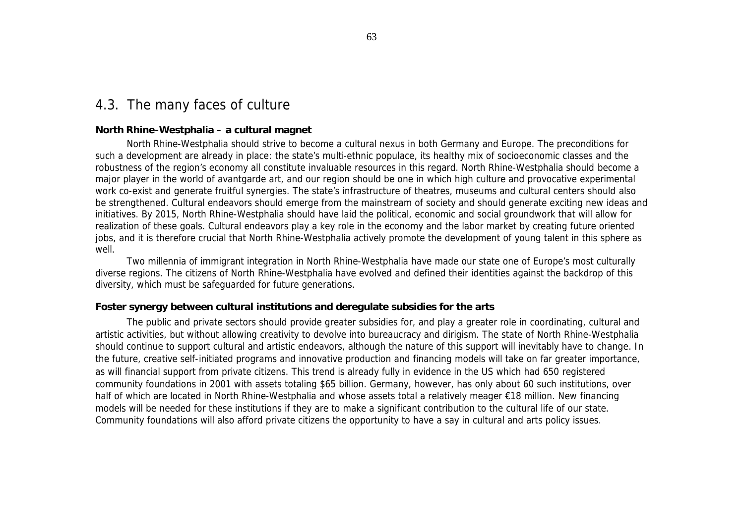## 4.3. The many faces of culture

**North Rhine-Westphalia – a cultural magnet**

North Rhine-Westphalia should strive to become a cultural nexus in both Germany and Europe. The preconditions for such a development are already in place: the state's multi-ethnic populace, its healthy mix of socioeconomic classes and the robustness of the region's economy all constitute invaluable resources in this regard. North Rhine-Westphalia should become a major player in the world of avantgarde art, and our region should be one in which high culture and provocative experimental work co-exist and generate fruitful synergies. The state's infrastructure of theatres, museums and cultural centers should also be strengthened. Cultural endeavors should emerge from the mainstream of society and should generate exciting new ideas and initiatives. By 2015, North Rhine-Westphalia should have laid the political, economic and social groundwork that will allow for realization of these goals. Cultural endeavors play a key role in the economy and the labor market by creating future oriented jobs, and it is therefore crucial that North Rhine-Westphalia actively promote the development of young talent in this sphere as well.

Two millennia of immigrant integration in North Rhine-Westphalia have made our state one of Europe's most culturally diverse regions. The citizens of North Rhine-Westphalia have evolved and defined their identities against the backdrop of this diversity, which must be safeguarded for future generations.

**Foster synergy between cultural institutions and deregulate subsidies for the arts**

The public and private sectors should provide greater subsidies for, and play a greater role in coordinating, cultural and artistic activities, but without allowing creativity to devolve into bureaucracy and dirigism. The state of North Rhine-Westphalia should continue to support cultural and artistic endeavors, although the nature of this support will inevitably have to change. In the future, creative self-initiated programs and innovative production and financing models will take on far greater importance, as will financial support from private citizens. This trend is already fully in evidence in the US which had 650 registered community foundations in 2001 with assets totaling $65 billion. Germany, however, has only about 60 such institutions, over half of which are located in North Rhine-Westphalia and whose assets total a relatively meager €18 million. New financing models will be needed for these institutions if they are to make a significant contribution to the cultural life of our state. Community foundations will also afford private citizens the opportunity to have a say in cultural and arts policy issues.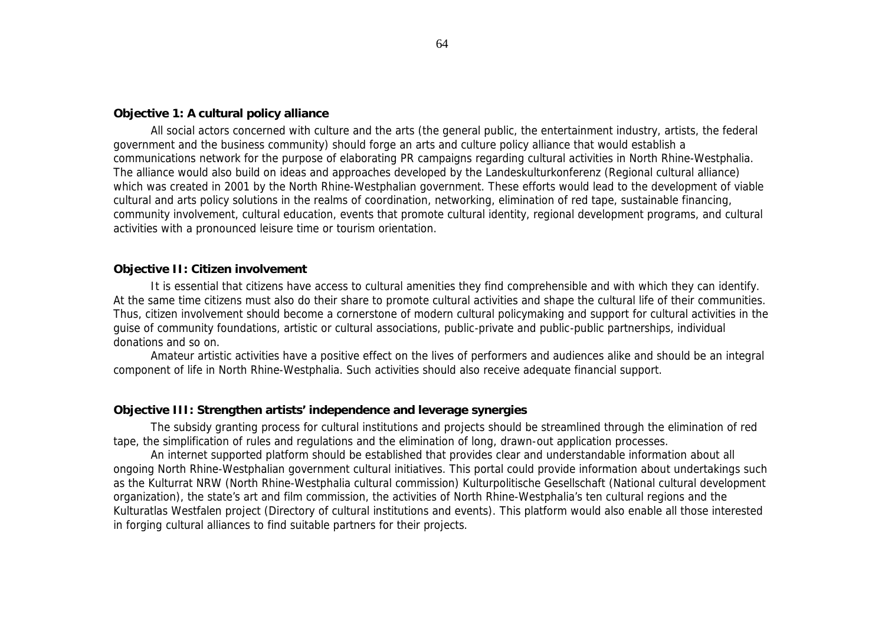**Objective 1: A cultural policy alliance**

All social actors concerned with culture and the arts (the general public, the entertainment industry, artists, the federal government and the business community) should forge an arts and culture policy alliance that would establish a communications network for the purpose of elaborating PR campaigns regarding cultural activities in North Rhine-Westphalia. The alliance would also build on ideas and approaches developed by the Landeskulturkonferenz (Regional cultural alliance) which was created in 2001 by the North Rhine-Westphalian government. These efforts would lead to the development of viable cultural and arts policy solutions in the realms of coordination, networking, elimination of red tape, sustainable financing, community involvement, cultural education, events that promote cultural identity, regional development programs, and cultural activities with a pronounced leisure time or tourism orientation.

**Objective II: Citizen involvement**

It is essential that citizens have access to cultural amenities they find comprehensible and with which they can identify. At the same time citizens must also do their share to promote cultural activities and shape the cultural life of their communities. Thus, citizen involvement should become a cornerstone of modern cultural policymaking and support for cultural activities in the guise of community foundations, artistic or cultural associations, public-private and public-public partnerships, individual donations and so on.

Amateur artistic activities have a positive effect on the lives of performers and audiences alike and should be an integral component of life in North Rhine-Westphalia. Such activities should also receive adequate financial support.

**Objective III: Strengthen artists' independence and leverage synergies**

The subsidy granting process for cultural institutions and projects should be streamlined through the elimination of red tape, the simplification of rules and regulations and the elimination of long, drawn-out application processes.

An internet supported platform should be established that provides clear and understandable information about all ongoing North Rhine-Westphalian government cultural initiatives. This portal could provide information about undertakings such as the Kulturrat NRW (North Rhine-Westphalia cultural commission) Kulturpolitische Gesellschaft (National cultural development organization), the state's art and film commission, the activities of North Rhine-Westphalia's ten cultural regions and the Kulturatlas Westfalen project (Directory of cultural institutions and events). This platform would also enable all those interested in forging cultural alliances to find suitable partners for their projects.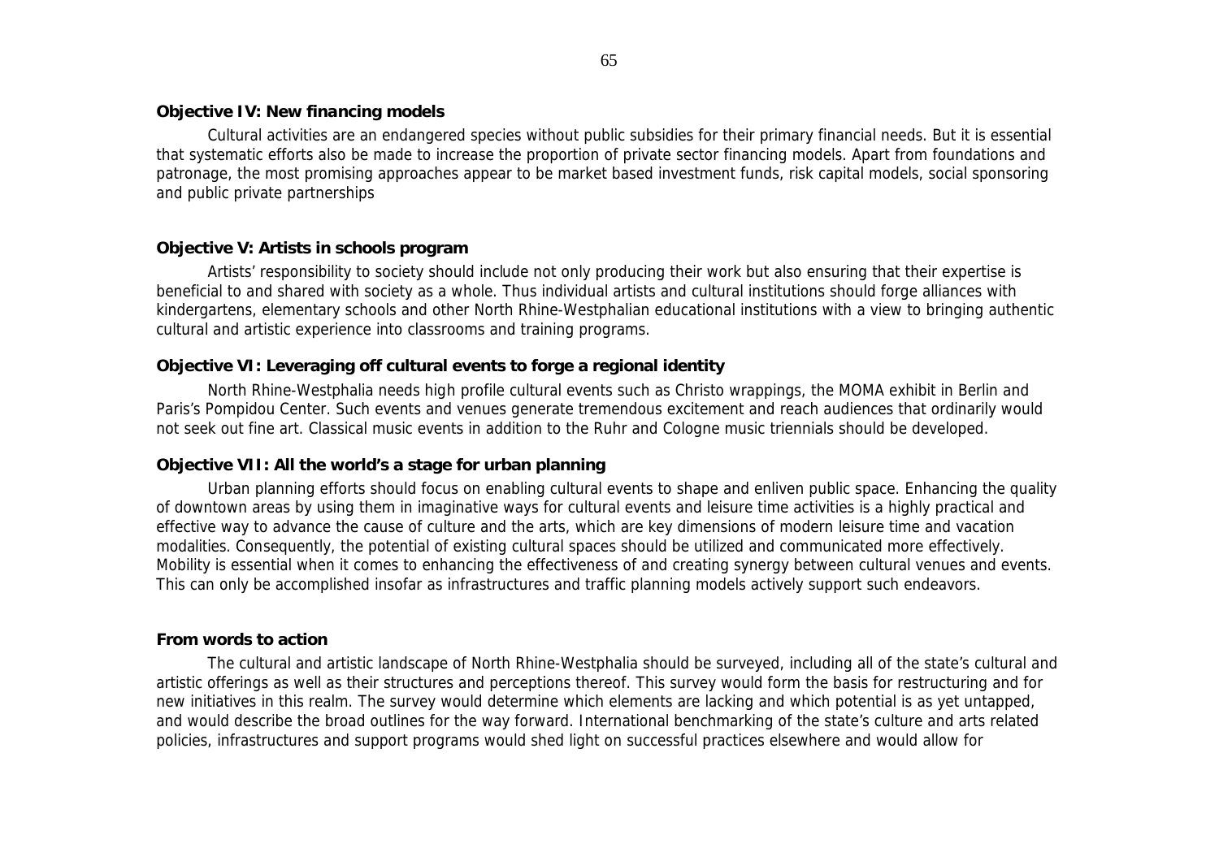**Objective IV: New financing models**

Cultural activities are an endangered species without public subsidies for their primary financial needs. But it is essential that systematic efforts also be made to increase the proportion of private sector financing models. Apart from foundations and patronage, the most promising approaches appear to be market based investment funds, risk capital models, social sponsoring and public private partnerships

**Objective V: Artists in schools program**

Artists' responsibility to society should include not only producing their work but also ensuring that their expertise is beneficial to and shared with society as a whole. Thus individual artists and cultural institutions should forge alliances with kindergartens, elementary schools and other North Rhine-Westphalian educational institutions with a view to bringing authentic cultural and artistic experience into classrooms and training programs.

**Objective VI: Leveraging off cultural events to forge a regional identity**

North Rhine-Westphalia needs high profile cultural events such as Christo wrappings, the MOMA exhibit in Berlin and Paris's Pompidou Center. Such events and venues generate tremendous excitement and reach audiences that ordinarily would not seek out fine art. Classical music events in addition to the Ruhr and Cologne music triennials should be developed.

**Objective VII: All the world's a stage for urban planning**

Urban planning efforts should focus on enabling cultural events to shape and enliven public space. Enhancing the quality of downtown areas by using them in imaginative ways for cultural events and leisure time activities is a highly practical and effective way to advance the cause of culture and the arts, which are key dimensions of modern leisure time and vacation modalities. Consequently, the potential of existing cultural spaces should be utilized and communicated more effectively. Mobility is essential when it comes to enhancing the effectiveness of and creating synergy between cultural venues and events. This can only be accomplished insofar as infrastructures and traffic planning models actively support such endeavors.

**From words to action**

The cultural and artistic landscape of North Rhine-Westphalia should be surveyed, including all of the state's cultural and artistic offerings as well as their structures and perceptions thereof. This survey would form the basis for restructuring and for new initiatives in this realm. The survey would determine which elements are lacking and which potential is as yet untapped, and would describe the broad outlines for the way forward. International benchmarking of the state's culture and arts related policies, infrastructures and support programs would shed light on successful practices elsewhere and would allow for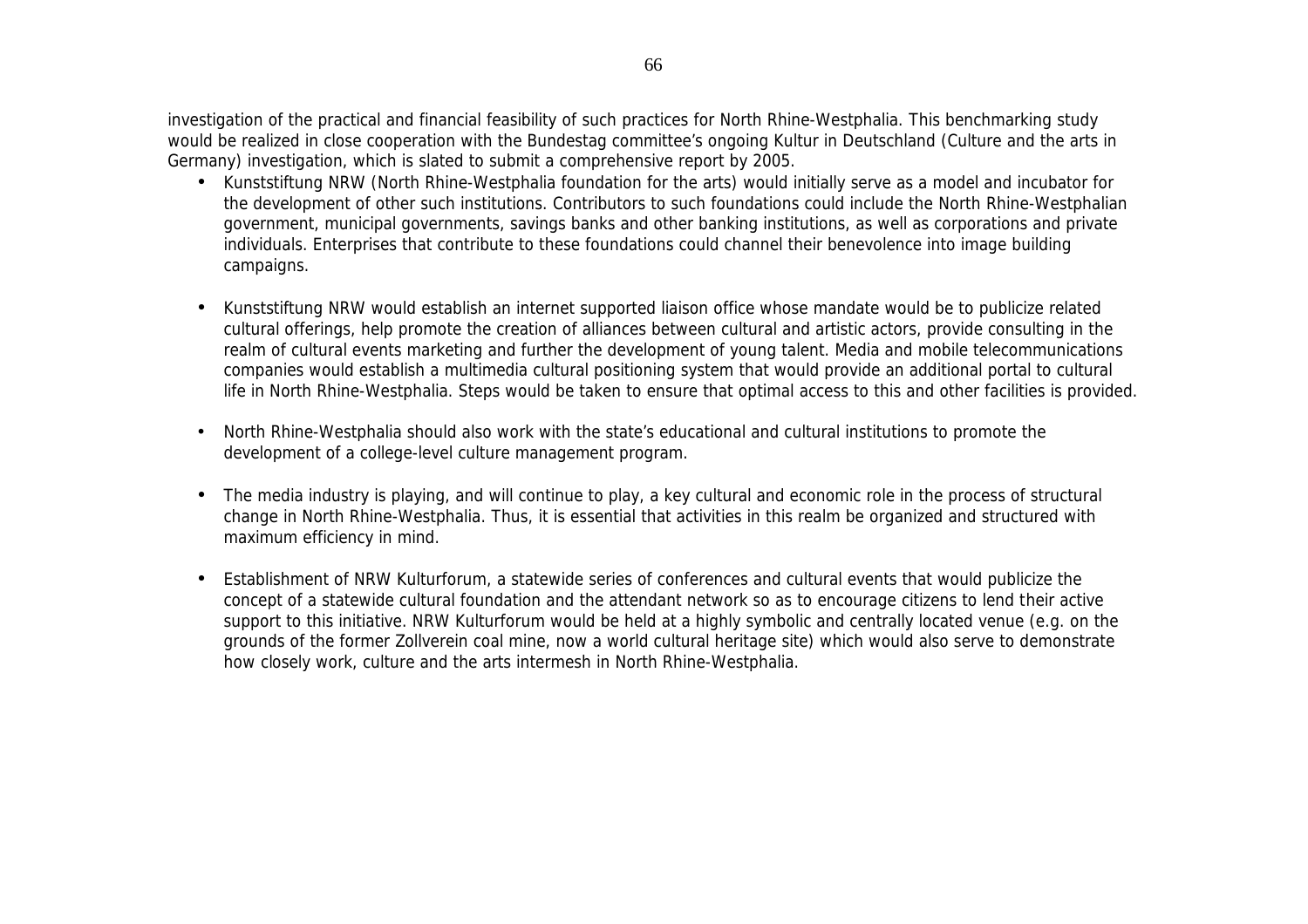investigation of the practical and financial feasibility of such practices for North Rhine-Westphalia. This benchmarking study would be realized in close cooperation with the Bundestag committee's ongoing Kultur in Deutschland (Culture and the arts in Germany) investigation, which is slated to submit a comprehensive report by 2005.

- Kunststiftung NRW (North Rhine-Westphalia foundation for the arts) would initially serve as a model and incubator for the development of other such institutions. Contributors to such foundations could include the North Rhine-Westphalian government, municipal governments, savings banks and other banking institutions, as well as corporations and private individuals. Enterprises that contribute to these foundations could channel their benevolence into image building campaigns.

- Kunststiftung NRW would establish an internet supported liaison office whose mandate would be to publicize related cultural offerings, help promote the creation of alliances between cultural and artistic actors, provide consulting in the realm of cultural events marketing and further the development of young talent. Media and mobile telecommunications companies would establish a multimedia cultural positioning system that would provide an additional portal to cultural life in North Rhine-Westphalia. Steps would be taken to ensure that optimal access to this and other facilities is provided.

- North Rhine-Westphalia should also work with the state's educational and cultural institutions to promote the development of a college-level culture management program.

- The media industry is playing, and will continue to play, a key cultural and economic role in the process of structural change in North Rhine-Westphalia. Thus, it is essential that activities in this realm be organized and structured with maximum efficiency in mind.

- Establishment of NRW Kulturforum, a statewide series of conferences and cultural events that would publicize the concept of a statewide cultural foundation and the attendant network so as to encourage citizens to lend their active support to this initiative. NRW Kulturforum would be held at a highly symbolic and centrally located venue (e.g. on the grounds of the former Zollverein coal mine, now a world cultural heritage site) which would also serve to demonstrate how closely work, culture and the arts intermesh in North Rhine-Westphalia.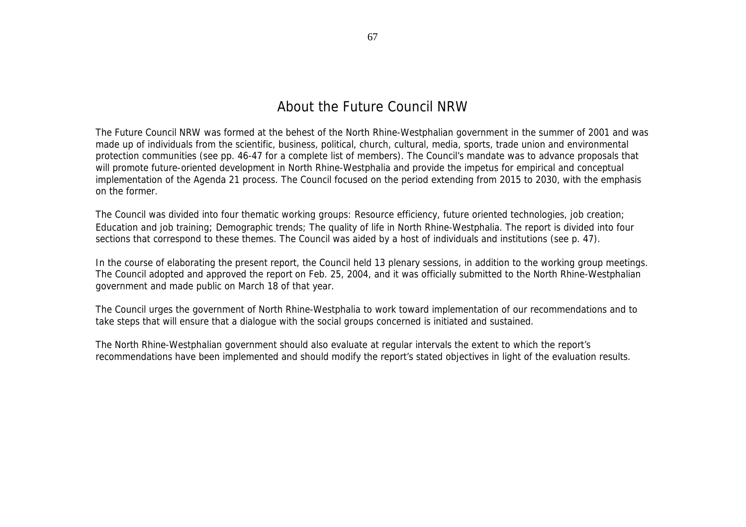# About the Future Council NRW

The Future Council NRW was formed at the behest of the North Rhine-Westphalian government in the summer of 2001 and was made up of individuals from the scientific, business, political, church, cultural, media, sports, trade union and environmental protection communities (see pp. 46-47 for a complete list of members). The Council's mandate was to advance proposals that will promote future-oriented development in North Rhine-Westphalia and provide the impetus for empirical and conceptual implementation of the Agenda 21 process. The Council focused on the period extending from 2015 to 2030, with the emphasis on the former.

The Council was divided into four thematic working groups: Resource efficiency, future oriented technologies, job creation; Education and job training; Demographic trends; The quality of life in North Rhine-Westphalia. The report is divided into four sections that correspond to these themes. The Council was aided by a host of individuals and institutions (see p. 47).

In the course of elaborating the present report, the Council held 13 plenary sessions, in addition to the working group meetings. The Council adopted and approved the report on Feb. 25, 2004, and it was officially submitted to the North Rhine-Westphalian government and made public on March 18 of that year.

The Council urges the government of North Rhine-Westphalia to work toward implementation of our recommendations and to take steps that will ensure that a dialogue with the social groups concerned is initiated and sustained.

The North Rhine-Westphalian government should also evaluate at regular intervals the extent to which the report's recommendations have been implemented and should modify the report's stated objectives in light of the evaluation results.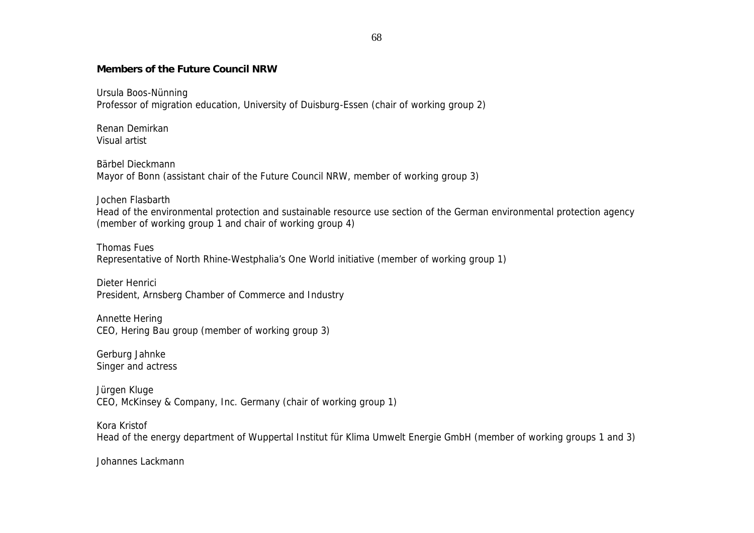**Members of the Future Council NRW**

Ursula Boos-Nünning
Professor of migration education, University of Duisburg-Essen (chair of working group 2)

Renan Demirkan
Visual artist

Bärbel Dieckmann
Mayor of Bonn (assistant chair of the Future Council NRW, member of working group 3)

Jochen Flasbarth
Head of the environmental protection and sustainable resource use section of the German environmental protection agency (member of working group 1 and chair of working group 4)

Thomas Fues
Representative of North Rhine-Westphalia's One World initiative (member of working group 1)

Dieter Henrici
President, Arnsberg Chamber of Commerce and Industry

Annette Hering
CEO, Hering Bau group (member of working group 3)

Gerburg Jahnke
Singer and actress

Jürgen Kluge
CEO, McKinsey & Company, Inc. Germany (chair of working group 1)

Kora Kristof
Head of the energy department of Wuppertal Institut für Klima Umwelt Energie GmbH (member of working groups 1 and 3)

Johannes Lackmann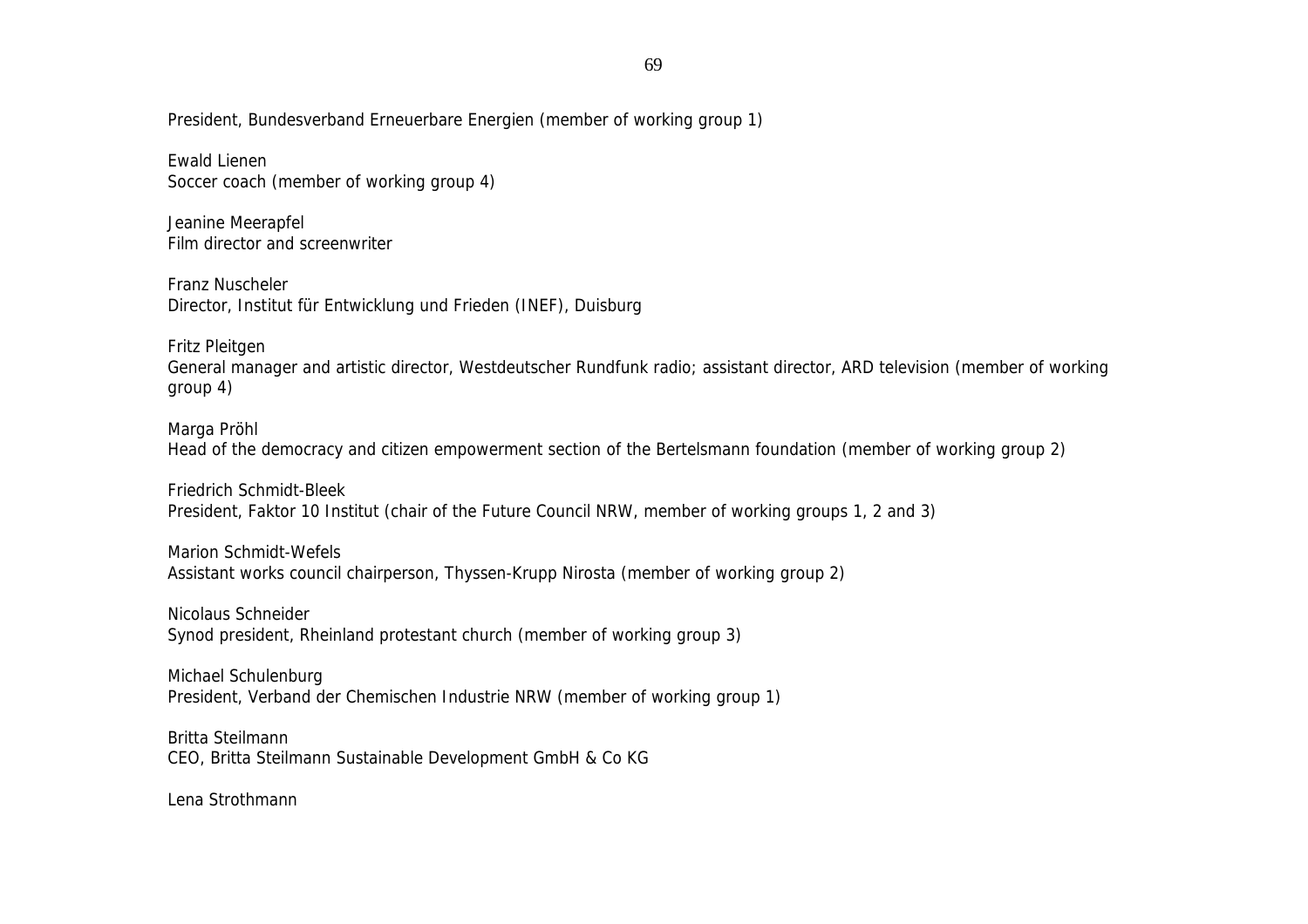President, Bundesverband Erneuerbare Energien (member of working group 1)

Ewald Lienen
Soccer coach (member of working group 4)

Jeanine Meerapfel
Film director and screenwriter

Franz Nuscheler
Director, Institut für Entwicklung und Frieden (INEF), Duisburg

Fritz Pleitgen
General manager and artistic director, Westdeutscher Rundfunk radio; assistant director, ARD television (member of working group 4)

Marga Pröhl
Head of the democracy and citizen empowerment section of the Bertelsmann foundation (member of working group 2)

Friedrich Schmidt-Bleek
President, Faktor 10 Institut (chair of the Future Council NRW, member of working groups 1, 2 and 3)

Marion Schmidt-Wefels
Assistant works council chairperson, Thyssen-Krupp Nirosta (member of working group 2)

Nicolaus Schneider
Synod president, Rheinland protestant church (member of working group 3)

Michael Schulenburg
President, Verband der Chemischen Industrie NRW (member of working group 1)

Britta Steilmann
CEO, Britta Steilmann Sustainable Development GmbH & Co KG

Lena Strothmann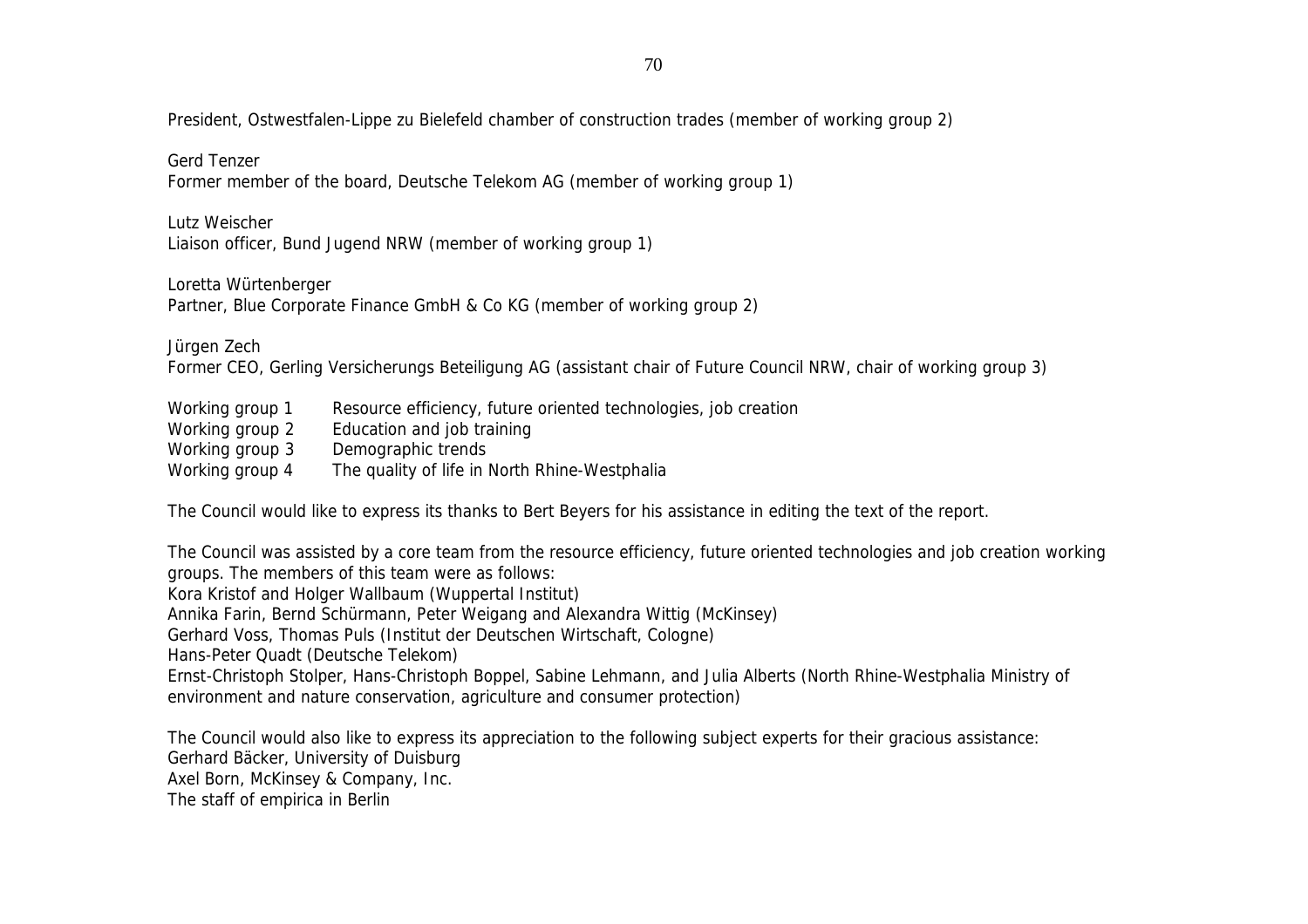President, Ostwestfalen-Lippe zu Bielefeld chamber of construction trades (member of working group 2)

Gerd Tenzer
Former member of the board, Deutsche Telekom AG (member of working group 1)

Lutz Weischer
Liaison officer, Bund Jugend NRW (member of working group 1)

Loretta Würtenberger
Partner, Blue Corporate Finance GmbH & Co KG (member of working group 2)

Jürgen Zech
Former CEO, Gerling Versicherungs Beteiligung AG (assistant chair of Future Council NRW, chair of working group 3)

| | |
|---|---|
| Working group 1 | Resource efficiency, future oriented technologies, job creation |
| Working group 2 | Education and job training |
| Working group 3 | Demographic trends |
| Working group 4 | The quality of life in North Rhine-Westphalia |

The Council would like to express its thanks to Bert Beyers for his assistance in editing the text of the report.

The Council was assisted by a core team from the resource efficiency, future oriented technologies and job creation working groups. The members of this team were as follows:
Kora Kristof and Holger Wallbaum (Wuppertal Institut)
Annika Farin, Bernd Schürmann, Peter Weigang and Alexandra Wittig (McKinsey)
Gerhard Voss, Thomas Puls (Institut der Deutschen Wirtschaft, Cologne)
Hans-Peter Quadt (Deutsche Telekom)
Ernst-Christoph Stolper, Hans-Christoph Boppel, Sabine Lehmann, and Julia Alberts (North Rhine-Westphalia Ministry of environment and nature conservation, agriculture and consumer protection)

The Council would also like to express its appreciation to the following subject experts for their gracious assistance:
Gerhard Bäcker, University of Duisburg
Axel Born, McKinsey & Company, Inc.
The staff of empirica in Berlin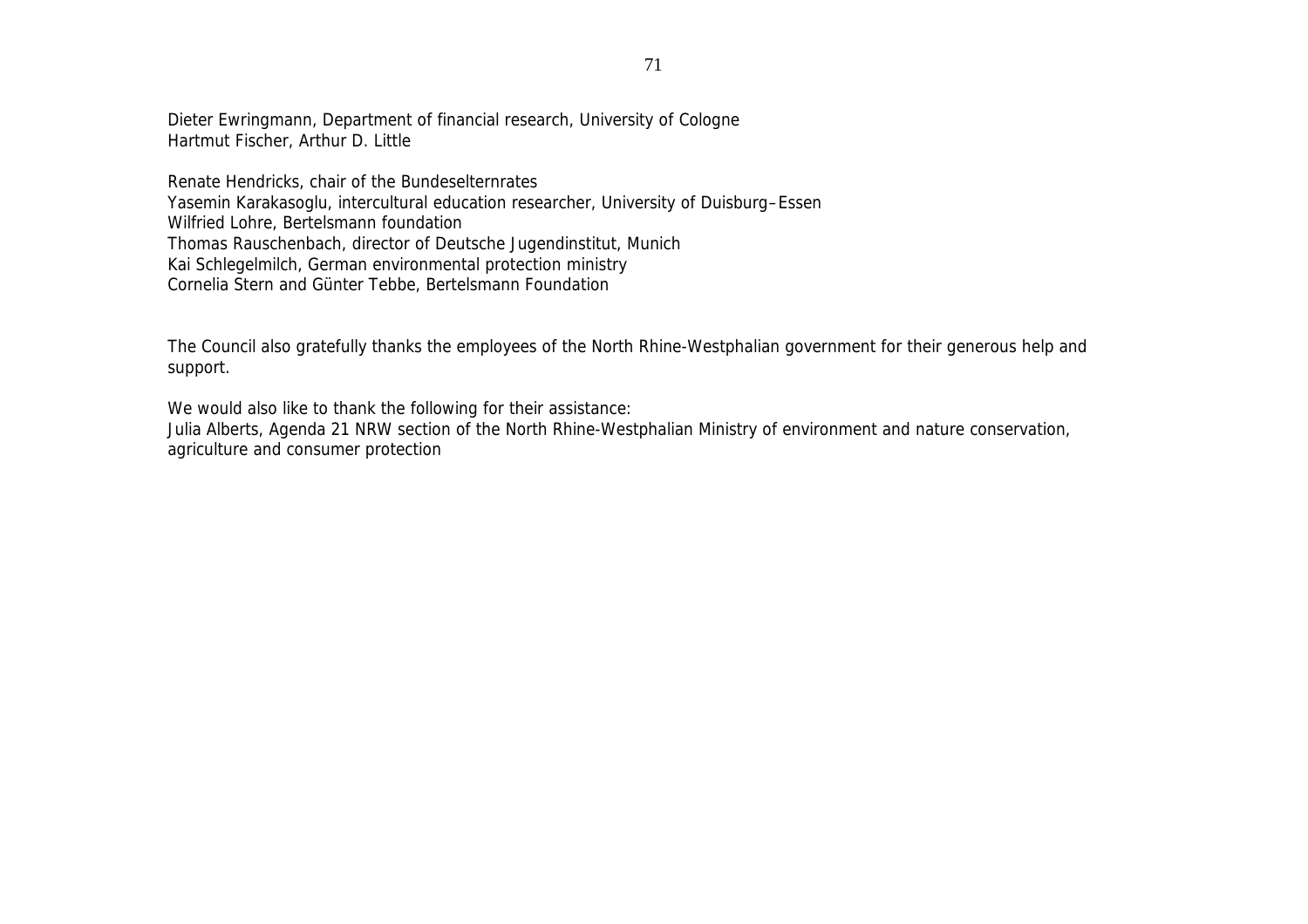Dieter Ewringmann, Department of financial research, University of Cologne
Hartmut Fischer, Arthur D. Little

Renate Hendricks, chair of the Bundeselternrates
Yasemin Karakasoglu, intercultural education researcher, University of Duisburg–Essen
Wilfried Lohre, Bertelsmann foundation
Thomas Rauschenbach, director of Deutsche Jugendinstitut, Munich
Kai Schlegelmilch, German environmental protection ministry
Cornelia Stern and Günter Tebbe, Bertelsmann Foundation

The Council also gratefully thanks the employees of the North Rhine-Westphalian government for their generous help and support.

We would also like to thank the following for their assistance:
Julia Alberts, Agenda 21 NRW section of the North Rhine-Westphalian Ministry of environment and nature conservation, agriculture and consumer protection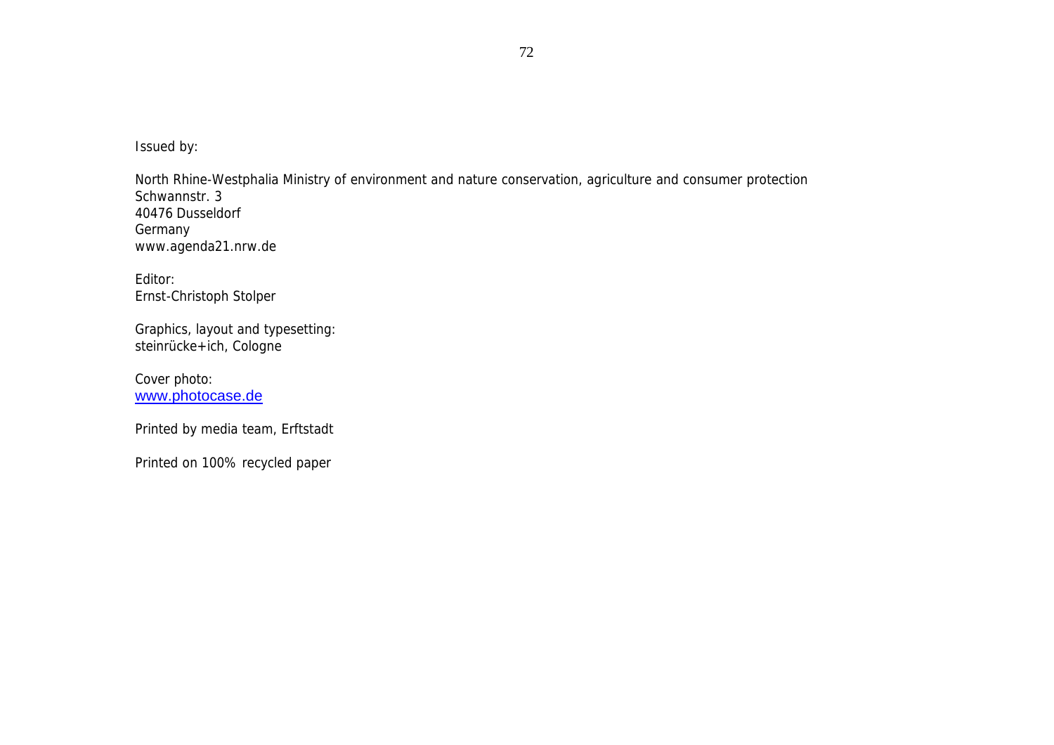Issued by:

North Rhine-Westphalia Ministry of environment and nature conservation, agriculture and consumer protection
Schwannstr. 3
40476 Dusseldorf
Germany
www.agenda21.nrw.de

Editor:
Ernst-Christoph Stolper

Graphics, layout and typesetting:
steinrücke+ich, Cologne

Cover photo:
www.photocase.de

Printed by media team, Erftstadt

Printed on 100% recycled paper